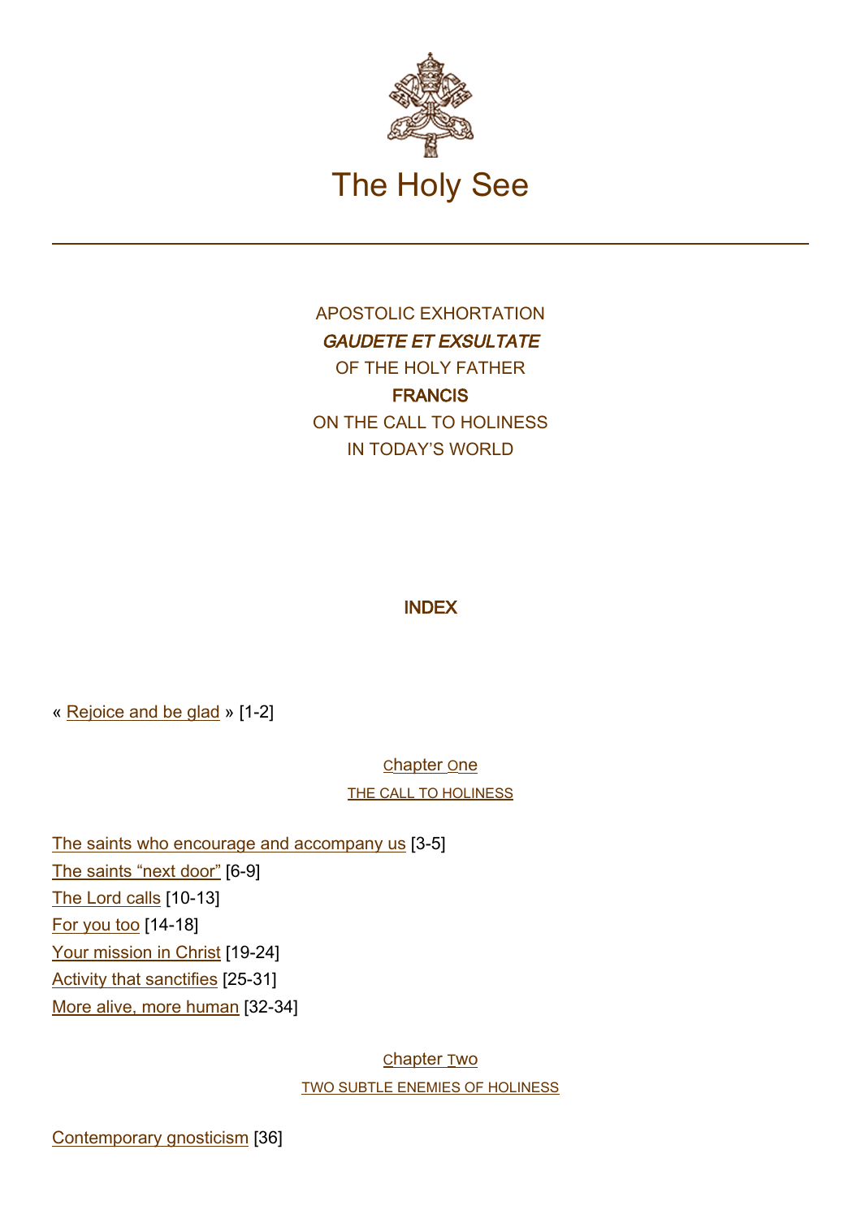# The Holy See

APOSTOLIC EXHORTATION
*GAUDETE ET EXSULTATE*
OF THE HOLY FATHER
**FRANCIS**
ON THE CALL TO HOLINESS
IN TODAY'S WORLD

## INDEX

« Rejoice and be glad » [1-2]

### Chapter One
#### THE CALL TO HOLINESS

The saints who encourage and accompany us [3-5]
The saints "next door" [6-9]
The Lord calls [10-13]
For you too [14-18]
Your mission in Christ [19-24]
Activity that sanctifies [25-31]
More alive, more human [32-34]

### Chapter Two
#### TWO SUBTLE ENEMIES OF HOLINESS

Contemporary gnosticism [36]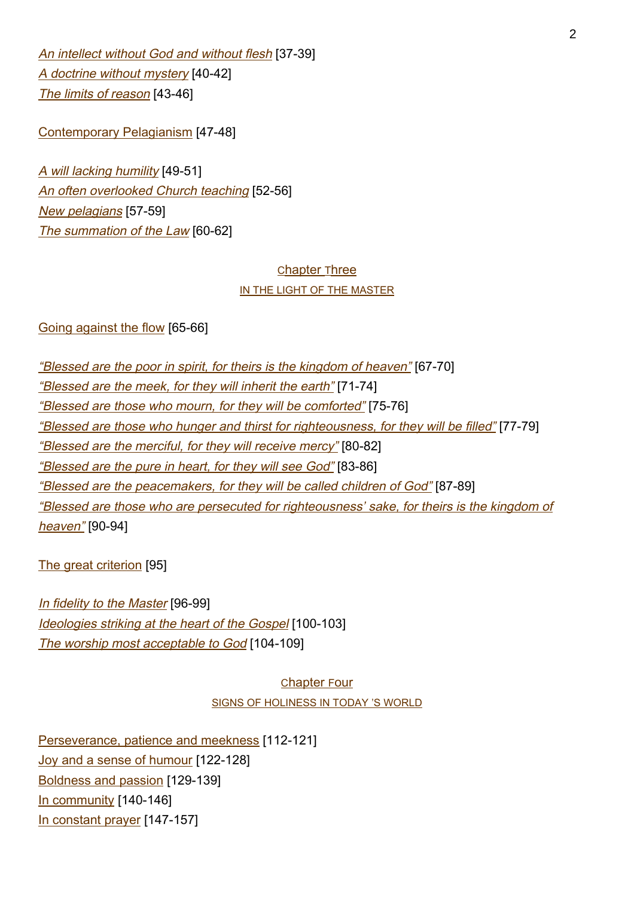*An intellect without God and without flesh* [37-39]
*A doctrine without mystery* [40-42]
*The limits of reason* [43-46]

Contemporary Pelagianism [47-48]

*A will lacking humility* [49-51]
*An often overlooked Church teaching* [52-56]
*New pelagians* [57-59]
*The summation of the Law* [60-62]

## Chapter Three
### IN THE LIGHT OF THE MASTER

Going against the flow [65-66]

*"Blessed are the poor in spirit, for theirs is the kingdom of heaven"* [67-70]
*"Blessed are the meek, for they will inherit the earth"* [71-74]
*"Blessed are those who mourn, for they will be comforted"* [75-76]
*"Blessed are those who hunger and thirst for righteousness, for they will be filled"* [77-79]
*"Blessed are the merciful, for they will receive mercy"* [80-82]
*"Blessed are the pure in heart, for they will see God"* [83-86]
*"Blessed are the peacemakers, for they will be called children of God"* [87-89]
*"Blessed are those who are persecuted for righteousness' sake, for theirs is the kingdom of heaven"* [90-94]

The great criterion [95]

*In fidelity to the Master* [96-99]
*Ideologies striking at the heart of the Gospel* [100-103]
*The worship most acceptable to God* [104-109]

## Chapter Four
### SIGNS OF HOLINESS IN TODAY'S WORLD

Perseverance, patience and meekness [112-121]
Joy and a sense of humour [122-128]
Boldness and passion [129-139]
In community [140-146]
In constant prayer [147-157]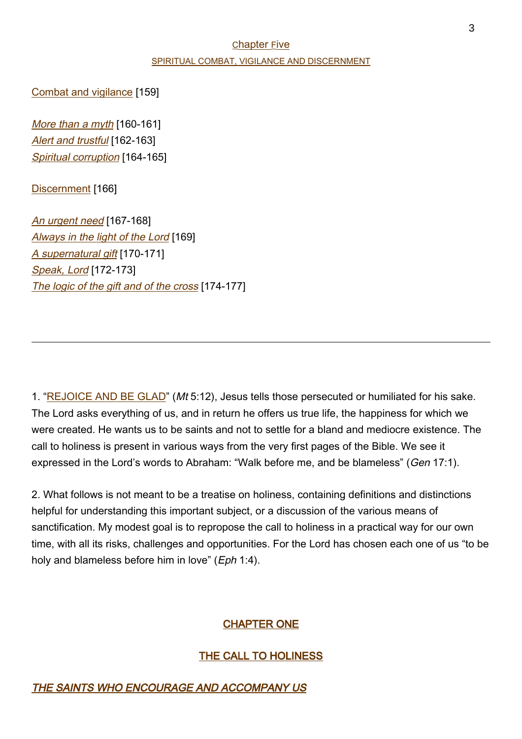## Chapter Five

### SPIRITUAL COMBAT, VIGILANCE AND DISCERNMENT

Combat and vigilance [159]

*More than a myth* [160-161]
*Alert and trustful* [162-163]
*Spiritual corruption* [164-165]

Discernment [166]

*An urgent need* [167-168]
*Always in the light of the Lord* [169]
*A supernatural gift* [170-171]
*Speak, Lord* [172-173]
*The logic of the gift and of the cross* [174-177]

---

1. "REJOICE AND BE GLAD" (*Mt* 5:12), Jesus tells those persecuted or humiliated for his sake. The Lord asks everything of us, and in return he offers us true life, the happiness for which we were created. He wants us to be saints and not to settle for a bland and mediocre existence. The call to holiness is present in various ways from the very first pages of the Bible. We see it expressed in the Lord's words to Abraham: "Walk before me, and be blameless" (*Gen* 17:1).

2. What follows is not meant to be a treatise on holiness, containing definitions and distinctions helpful for understanding this important subject, or a discussion of the various means of sanctification. My modest goal is to repropose the call to holiness in a practical way for our own time, with all its risks, challenges and opportunities. For the Lord has chosen each one of us "to be holy and blameless before him in love" (*Eph* 1:4).

# CHAPTER ONE

## THE CALL TO HOLINESS

### *THE SAINTS WHO ENCOURAGE AND ACCOMPANY US*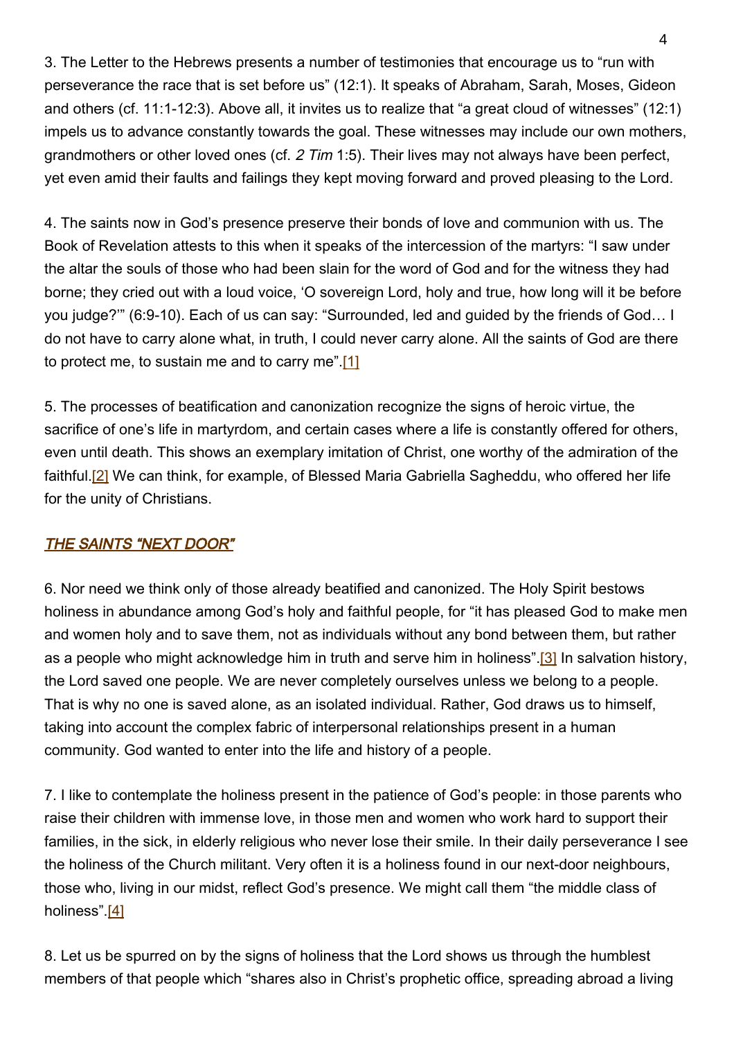3. The Letter to the Hebrews presents a number of testimonies that encourage us to “run with perseverance the race that is set before us” (12:1). It speaks of Abraham, Sarah, Moses, Gideon and others (cf. 11:1-12:3). Above all, it invites us to realize that “a great cloud of witnesses” (12:1) impels us to advance constantly towards the goal. These witnesses may include our own mothers, grandmothers or other loved ones (cf. *2 Tim* 1:5). Their lives may not always have been perfect, yet even amid their faults and failings they kept moving forward and proved pleasing to the Lord.

4. The saints now in God’s presence preserve their bonds of love and communion with us. The Book of Revelation attests to this when it speaks of the intercession of the martyrs: “I saw under the altar the souls of those who had been slain for the word of God and for the witness they had borne; they cried out with a loud voice, ‘O sovereign Lord, holy and true, how long will it be before you judge?’” (6:9-10). Each of us can say: “Surrounded, led and guided by the friends of God… I do not have to carry alone what, in truth, I could never carry alone. All the saints of God are there to protect me, to sustain me and to carry me”.[1]

5. The processes of beatification and canonization recognize the signs of heroic virtue, the sacrifice of one’s life in martyrdom, and certain cases where a life is constantly offered for others, even until death. This shows an exemplary imitation of Christ, one worthy of the admiration of the faithful.[2] We can think, for example, of Blessed Maria Gabriella Sagheddu, who offered her life for the unity of Christians.

## THE SAINTS “NEXT DOOR”

6. Nor need we think only of those already beatified and canonized. The Holy Spirit bestows holiness in abundance among God’s holy and faithful people, for “it has pleased God to make men and women holy and to save them, not as individuals without any bond between them, but rather as a people who might acknowledge him in truth and serve him in holiness”.[3] In salvation history, the Lord saved one people. We are never completely ourselves unless we belong to a people. That is why no one is saved alone, as an isolated individual. Rather, God draws us to himself, taking into account the complex fabric of interpersonal relationships present in a human community. God wanted to enter into the life and history of a people.

7. I like to contemplate the holiness present in the patience of God’s people: in those parents who raise their children with immense love, in those men and women who work hard to support their families, in the sick, in elderly religious who never lose their smile. In their daily perseverance I see the holiness of the Church militant. Very often it is a holiness found in our next-door neighbours, those who, living in our midst, reflect God’s presence. We might call them “the middle class of holiness”.[4]

8. Let us be spurred on by the signs of holiness that the Lord shows us through the humblest members of that people which “shares also in Christ’s prophetic office, spreading abroad a living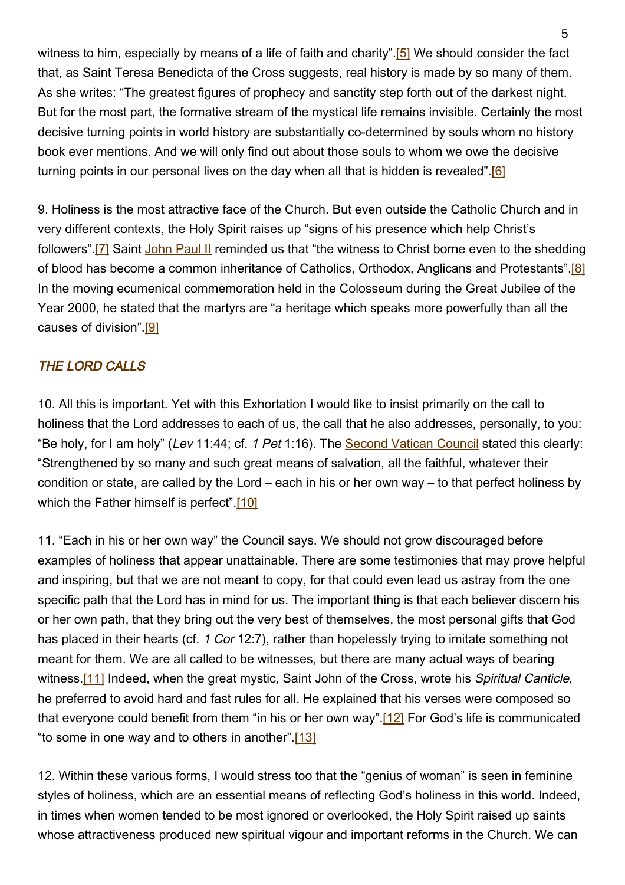witness to him, especially by means of a life of faith and charity".[5] We should consider the fact that, as Saint Teresa Benedicta of the Cross suggests, real history is made by so many of them. As she writes: "The greatest figures of prophecy and sanctity step forth out of the darkest night. But for the most part, the formative stream of the mystical life remains invisible. Certainly the most decisive turning points in world history are substantially co-determined by souls whom no history book ever mentions. And we will only find out about those souls to whom we owe the decisive turning points in our personal lives on the day when all that is hidden is revealed".[6]

9. Holiness is the most attractive face of the Church. But even outside the Catholic Church and in very different contexts, the Holy Spirit raises up "signs of his presence which help Christ's followers".[7] Saint John Paul II reminded us that "the witness to Christ borne even to the shedding of blood has become a common inheritance of Catholics, Orthodox, Anglicans and Protestants".[8] In the moving ecumenical commemoration held in the Colosseum during the Great Jubilee of the Year 2000, he stated that the martyrs are "a heritage which speaks more powerfully than all the causes of division".[9]

## *THE LORD CALLS*

10. All this is important. Yet with this Exhortation I would like to insist primarily on the call to holiness that the Lord addresses to each of us, the call that he also addresses, personally, to you: "Be holy, for I am holy" (*Lev* 11:44; cf. *1 Pet* 1:16). The Second Vatican Council stated this clearly: "Strengthened by so many and such great means of salvation, all the faithful, whatever their condition or state, are called by the Lord – each in his or her own way – to that perfect holiness by which the Father himself is perfect".[10]

11. "Each in his or her own way" the Council says. We should not grow discouraged before examples of holiness that appear unattainable. There are some testimonies that may prove helpful and inspiring, but that we are not meant to copy, for that could even lead us astray from the one specific path that the Lord has in mind for us. The important thing is that each believer discern his or her own path, that they bring out the very best of themselves, the most personal gifts that God has placed in their hearts (cf. *1 Cor* 12:7), rather than hopelessly trying to imitate something not meant for them. We are all called to be witnesses, but there are many actual ways of bearing witness.[11] Indeed, when the great mystic, Saint John of the Cross, wrote his *Spiritual Canticle*, he preferred to avoid hard and fast rules for all. He explained that his verses were composed so that everyone could benefit from them "in his or her own way".[12] For God's life is communicated "to some in one way and to others in another".[13]

12. Within these various forms, I would stress too that the "genius of woman" is seen in feminine styles of holiness, which are an essential means of reflecting God's holiness in this world. Indeed, in times when women tended to be most ignored or overlooked, the Holy Spirit raised up saints whose attractiveness produced new spiritual vigour and important reforms in the Church. We can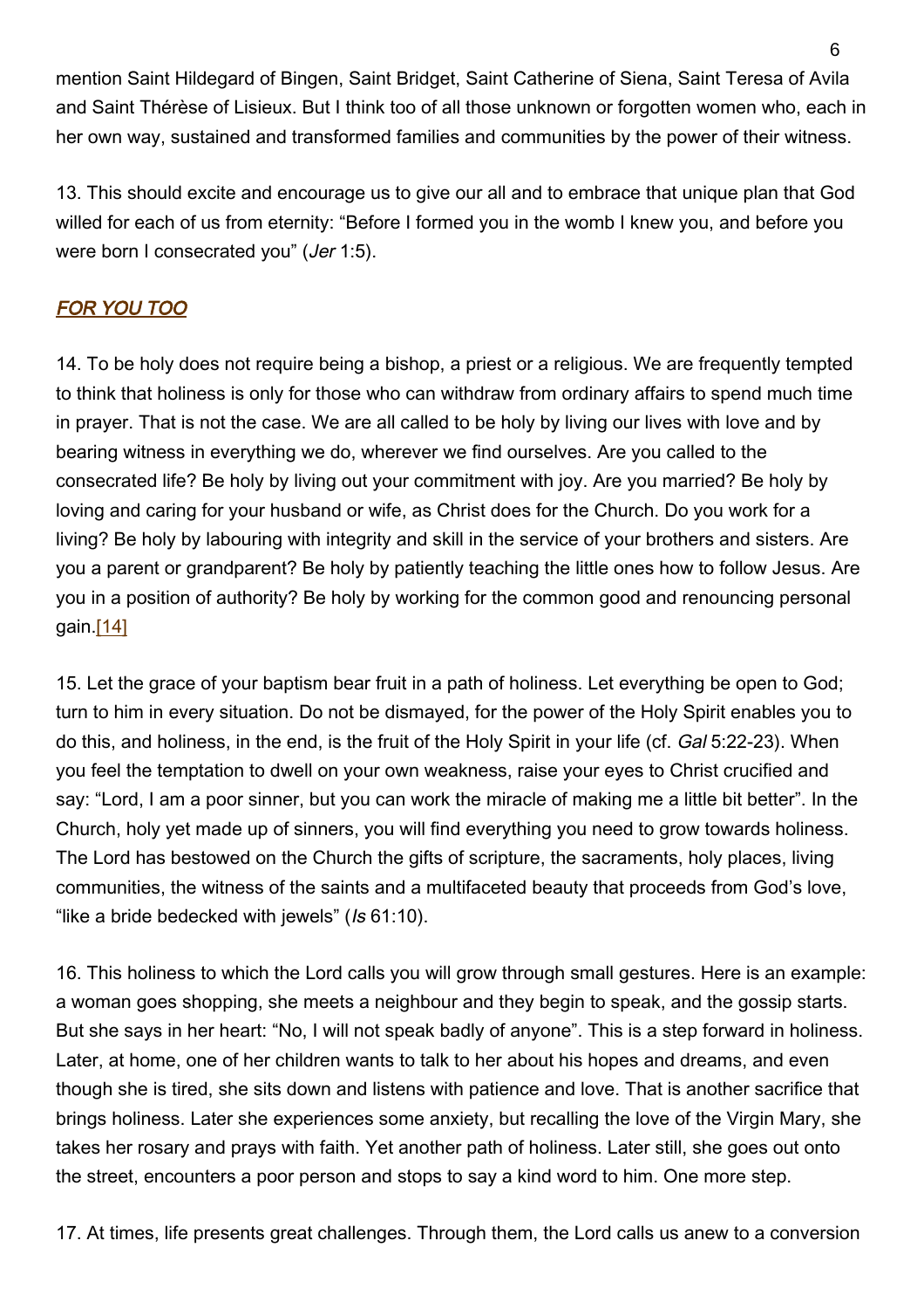mention Saint Hildegard of Bingen, Saint Bridget, Saint Catherine of Siena, Saint Teresa of Avila and Saint Thérèse of Lisieux. But I think too of all those unknown or forgotten women who, each in her own way, sustained and transformed families and communities by the power of their witness.

13. This should excite and encourage us to give our all and to embrace that unique plan that God willed for each of us from eternity: "Before I formed you in the womb I knew you, and before you were born I consecrated you" (*Jer* 1:5).

## *FOR YOU TOO*

14. To be holy does not require being a bishop, a priest or a religious. We are frequently tempted to think that holiness is only for those who can withdraw from ordinary affairs to spend much time in prayer. That is not the case. We are all called to be holy by living our lives with love and by bearing witness in everything we do, wherever we find ourselves. Are you called to the consecrated life? Be holy by living out your commitment with joy. Are you married? Be holy by loving and caring for your husband or wife, as Christ does for the Church. Do you work for a living? Be holy by labouring with integrity and skill in the service of your brothers and sisters. Are you a parent or grandparent? Be holy by patiently teaching the little ones how to follow Jesus. Are you in a position of authority? Be holy by working for the common good and renouncing personal gain.[14]

15. Let the grace of your baptism bear fruit in a path of holiness. Let everything be open to God; turn to him in every situation. Do not be dismayed, for the power of the Holy Spirit enables you to do this, and holiness, in the end, is the fruit of the Holy Spirit in your life (cf. *Gal* 5:22-23). When you feel the temptation to dwell on your own weakness, raise your eyes to Christ crucified and say: "Lord, I am a poor sinner, but you can work the miracle of making me a little bit better". In the Church, holy yet made up of sinners, you will find everything you need to grow towards holiness. The Lord has bestowed on the Church the gifts of scripture, the sacraments, holy places, living communities, the witness of the saints and a multifaceted beauty that proceeds from God's love, "like a bride bedecked with jewels" (*Is* 61:10).

16. This holiness to which the Lord calls you will grow through small gestures. Here is an example: a woman goes shopping, she meets a neighbour and they begin to speak, and the gossip starts. But she says in her heart: "No, I will not speak badly of anyone". This is a step forward in holiness. Later, at home, one of her children wants to talk to her about his hopes and dreams, and even though she is tired, she sits down and listens with patience and love. That is another sacrifice that brings holiness. Later she experiences some anxiety, but recalling the love of the Virgin Mary, she takes her rosary and prays with faith. Yet another path of holiness. Later still, she goes out onto the street, encounters a poor person and stops to say a kind word to him. One more step.

17. At times, life presents great challenges. Through them, the Lord calls us anew to a conversion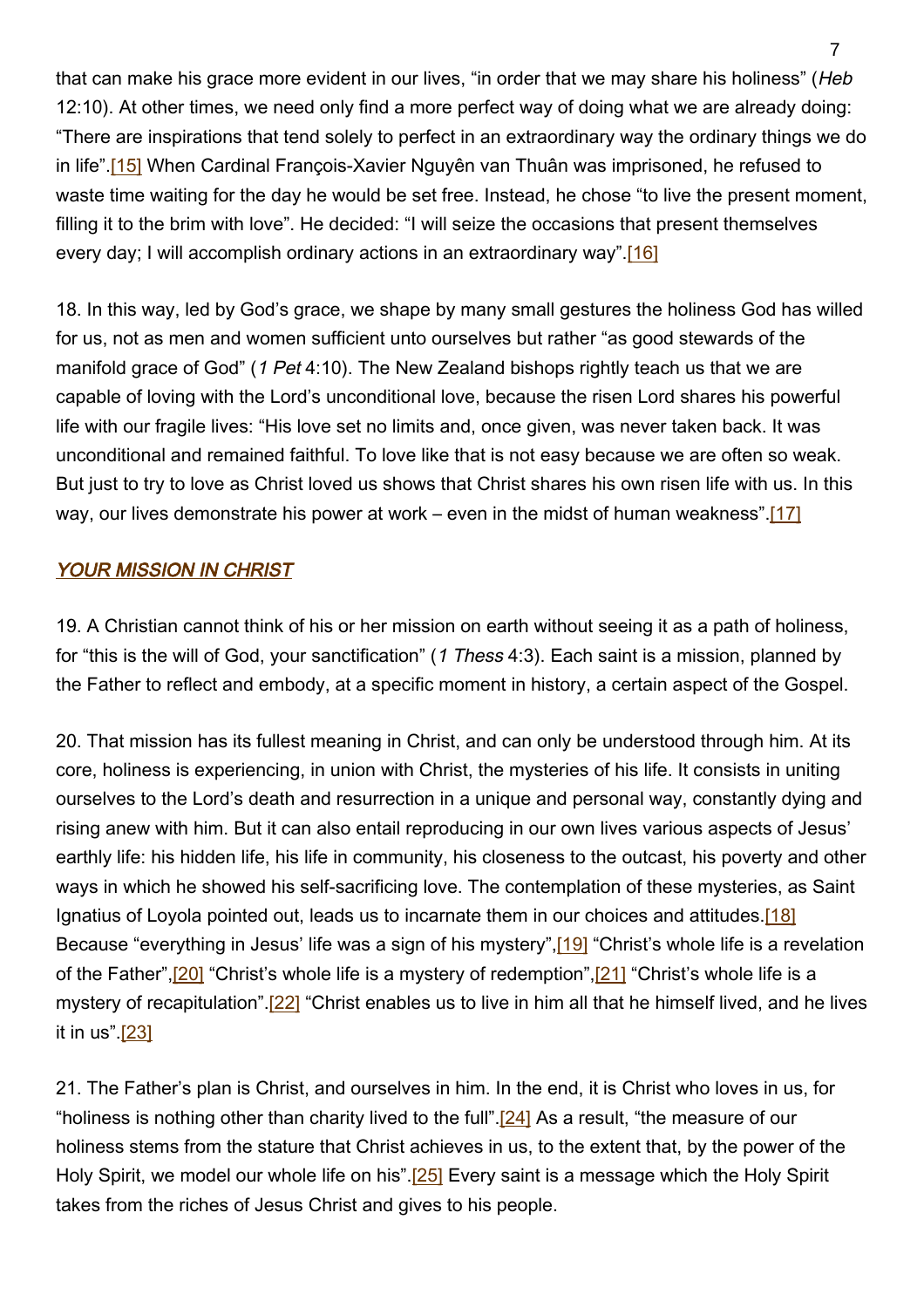that can make his grace more evident in our lives, "in order that we may share his holiness" (*Heb* 12:10). At other times, we need only find a more perfect way of doing what we are already doing: "There are inspirations that tend solely to perfect in an extraordinary way the ordinary things we do in life".[15] When Cardinal François-Xavier Nguyên van Thuân was imprisoned, he refused to waste time waiting for the day he would be set free. Instead, he chose "to live the present moment, filling it to the brim with love". He decided: "I will seize the occasions that present themselves every day; I will accomplish ordinary actions in an extraordinary way".[16]

18. In this way, led by God's grace, we shape by many small gestures the holiness God has willed for us, not as men and women sufficient unto ourselves but rather "as good stewards of the manifold grace of God" (*1 Pet* 4:10). The New Zealand bishops rightly teach us that we are capable of loving with the Lord's unconditional love, because the risen Lord shares his powerful life with our fragile lives: "His love set no limits and, once given, was never taken back. It was unconditional and remained faithful. To love like that is not easy because we are often so weak. But just to try to love as Christ loved us shows that Christ shares his own risen life with us. In this way, our lives demonstrate his power at work – even in the midst of human weakness".[17]

## *YOUR MISSION IN CHRIST*

19. A Christian cannot think of his or her mission on earth without seeing it as a path of holiness, for "this is the will of God, your sanctification" (*1 Thess* 4:3). Each saint is a mission, planned by the Father to reflect and embody, at a specific moment in history, a certain aspect of the Gospel.

20. That mission has its fullest meaning in Christ, and can only be understood through him. At its core, holiness is experiencing, in union with Christ, the mysteries of his life. It consists in uniting ourselves to the Lord's death and resurrection in a unique and personal way, constantly dying and rising anew with him. But it can also entail reproducing in our own lives various aspects of Jesus' earthly life: his hidden life, his life in community, his closeness to the outcast, his poverty and other ways in which he showed his self-sacrificing love. The contemplation of these mysteries, as Saint Ignatius of Loyola pointed out, leads us to incarnate them in our choices and attitudes.[18] Because "everything in Jesus' life was a sign of his mystery",[19] "Christ's whole life is a revelation of the Father",[20] "Christ's whole life is a mystery of redemption",[21] "Christ's whole life is a mystery of recapitulation".[22] "Christ enables us to live in him all that he himself lived, and he lives it in us".[23]

21. The Father's plan is Christ, and ourselves in him. In the end, it is Christ who loves in us, for "holiness is nothing other than charity lived to the full".[24] As a result, "the measure of our holiness stems from the stature that Christ achieves in us, to the extent that, by the power of the Holy Spirit, we model our whole life on his".[25] Every saint is a message which the Holy Spirit takes from the riches of Jesus Christ and gives to his people.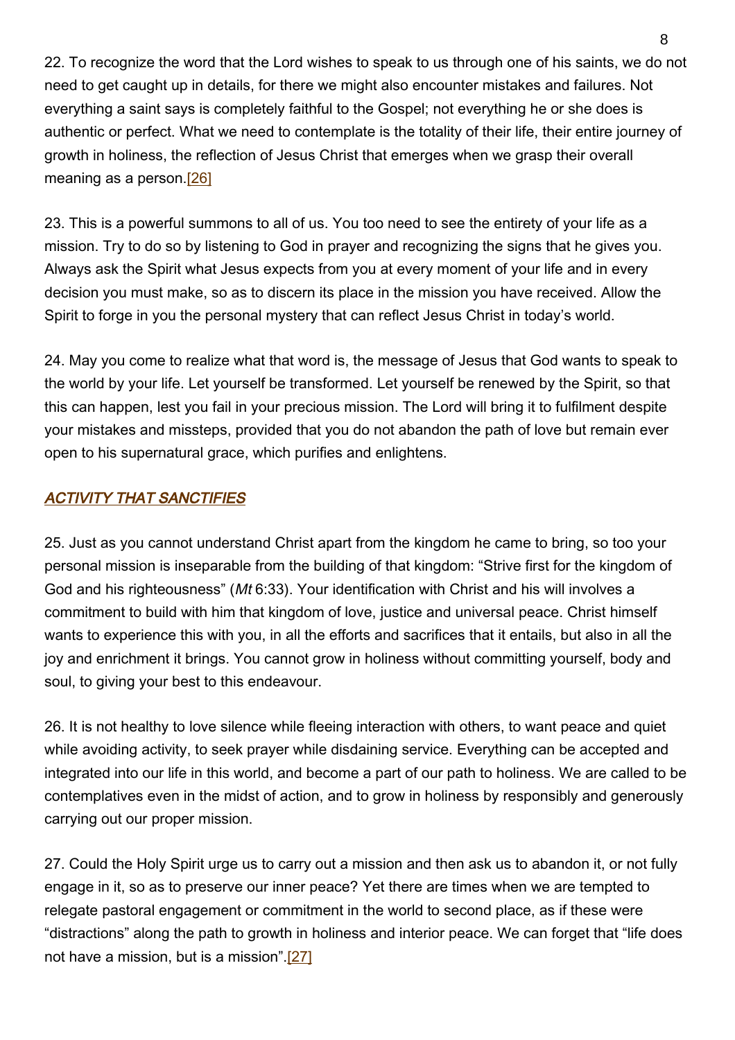22. To recognize the word that the Lord wishes to speak to us through one of his saints, we do not need to get caught up in details, for there we might also encounter mistakes and failures. Not everything a saint says is completely faithful to the Gospel; not everything he or she does is authentic or perfect. What we need to contemplate is the totality of their life, their entire journey of growth in holiness, the reflection of Jesus Christ that emerges when we grasp their overall meaning as a person.[26]

23. This is a powerful summons to all of us. You too need to see the entirety of your life as a mission. Try to do so by listening to God in prayer and recognizing the signs that he gives you. Always ask the Spirit what Jesus expects from you at every moment of your life and in every decision you must make, so as to discern its place in the mission you have received. Allow the Spirit to forge in you the personal mystery that can reflect Jesus Christ in today's world.

24. May you come to realize what that word is, the message of Jesus that God wants to speak to the world by your life. Let yourself be transformed. Let yourself be renewed by the Spirit, so that this can happen, lest you fail in your precious mission. The Lord will bring it to fulfilment despite your mistakes and missteps, provided that you do not abandon the path of love but remain ever open to his supernatural grace, which purifies and enlightens.

### *ACTIVITY THAT SANCTIFIES*

25. Just as you cannot understand Christ apart from the kingdom he came to bring, so too your personal mission is inseparable from the building of that kingdom: "Strive first for the kingdom of God and his righteousness" (*Mt* 6:33). Your identification with Christ and his will involves a commitment to build with him that kingdom of love, justice and universal peace. Christ himself wants to experience this with you, in all the efforts and sacrifices that it entails, but also in all the joy and enrichment it brings. You cannot grow in holiness without committing yourself, body and soul, to giving your best to this endeavour.

26. It is not healthy to love silence while fleeing interaction with others, to want peace and quiet while avoiding activity, to seek prayer while disdaining service. Everything can be accepted and integrated into our life in this world, and become a part of our path to holiness. We are called to be contemplatives even in the midst of action, and to grow in holiness by responsibly and generously carrying out our proper mission.

27. Could the Holy Spirit urge us to carry out a mission and then ask us to abandon it, or not fully engage in it, so as to preserve our inner peace? Yet there are times when we are tempted to relegate pastoral engagement or commitment in the world to second place, as if these were "distractions" along the path to growth in holiness and interior peace. We can forget that "life does not have a mission, but is a mission".[27]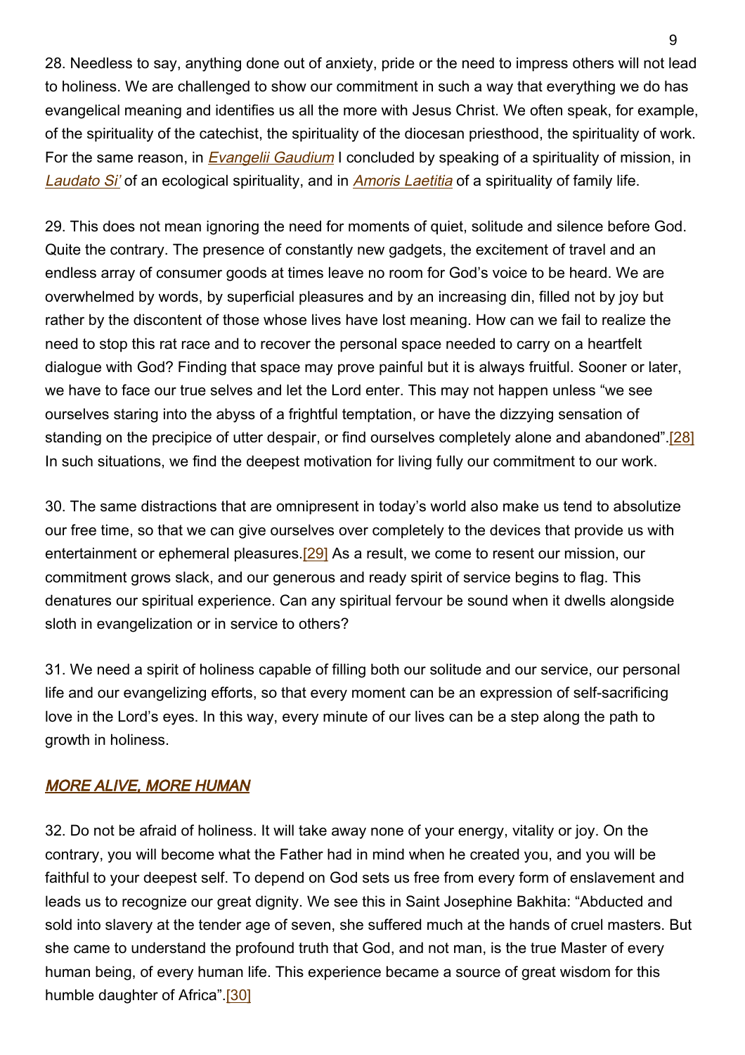28. Needless to say, anything done out of anxiety, pride or the need to impress others will not lead to holiness. We are challenged to show our commitment in such a way that everything we do has evangelical meaning and identifies us all the more with Jesus Christ. We often speak, for example, of the spirituality of the catechist, the spirituality of the diocesan priesthood, the spirituality of work. For the same reason, in *Evangelii Gaudium* I concluded by speaking of a spirituality of mission, in *Laudato Si'* of an ecological spirituality, and in *Amoris Laetitia* of a spirituality of family life.

29. This does not mean ignoring the need for moments of quiet, solitude and silence before God. Quite the contrary. The presence of constantly new gadgets, the excitement of travel and an endless array of consumer goods at times leave no room for God's voice to be heard. We are overwhelmed by words, by superficial pleasures and by an increasing din, filled not by joy but rather by the discontent of those whose lives have lost meaning. How can we fail to realize the need to stop this rat race and to recover the personal space needed to carry on a heartfelt dialogue with God? Finding that space may prove painful but it is always fruitful. Sooner or later, we have to face our true selves and let the Lord enter. This may not happen unless "we see ourselves staring into the abyss of a frightful temptation, or have the dizzying sensation of standing on the precipice of utter despair, or find ourselves completely alone and abandoned".[28] In such situations, we find the deepest motivation for living fully our commitment to our work.

30. The same distractions that are omnipresent in today's world also make us tend to absolutize our free time, so that we can give ourselves over completely to the devices that provide us with entertainment or ephemeral pleasures.[29] As a result, we come to resent our mission, our commitment grows slack, and our generous and ready spirit of service begins to flag. This denatures our spiritual experience. Can any spiritual fervour be sound when it dwells alongside sloth in evangelization or in service to others?

31. We need a spirit of holiness capable of filling both our solitude and our service, our personal life and our evangelizing efforts, so that every moment can be an expression of self-sacrificing love in the Lord's eyes. In this way, every minute of our lives can be a step along the path to growth in holiness.

## MORE ALIVE, MORE HUMAN

32. Do not be afraid of holiness. It will take away none of your energy, vitality or joy. On the contrary, you will become what the Father had in mind when he created you, and you will be faithful to your deepest self. To depend on God sets us free from every form of enslavement and leads us to recognize our great dignity. We see this in Saint Josephine Bakhita: "Abducted and sold into slavery at the tender age of seven, she suffered much at the hands of cruel masters. But she came to understand the profound truth that God, and not man, is the true Master of every human being, of every human life. This experience became a source of great wisdom for this humble daughter of Africa".[30]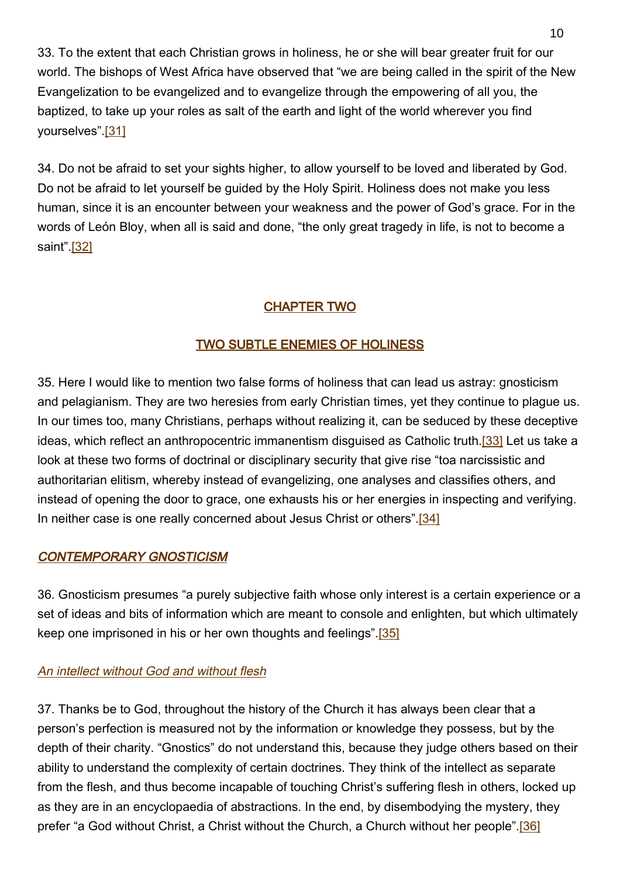33. To the extent that each Christian grows in holiness, he or she will bear greater fruit for our world. The bishops of West Africa have observed that “we are being called in the spirit of the New Evangelization to be evangelized and to evangelize through the empowering of all you, the baptized, to take up your roles as salt of the earth and light of the world wherever you find yourselves”.[31]

34. Do not be afraid to set your sights higher, to allow yourself to be loved and liberated by God. Do not be afraid to let yourself be guided by the Holy Spirit. Holiness does not make you less human, since it is an encounter between your weakness and the power of God’s grace. For in the words of León Bloy, when all is said and done, “the only great tragedy in life, is not to become a saint”.[32]

## CHAPTER TWO

## TWO SUBTLE ENEMIES OF HOLINESS

35. Here I would like to mention two false forms of holiness that can lead us astray: gnosticism and pelagianism. They are two heresies from early Christian times, yet they continue to plague us. In our times too, many Christians, perhaps without realizing it, can be seduced by these deceptive ideas, which reflect an anthropocentric immanentism disguised as Catholic truth.[33] Let us take a look at these two forms of doctrinal or disciplinary security that give rise “toa narcissistic and authoritarian elitism, whereby instead of evangelizing, one analyses and classifies others, and instead of opening the door to grace, one exhausts his or her energies in inspecting and verifying. In neither case is one really concerned about Jesus Christ or others”.[34]

### *CONTEMPORARY GNOSTICISM*

36. Gnosticism presumes “a purely subjective faith whose only interest is a certain experience or a set of ideas and bits of information which are meant to console and enlighten, but which ultimately keep one imprisoned in his or her own thoughts and feelings”.[35]

#### *An intellect without God and without flesh*

37. Thanks be to God, throughout the history of the Church it has always been clear that a person’s perfection is measured not by the information or knowledge they possess, but by the depth of their charity. “Gnostics” do not understand this, because they judge others based on their ability to understand the complexity of certain doctrines. They think of the intellect as separate from the flesh, and thus become incapable of touching Christ’s suffering flesh in others, locked up as they are in an encyclopaedia of abstractions. In the end, by disembodying the mystery, they prefer “a God without Christ, a Christ without the Church, a Church without her people”.[36]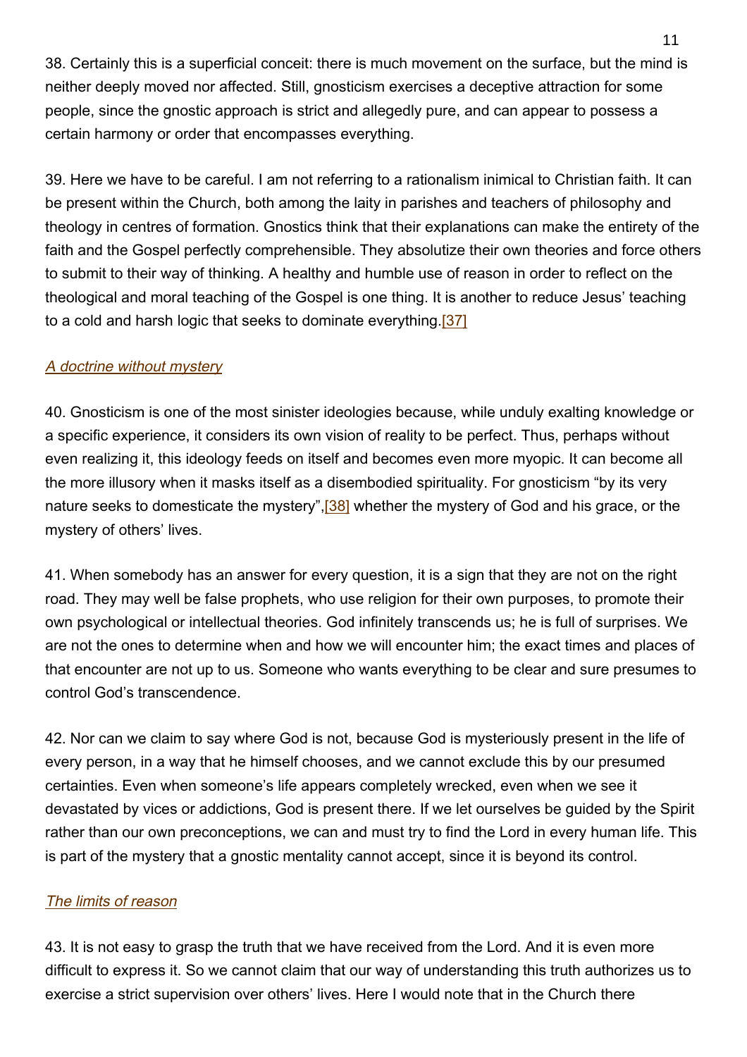38. Certainly this is a superficial conceit: there is much movement on the surface, but the mind is neither deeply moved nor affected. Still, gnosticism exercises a deceptive attraction for some people, since the gnostic approach is strict and allegedly pure, and can appear to possess a certain harmony or order that encompasses everything.

39. Here we have to be careful. I am not referring to a rationalism inimical to Christian faith. It can be present within the Church, both among the laity in parishes and teachers of philosophy and theology in centres of formation. Gnostics think that their explanations can make the entirety of the faith and the Gospel perfectly comprehensible. They absolutize their own theories and force others to submit to their way of thinking. A healthy and humble use of reason in order to reflect on the theological and moral teaching of the Gospel is one thing. It is another to reduce Jesus' teaching to a cold and harsh logic that seeks to dominate everything.[37]

### *A doctrine without mystery*

40. Gnosticism is one of the most sinister ideologies because, while unduly exalting knowledge or a specific experience, it considers its own vision of reality to be perfect. Thus, perhaps without even realizing it, this ideology feeds on itself and becomes even more myopic. It can become all the more illusory when it masks itself as a disembodied spirituality. For gnosticism "by its very nature seeks to domesticate the mystery",[38] whether the mystery of God and his grace, or the mystery of others' lives.

41. When somebody has an answer for every question, it is a sign that they are not on the right road. They may well be false prophets, who use religion for their own purposes, to promote their own psychological or intellectual theories. God infinitely transcends us; he is full of surprises. We are not the ones to determine when and how we will encounter him; the exact times and places of that encounter are not up to us. Someone who wants everything to be clear and sure presumes to control God's transcendence.

42. Nor can we claim to say where God is not, because God is mysteriously present in the life of every person, in a way that he himself chooses, and we cannot exclude this by our presumed certainties. Even when someone's life appears completely wrecked, even when we see it devastated by vices or addictions, God is present there. If we let ourselves be guided by the Spirit rather than our own preconceptions, we can and must try to find the Lord in every human life. This is part of the mystery that a gnostic mentality cannot accept, since it is beyond its control.

### *The limits of reason*

43. It is not easy to grasp the truth that we have received from the Lord. And it is even more difficult to express it. So we cannot claim that our way of understanding this truth authorizes us to exercise a strict supervision over others' lives. Here I would note that in the Church there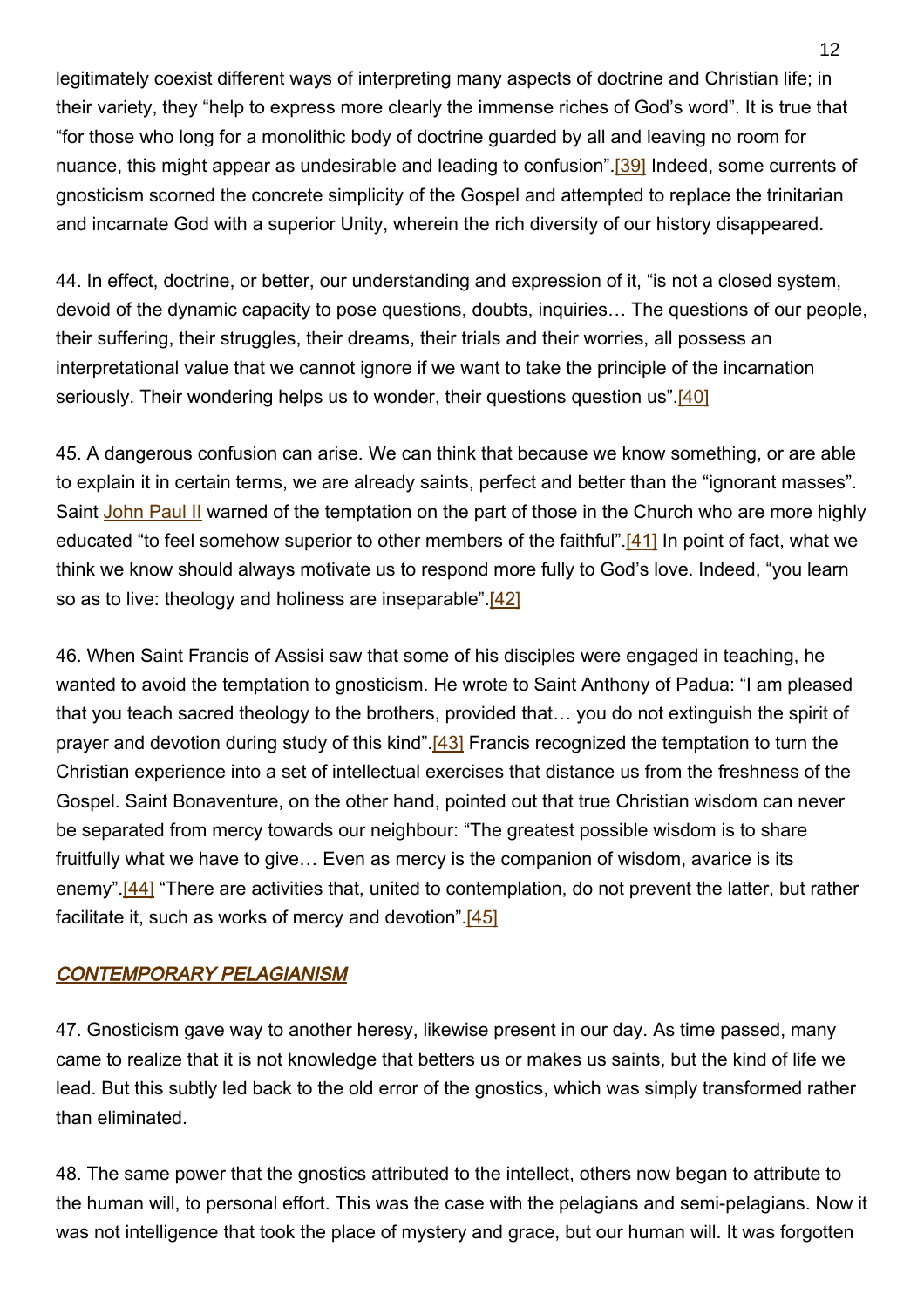legitimately coexist different ways of interpreting many aspects of doctrine and Christian life; in their variety, they “help to express more clearly the immense riches of God’s word”. It is true that “for those who long for a monolithic body of doctrine guarded by all and leaving no room for nuance, this might appear as undesirable and leading to confusion”.[39] Indeed, some currents of gnosticism scorned the concrete simplicity of the Gospel and attempted to replace the trinitarian and incarnate God with a superior Unity, wherein the rich diversity of our history disappeared.

44. In effect, doctrine, or better, our understanding and expression of it, “is not a closed system, devoid of the dynamic capacity to pose questions, doubts, inquiries… The questions of our people, their suffering, their struggles, their dreams, their trials and their worries, all possess an interpretational value that we cannot ignore if we want to take the principle of the incarnation seriously. Their wondering helps us to wonder, their questions question us”.[40]

45. A dangerous confusion can arise. We can think that because we know something, or are able to explain it in certain terms, we are already saints, perfect and better than the “ignorant masses”. Saint John Paul II warned of the temptation on the part of those in the Church who are more highly educated “to feel somehow superior to other members of the faithful”.[41] In point of fact, what we think we know should always motivate us to respond more fully to God’s love. Indeed, “you learn so as to live: theology and holiness are inseparable”.[42]

46. When Saint Francis of Assisi saw that some of his disciples were engaged in teaching, he wanted to avoid the temptation to gnosticism. He wrote to Saint Anthony of Padua: “I am pleased that you teach sacred theology to the brothers, provided that… you do not extinguish the spirit of prayer and devotion during study of this kind”.[43] Francis recognized the temptation to turn the Christian experience into a set of intellectual exercises that distance us from the freshness of the Gospel. Saint Bonaventure, on the other hand, pointed out that true Christian wisdom can never be separated from mercy towards our neighbour: “The greatest possible wisdom is to share fruitfully what we have to give… Even as mercy is the companion of wisdom, avarice is its enemy”.[44] “There are activities that, united to contemplation, do not prevent the latter, but rather facilitate it, such as works of mercy and devotion”.[45]

## *CONTEMPORARY PELAGIANISM*

47. Gnosticism gave way to another heresy, likewise present in our day. As time passed, many came to realize that it is not knowledge that betters us or makes us saints, but the kind of life we lead. But this subtly led back to the old error of the gnostics, which was simply transformed rather than eliminated.

48. The same power that the gnostics attributed to the intellect, others now began to attribute to the human will, to personal effort. This was the case with the pelagians and semi-pelagians. Now it was not intelligence that took the place of mystery and grace, but our human will. It was forgotten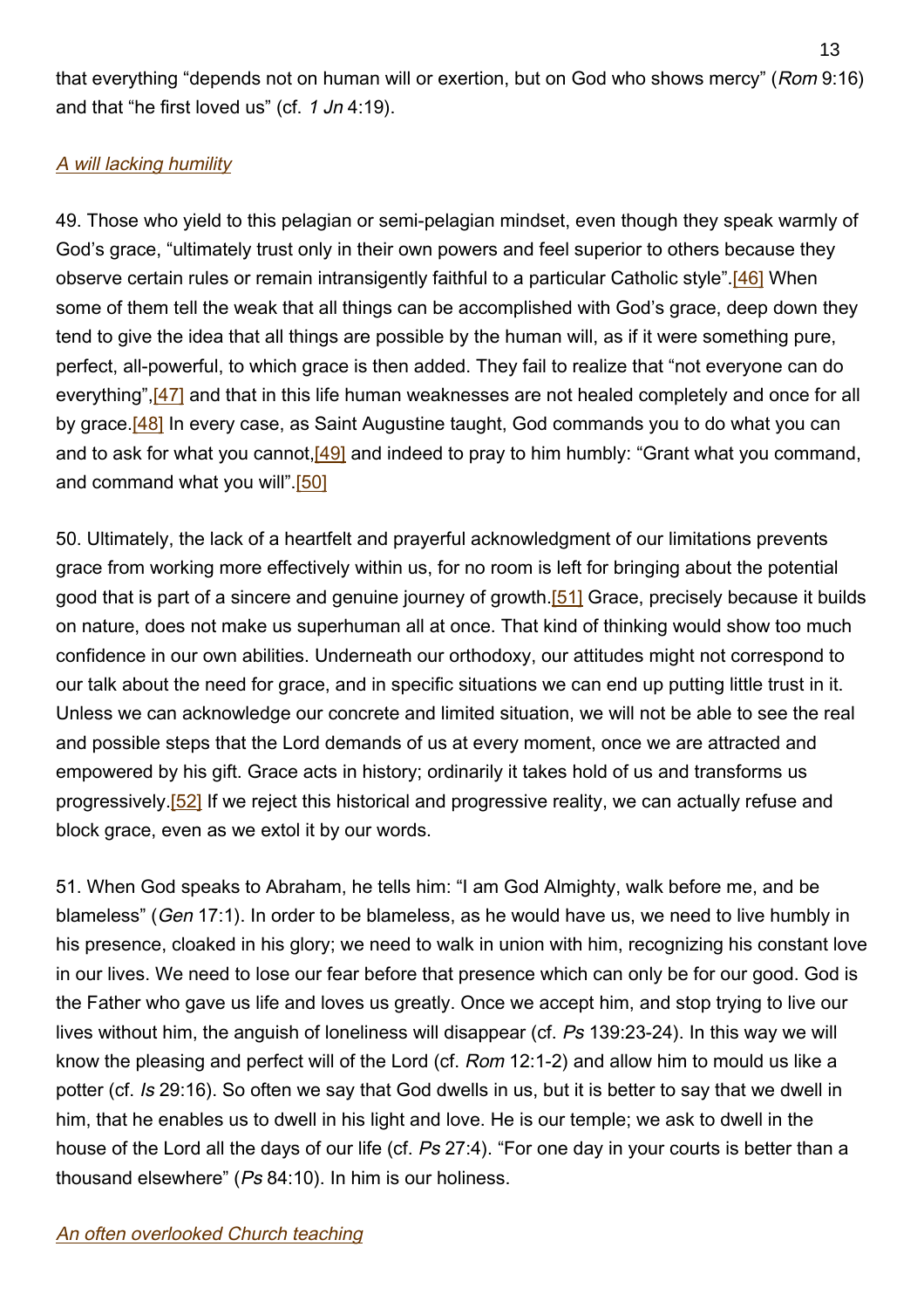that everything “depends not on human will or exertion, but on God who shows mercy” (*Rom* 9:16) and that “he first loved us” (cf. *1 Jn* 4:19).

### *A will lacking humility*

49. Those who yield to this pelagian or semi-pelagian mindset, even though they speak warmly of God’s grace, “ultimately trust only in their own powers and feel superior to others because they observe certain rules or remain intransigently faithful to a particular Catholic style”.[46] When some of them tell the weak that all things can be accomplished with God’s grace, deep down they tend to give the idea that all things are possible by the human will, as if it were something pure, perfect, all-powerful, to which grace is then added. They fail to realize that “not everyone can do everything”,[47] and that in this life human weaknesses are not healed completely and once for all by grace.[48] In every case, as Saint Augustine taught, God commands you to do what you can and to ask for what you cannot,[49] and indeed to pray to him humbly: “Grant what you command, and command what you will”.[50]

50. Ultimately, the lack of a heartfelt and prayerful acknowledgment of our limitations prevents grace from working more effectively within us, for no room is left for bringing about the potential good that is part of a sincere and genuine journey of growth.[51] Grace, precisely because it builds on nature, does not make us superhuman all at once. That kind of thinking would show too much confidence in our own abilities. Underneath our orthodoxy, our attitudes might not correspond to our talk about the need for grace, and in specific situations we can end up putting little trust in it. Unless we can acknowledge our concrete and limited situation, we will not be able to see the real and possible steps that the Lord demands of us at every moment, once we are attracted and empowered by his gift. Grace acts in history; ordinarily it takes hold of us and transforms us progressively.[52] If we reject this historical and progressive reality, we can actually refuse and block grace, even as we extol it by our words.

51. When God speaks to Abraham, he tells him: “I am God Almighty, walk before me, and be blameless” (*Gen* 17:1). In order to be blameless, as he would have us, we need to live humbly in his presence, cloaked in his glory; we need to walk in union with him, recognizing his constant love in our lives. We need to lose our fear before that presence which can only be for our good. God is the Father who gave us life and loves us greatly. Once we accept him, and stop trying to live our lives without him, the anguish of loneliness will disappear (cf. *Ps* 139:23-24). In this way we will know the pleasing and perfect will of the Lord (cf. *Rom* 12:1-2) and allow him to mould us like a potter (cf. *Is* 29:16). So often we say that God dwells in us, but it is better to say that we dwell in him, that he enables us to dwell in his light and love. He is our temple; we ask to dwell in the house of the Lord all the days of our life (cf. *Ps* 27:4). “For one day in your courts is better than a thousand elsewhere” (*Ps* 84:10). In him is our holiness.

### *An often overlooked Church teaching*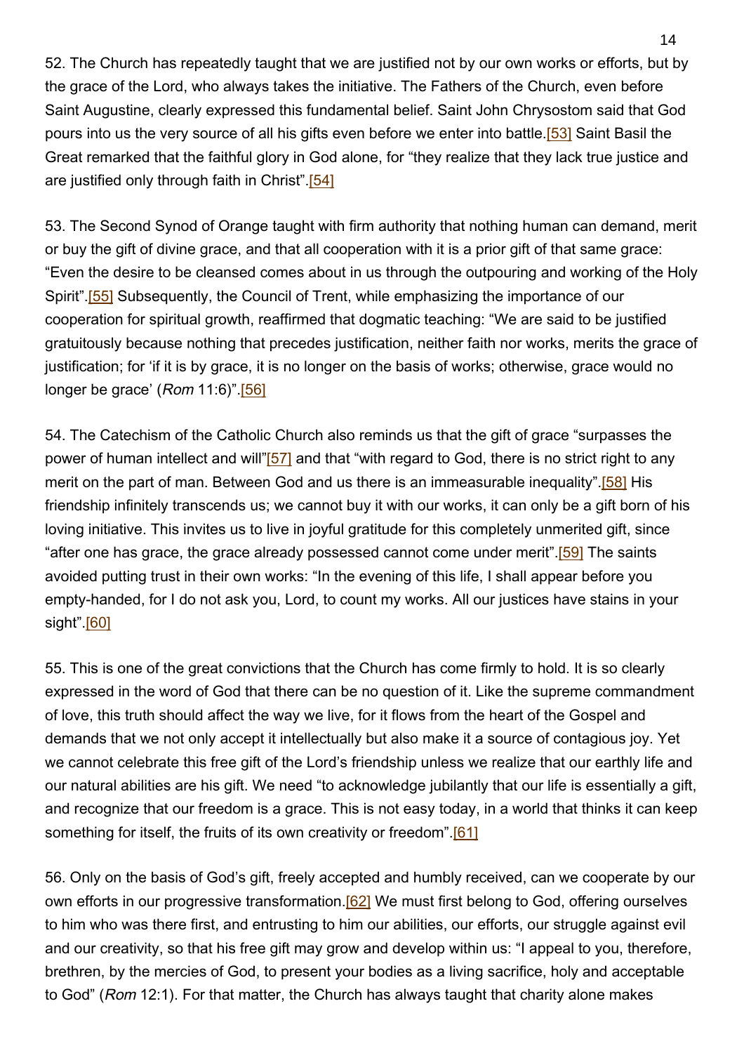52. The Church has repeatedly taught that we are justified not by our own works or efforts, but by the grace of the Lord, who always takes the initiative. The Fathers of the Church, even before Saint Augustine, clearly expressed this fundamental belief. Saint John Chrysostom said that God pours into us the very source of all his gifts even before we enter into battle.[53] Saint Basil the Great remarked that the faithful glory in God alone, for "they realize that they lack true justice and are justified only through faith in Christ".[54]

53. The Second Synod of Orange taught with firm authority that nothing human can demand, merit or buy the gift of divine grace, and that all cooperation with it is a prior gift of that same grace: "Even the desire to be cleansed comes about in us through the outpouring and working of the Holy Spirit".[55] Subsequently, the Council of Trent, while emphasizing the importance of our cooperation for spiritual growth, reaffirmed that dogmatic teaching: "We are said to be justified gratuitously because nothing that precedes justification, neither faith nor works, merits the grace of justification; for 'if it is by grace, it is no longer on the basis of works; otherwise, grace would no longer be grace' (*Rom* 11:6)".[56]

54. The Catechism of the Catholic Church also reminds us that the gift of grace "surpasses the power of human intellect and will"[57] and that "with regard to God, there is no strict right to any merit on the part of man. Between God and us there is an immeasurable inequality".[58] His friendship infinitely transcends us; we cannot buy it with our works, it can only be a gift born of his loving initiative. This invites us to live in joyful gratitude for this completely unmerited gift, since "after one has grace, the grace already possessed cannot come under merit".[59] The saints avoided putting trust in their own works: "In the evening of this life, I shall appear before you empty-handed, for I do not ask you, Lord, to count my works. All our justices have stains in your sight".[60]

55. This is one of the great convictions that the Church has come firmly to hold. It is so clearly expressed in the word of God that there can be no question of it. Like the supreme commandment of love, this truth should affect the way we live, for it flows from the heart of the Gospel and demands that we not only accept it intellectually but also make it a source of contagious joy. Yet we cannot celebrate this free gift of the Lord's friendship unless we realize that our earthly life and our natural abilities are his gift. We need "to acknowledge jubilantly that our life is essentially a gift, and recognize that our freedom is a grace. This is not easy today, in a world that thinks it can keep something for itself, the fruits of its own creativity or freedom".[61]

56. Only on the basis of God's gift, freely accepted and humbly received, can we cooperate by our own efforts in our progressive transformation.[62] We must first belong to God, offering ourselves to him who was there first, and entrusting to him our abilities, our efforts, our struggle against evil and our creativity, so that his free gift may grow and develop within us: "I appeal to you, therefore, brethren, by the mercies of God, to present your bodies as a living sacrifice, holy and acceptable to God" (*Rom* 12:1). For that matter, the Church has always taught that charity alone makes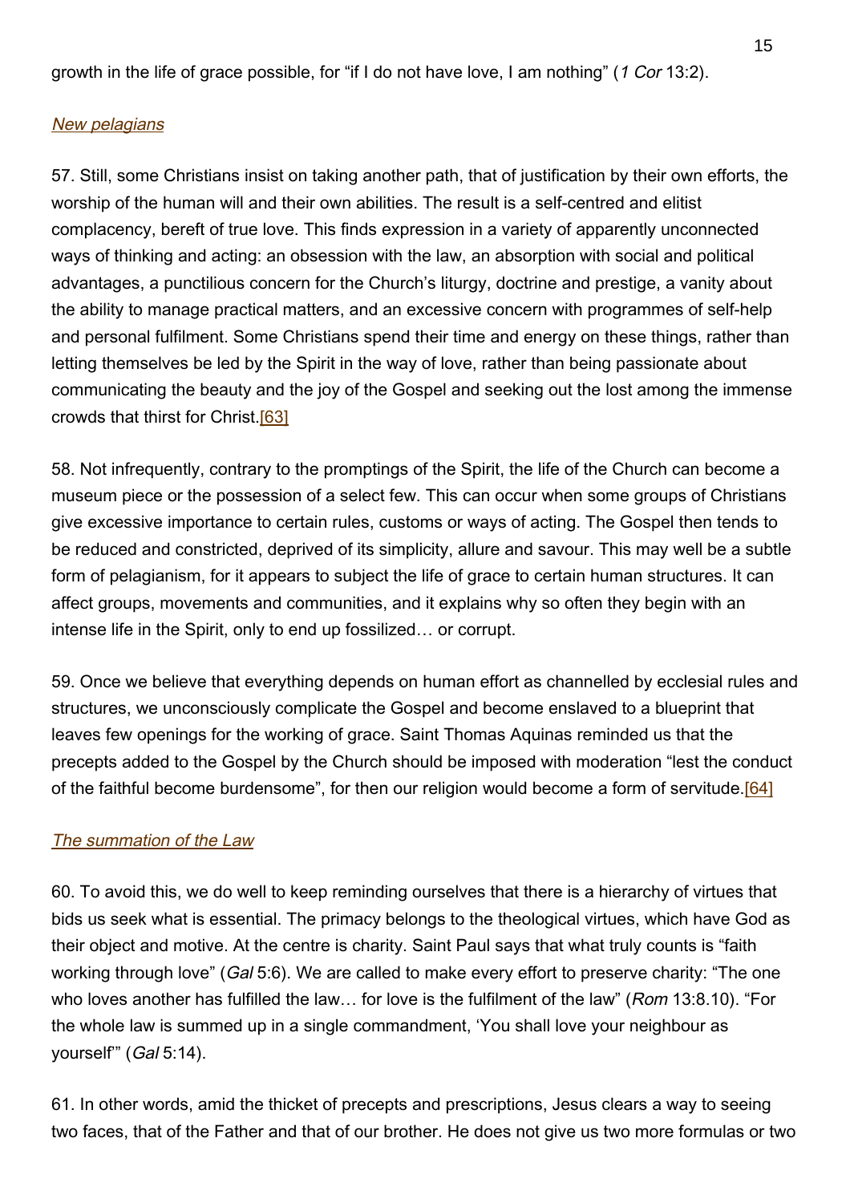growth in the life of grace possible, for “if I do not have love, I am nothing” (*1 Cor* 13:2).

### *New pelagians*

57. Still, some Christians insist on taking another path, that of justification by their own efforts, the worship of the human will and their own abilities. The result is a self-centred and elitist complacency, bereft of true love. This finds expression in a variety of apparently unconnected ways of thinking and acting: an obsession with the law, an absorption with social and political advantages, a punctilious concern for the Church’s liturgy, doctrine and prestige, a vanity about the ability to manage practical matters, and an excessive concern with programmes of self-help and personal fulfilment. Some Christians spend their time and energy on these things, rather than letting themselves be led by the Spirit in the way of love, rather than being passionate about communicating the beauty and the joy of the Gospel and seeking out the lost among the immense crowds that thirst for Christ.[63]

58. Not infrequently, contrary to the promptings of the Spirit, the life of the Church can become a museum piece or the possession of a select few. This can occur when some groups of Christians give excessive importance to certain rules, customs or ways of acting. The Gospel then tends to be reduced and constricted, deprived of its simplicity, allure and savour. This may well be a subtle form of pelagianism, for it appears to subject the life of grace to certain human structures. It can affect groups, movements and communities, and it explains why so often they begin with an intense life in the Spirit, only to end up fossilized… or corrupt.

59. Once we believe that everything depends on human effort as channelled by ecclesial rules and structures, we unconsciously complicate the Gospel and become enslaved to a blueprint that leaves few openings for the working of grace. Saint Thomas Aquinas reminded us that the precepts added to the Gospel by the Church should be imposed with moderation “lest the conduct of the faithful become burdensome”, for then our religion would become a form of servitude.[64]

### *The summation of the Law*

60. To avoid this, we do well to keep reminding ourselves that there is a hierarchy of virtues that bids us seek what is essential. The primacy belongs to the theological virtues, which have God as their object and motive. At the centre is charity. Saint Paul says that what truly counts is “faith working through love” (*Gal* 5:6). We are called to make every effort to preserve charity: “The one who loves another has fulfilled the law… for love is the fulfilment of the law” (*Rom* 13:8.10). “For the whole law is summed up in a single commandment, ‘You shall love your neighbour as yourself’” (*Gal* 5:14).

61. In other words, amid the thicket of precepts and prescriptions, Jesus clears a way to seeing two faces, that of the Father and that of our brother. He does not give us two more formulas or two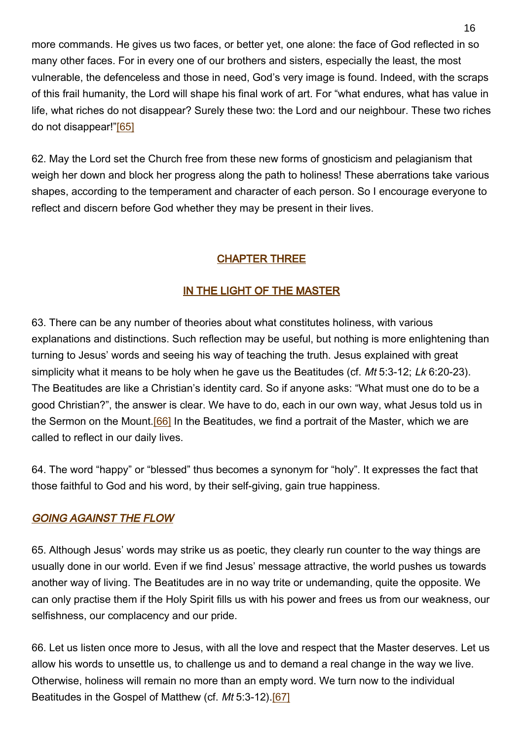more commands. He gives us two faces, or better yet, one alone: the face of God reflected in so many other faces. For in every one of our brothers and sisters, especially the least, the most vulnerable, the defenceless and those in need, God's very image is found. Indeed, with the scraps of this frail humanity, the Lord will shape his final work of art. For "what endures, what has value in life, what riches do not disappear? Surely these two: the Lord and our neighbour. These two riches do not disappear!"[65]

62. May the Lord set the Church free from these new forms of gnosticism and pelagianism that weigh her down and block her progress along the path to holiness! These aberrations take various shapes, according to the temperament and character of each person. So I encourage everyone to reflect and discern before God whether they may be present in their lives.

## CHAPTER THREE

## IN THE LIGHT OF THE MASTER

63. There can be any number of theories about what constitutes holiness, with various explanations and distinctions. Such reflection may be useful, but nothing is more enlightening than turning to Jesus' words and seeing his way of teaching the truth. Jesus explained with great simplicity what it means to be holy when he gave us the Beatitudes (cf. *Mt* 5:3-12; *Lk* 6:20-23). The Beatitudes are like a Christian's identity card. So if anyone asks: "What must one do to be a good Christian?", the answer is clear. We have to do, each in our own way, what Jesus told us in the Sermon on the Mount.[66] In the Beatitudes, we find a portrait of the Master, which we are called to reflect in our daily lives.

64. The word "happy" or "blessed" thus becomes a synonym for "holy". It expresses the fact that those faithful to God and his word, by their self-giving, gain true happiness.

### *GOING AGAINST THE FLOW*

65. Although Jesus' words may strike us as poetic, they clearly run counter to the way things are usually done in our world. Even if we find Jesus' message attractive, the world pushes us towards another way of living. The Beatitudes are in no way trite or undemanding, quite the opposite. We can only practise them if the Holy Spirit fills us with his power and frees us from our weakness, our selfishness, our complacency and our pride.

66. Let us listen once more to Jesus, with all the love and respect that the Master deserves. Let us allow his words to unsettle us, to challenge us and to demand a real change in the way we live. Otherwise, holiness will remain no more than an empty word. We turn now to the individual Beatitudes in the Gospel of Matthew (cf. *Mt* 5:3-12).[67]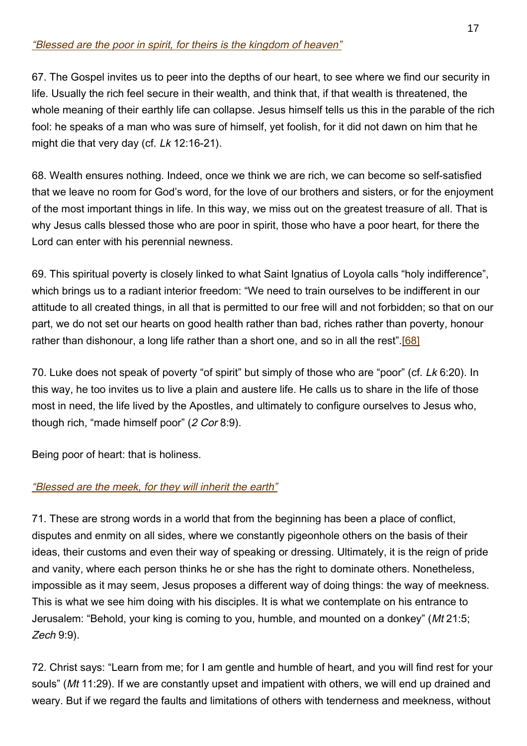### *"Blessed are the poor in spirit, for theirs is the kingdom of heaven"*

67. The Gospel invites us to peer into the depths of our heart, to see where we find our security in life. Usually the rich feel secure in their wealth, and think that, if that wealth is threatened, the whole meaning of their earthly life can collapse. Jesus himself tells us this in the parable of the rich fool: he speaks of a man who was sure of himself, yet foolish, for it did not dawn on him that he might die that very day (cf. *Lk* 12:16-21).

68. Wealth ensures nothing. Indeed, once we think we are rich, we can become so self-satisfied that we leave no room for God's word, for the love of our brothers and sisters, or for the enjoyment of the most important things in life. In this way, we miss out on the greatest treasure of all. That is why Jesus calls blessed those who are poor in spirit, those who have a poor heart, for there the Lord can enter with his perennial newness.

69. This spiritual poverty is closely linked to what Saint Ignatius of Loyola calls "holy indifference", which brings us to a radiant interior freedom: "We need to train ourselves to be indifferent in our attitude to all created things, in all that is permitted to our free will and not forbidden; so that on our part, we do not set our hearts on good health rather than bad, riches rather than poverty, honour rather than dishonour, a long life rather than a short one, and so in all the rest".[68]

70. Luke does not speak of poverty "of spirit" but simply of those who are "poor" (cf. *Lk* 6:20). In this way, he too invites us to live a plain and austere life. He calls us to share in the life of those most in need, the life lived by the Apostles, and ultimately to configure ourselves to Jesus who, though rich, "made himself poor" (*2 Cor* 8:9).

Being poor of heart: that is holiness.

### *"Blessed are the meek, for they will inherit the earth"*

71. These are strong words in a world that from the beginning has been a place of conflict, disputes and enmity on all sides, where we constantly pigeonhole others on the basis of their ideas, their customs and even their way of speaking or dressing. Ultimately, it is the reign of pride and vanity, where each person thinks he or she has the right to dominate others. Nonetheless, impossible as it may seem, Jesus proposes a different way of doing things: the way of meekness. This is what we see him doing with his disciples. It is what we contemplate on his entrance to Jerusalem: "Behold, your king is coming to you, humble, and mounted on a donkey" (*Mt* 21:5; *Zech* 9:9).

72. Christ says: "Learn from me; for I am gentle and humble of heart, and you will find rest for your souls" (*Mt* 11:29). If we are constantly upset and impatient with others, we will end up drained and weary. But if we regard the faults and limitations of others with tenderness and meekness, without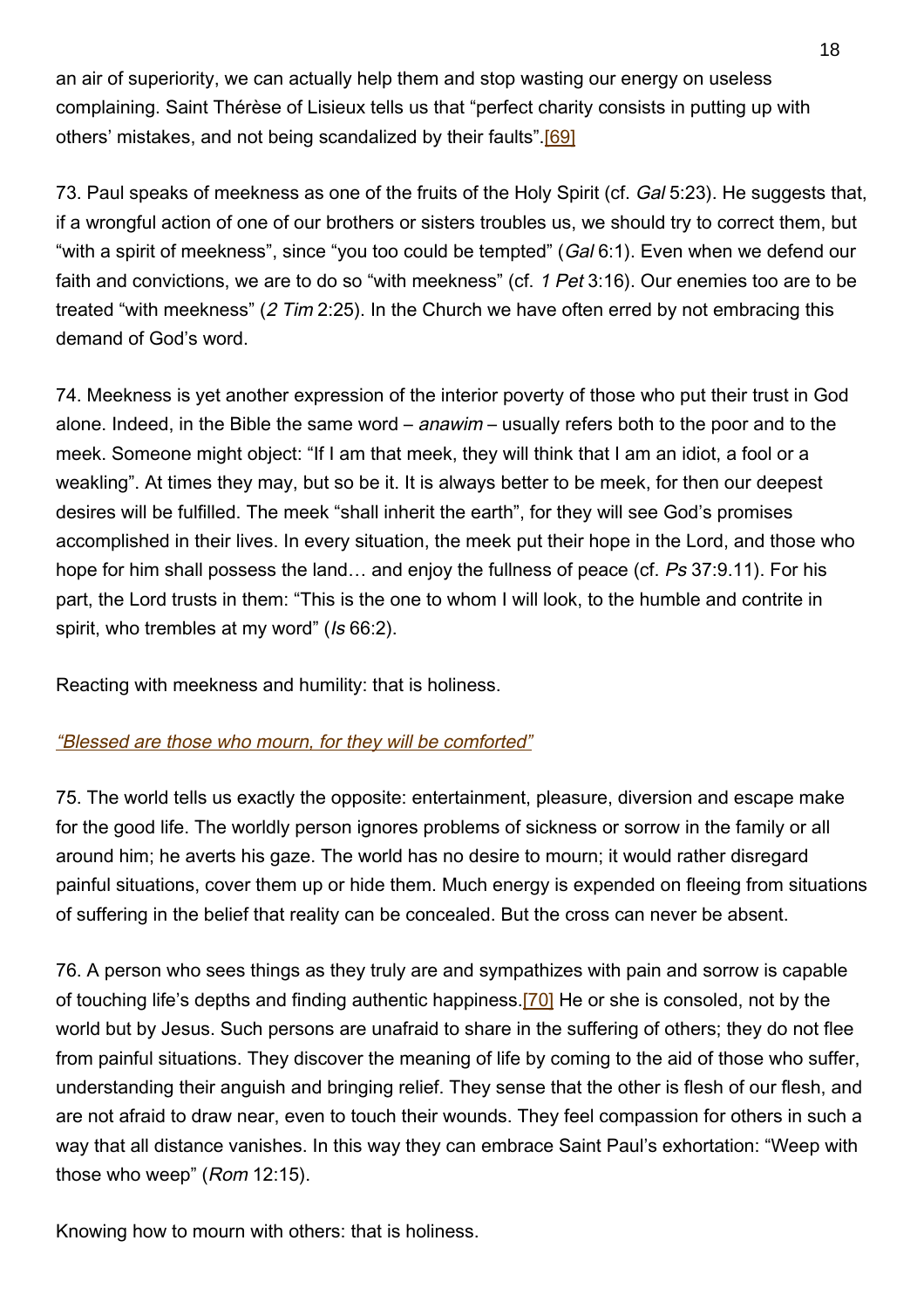an air of superiority, we can actually help them and stop wasting our energy on useless complaining. Saint Thérèse of Lisieux tells us that "perfect charity consists in putting up with others' mistakes, and not being scandalized by their faults".[69]

73. Paul speaks of meekness as one of the fruits of the Holy Spirit (cf. *Gal* 5:23). He suggests that, if a wrongful action of one of our brothers or sisters troubles us, we should try to correct them, but "with a spirit of meekness", since "you too could be tempted" (*Gal* 6:1). Even when we defend our faith and convictions, we are to do so "with meekness" (cf. *1 Pet* 3:16). Our enemies too are to be treated "with meekness" (*2 Tim* 2:25). In the Church we have often erred by not embracing this demand of God's word.

74. Meekness is yet another expression of the interior poverty of those who put their trust in God alone. Indeed, in the Bible the same word – *anawim* – usually refers both to the poor and to the meek. Someone might object: "If I am that meek, they will think that I am an idiot, a fool or a weakling". At times they may, but so be it. It is always better to be meek, for then our deepest desires will be fulfilled. The meek "shall inherit the earth", for they will see God's promises accomplished in their lives. In every situation, the meek put their hope in the Lord, and those who hope for him shall possess the land… and enjoy the fullness of peace (cf. *Ps* 37:9.11). For his part, the Lord trusts in them: "This is the one to whom I will look, to the humble and contrite in spirit, who trembles at my word" (*Is* 66:2).

Reacting with meekness and humility: that is holiness.

*"Blessed are those who mourn, for they will be comforted"*

75. The world tells us exactly the opposite: entertainment, pleasure, diversion and escape make for the good life. The worldly person ignores problems of sickness or sorrow in the family or all around him; he averts his gaze. The world has no desire to mourn; it would rather disregard painful situations, cover them up or hide them. Much energy is expended on fleeing from situations of suffering in the belief that reality can be concealed. But the cross can never be absent.

76. A person who sees things as they truly are and sympathizes with pain and sorrow is capable of touching life's depths and finding authentic happiness.[70] He or she is consoled, not by the world but by Jesus. Such persons are unafraid to share in the suffering of others; they do not flee from painful situations. They discover the meaning of life by coming to the aid of those who suffer, understanding their anguish and bringing relief. They sense that the other is flesh of our flesh, and are not afraid to draw near, even to touch their wounds. They feel compassion for others in such a way that all distance vanishes. In this way they can embrace Saint Paul's exhortation: "Weep with those who weep" (*Rom* 12:15).

Knowing how to mourn with others: that is holiness.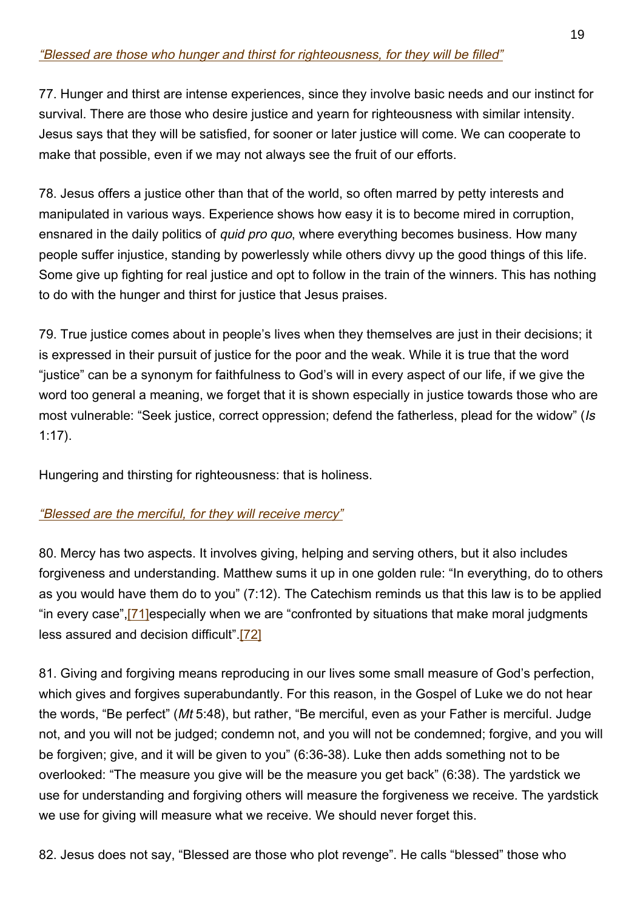*"Blessed are those who hunger and thirst for righteousness, for they will be filled"*

77. Hunger and thirst are intense experiences, since they involve basic needs and our instinct for survival. There are those who desire justice and yearn for righteousness with similar intensity. Jesus says that they will be satisfied, for sooner or later justice will come. We can cooperate to make that possible, even if we may not always see the fruit of our efforts.

78. Jesus offers a justice other than that of the world, so often marred by petty interests and manipulated in various ways. Experience shows how easy it is to become mired in corruption, ensnared in the daily politics of *quid pro quo*, where everything becomes business. How many people suffer injustice, standing by powerlessly while others divvy up the good things of this life. Some give up fighting for real justice and opt to follow in the train of the winners. This has nothing to do with the hunger and thirst for justice that Jesus praises.

79. True justice comes about in people's lives when they themselves are just in their decisions; it is expressed in their pursuit of justice for the poor and the weak. While it is true that the word "justice" can be a synonym for faithfulness to God's will in every aspect of our life, if we give the word too general a meaning, we forget that it is shown especially in justice towards those who are most vulnerable: "Seek justice, correct oppression; defend the fatherless, plead for the widow" (*Is* 1:17).

Hungering and thirsting for righteousness: that is holiness.

*"Blessed are the merciful, for they will receive mercy"*

80. Mercy has two aspects. It involves giving, helping and serving others, but it also includes forgiveness and understanding. Matthew sums it up in one golden rule: "In everything, do to others as you would have them do to you" (7:12). The Catechism reminds us that this law is to be applied "in every case",[71] especially when we are "confronted by situations that make moral judgments less assured and decision difficult".[72]

81. Giving and forgiving means reproducing in our lives some small measure of God's perfection, which gives and forgives superabundantly. For this reason, in the Gospel of Luke we do not hear the words, "Be perfect" (*Mt* 5:48), but rather, "Be merciful, even as your Father is merciful. Judge not, and you will not be judged; condemn not, and you will not be condemned; forgive, and you will be forgiven; give, and it will be given to you" (6:36-38). Luke then adds something not to be overlooked: "The measure you give will be the measure you get back" (6:38). The yardstick we use for understanding and forgiving others will measure the forgiveness we receive. The yardstick we use for giving will measure what we receive. We should never forget this.

82. Jesus does not say, "Blessed are those who plot revenge". He calls "blessed" those who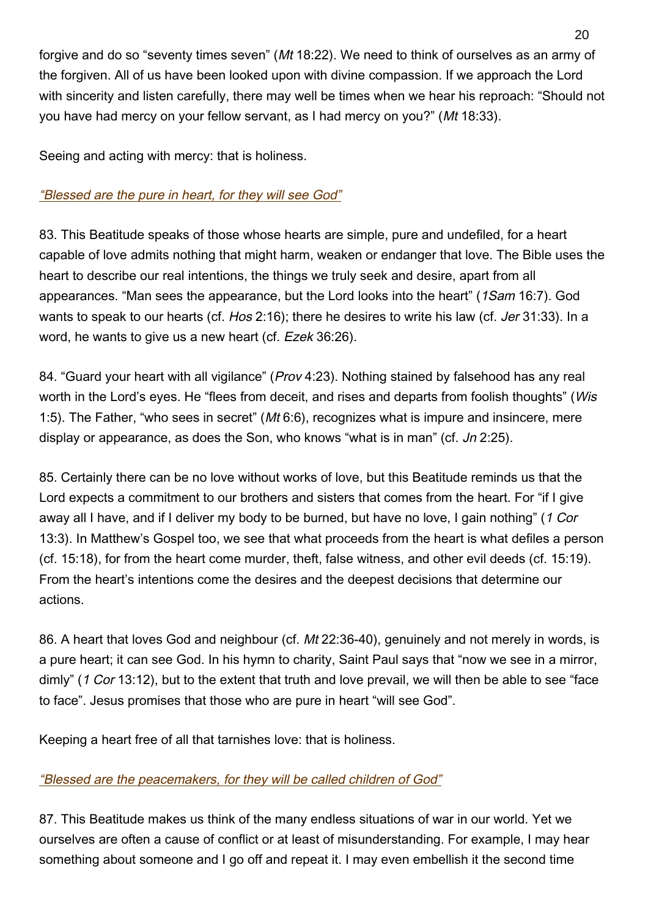forgive and do so "seventy times seven" (*Mt* 18:22). We need to think of ourselves as an army of the forgiven. All of us have been looked upon with divine compassion. If we approach the Lord with sincerity and listen carefully, there may well be times when we hear his reproach: "Should not you have had mercy on your fellow servant, as I had mercy on you?" (*Mt* 18:33).

Seeing and acting with mercy: that is holiness.

### *"Blessed are the pure in heart, for they will see God"*

83. This Beatitude speaks of those whose hearts are simple, pure and undefiled, for a heart capable of love admits nothing that might harm, weaken or endanger that love. The Bible uses the heart to describe our real intentions, the things we truly seek and desire, apart from all appearances. "Man sees the appearance, but the Lord looks into the heart" (*1Sam* 16:7). God wants to speak to our hearts (cf. *Hos* 2:16); there he desires to write his law (cf. *Jer* 31:33). In a word, he wants to give us a new heart (cf. *Ezek* 36:26).

84. "Guard your heart with all vigilance" (*Prov* 4:23). Nothing stained by falsehood has any real worth in the Lord's eyes. He "flees from deceit, and rises and departs from foolish thoughts" (*Wis* 1:5). The Father, "who sees in secret" (*Mt* 6:6), recognizes what is impure and insincere, mere display or appearance, as does the Son, who knows "what is in man" (cf. *Jn* 2:25).

85. Certainly there can be no love without works of love, but this Beatitude reminds us that the Lord expects a commitment to our brothers and sisters that comes from the heart. For "if I give away all I have, and if I deliver my body to be burned, but have no love, I gain nothing" (*1 Cor* 13:3). In Matthew's Gospel too, we see that what proceeds from the heart is what defiles a person (cf. 15:18), for from the heart come murder, theft, false witness, and other evil deeds (cf. 15:19). From the heart's intentions come the desires and the deepest decisions that determine our actions.

86. A heart that loves God and neighbour (cf. *Mt* 22:36-40), genuinely and not merely in words, is a pure heart; it can see God. In his hymn to charity, Saint Paul says that "now we see in a mirror, dimly" (*1 Cor* 13:12), but to the extent that truth and love prevail, we will then be able to see "face to face". Jesus promises that those who are pure in heart "will see God".

Keeping a heart free of all that tarnishes love: that is holiness.

### *"Blessed are the peacemakers, for they will be called children of God"*

87. This Beatitude makes us think of the many endless situations of war in our world. Yet we ourselves are often a cause of conflict or at least of misunderstanding. For example, I may hear something about someone and I go off and repeat it. I may even embellish it the second time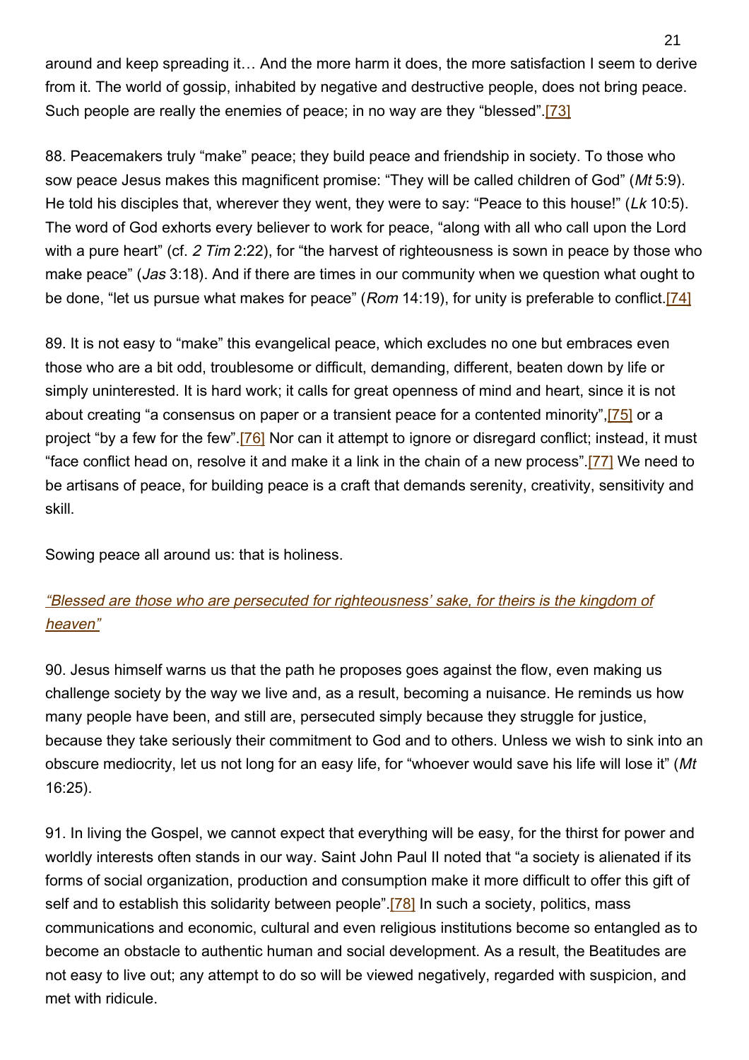around and keep spreading it… And the more harm it does, the more satisfaction I seem to derive from it. The world of gossip, inhabited by negative and destructive people, does not bring peace. Such people are really the enemies of peace; in no way are they "blessed".[73]

88. Peacemakers truly "make" peace; they build peace and friendship in society. To those who sow peace Jesus makes this magnificent promise: "They will be called children of God" (*Mt* 5:9). He told his disciples that, wherever they went, they were to say: "Peace to this house!" (*Lk* 10:5). The word of God exhorts every believer to work for peace, "along with all who call upon the Lord with a pure heart" (cf. *2 Tim* 2:22), for "the harvest of righteousness is sown in peace by those who make peace" (*Jas* 3:18). And if there are times in our community when we question what ought to be done, "let us pursue what makes for peace" (*Rom* 14:19), for unity is preferable to conflict.[74]

89. It is not easy to "make" this evangelical peace, which excludes no one but embraces even those who are a bit odd, troublesome or difficult, demanding, different, beaten down by life or simply uninterested. It is hard work; it calls for great openness of mind and heart, since it is not about creating "a consensus on paper or a transient peace for a contented minority",[75] or a project "by a few for the few".[76] Nor can it attempt to ignore or disregard conflict; instead, it must "face conflict head on, resolve it and make it a link in the chain of a new process".[77] We need to be artisans of peace, for building peace is a craft that demands serenity, creativity, sensitivity and skill.

Sowing peace all around us: that is holiness.

### *"Blessed are those who are persecuted for righteousness' sake, for theirs is the kingdom of heaven"*

90. Jesus himself warns us that the path he proposes goes against the flow, even making us challenge society by the way we live and, as a result, becoming a nuisance. He reminds us how many people have been, and still are, persecuted simply because they struggle for justice, because they take seriously their commitment to God and to others. Unless we wish to sink into an obscure mediocrity, let us not long for an easy life, for "whoever would save his life will lose it" (*Mt* 16:25).

91. In living the Gospel, we cannot expect that everything will be easy, for the thirst for power and worldly interests often stands in our way. Saint John Paul II noted that "a society is alienated if its forms of social organization, production and consumption make it more difficult to offer this gift of self and to establish this solidarity between people".[78] In such a society, politics, mass communications and economic, cultural and even religious institutions become so entangled as to become an obstacle to authentic human and social development. As a result, the Beatitudes are not easy to live out; any attempt to do so will be viewed negatively, regarded with suspicion, and met with ridicule.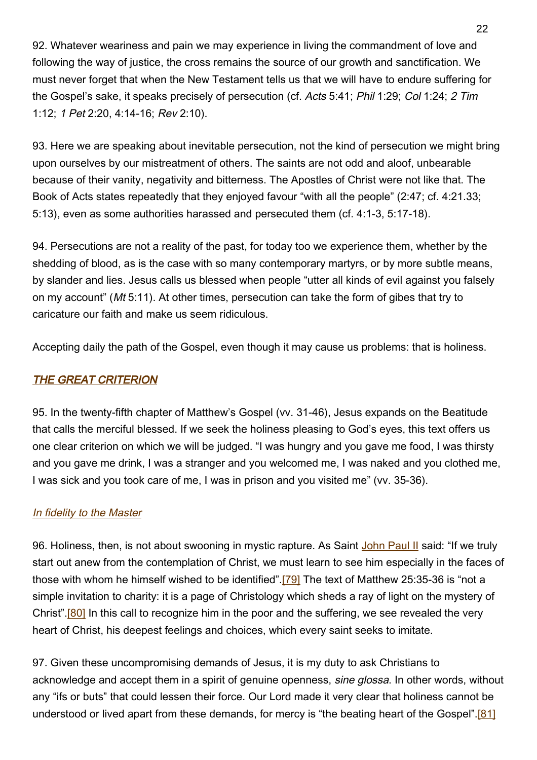92. Whatever weariness and pain we may experience in living the commandment of love and following the way of justice, the cross remains the source of our growth and sanctification. We must never forget that when the New Testament tells us that we will have to endure suffering for the Gospel's sake, it speaks precisely of persecution (cf. *Acts* 5:41; *Phil* 1:29; *Col* 1:24; *2 Tim* 1:12; *1 Pet* 2:20, 4:14-16; *Rev* 2:10).

93. Here we are speaking about inevitable persecution, not the kind of persecution we might bring upon ourselves by our mistreatment of others. The saints are not odd and aloof, unbearable because of their vanity, negativity and bitterness. The Apostles of Christ were not like that. The Book of Acts states repeatedly that they enjoyed favour "with all the people" (2:47; cf. 4:21.33; 5:13), even as some authorities harassed and persecuted them (cf. 4:1-3, 5:17-18).

94. Persecutions are not a reality of the past, for today too we experience them, whether by the shedding of blood, as is the case with so many contemporary martyrs, or by more subtle means, by slander and lies. Jesus calls us blessed when people "utter all kinds of evil against you falsely on my account" (*Mt* 5:11). At other times, persecution can take the form of gibes that try to caricature our faith and make us seem ridiculous.

Accepting daily the path of the Gospel, even though it may cause us problems: that is holiness.

## *THE GREAT CRITERION*

95. In the twenty-fifth chapter of Matthew's Gospel (vv. 31-46), Jesus expands on the Beatitude that calls the merciful blessed. If we seek the holiness pleasing to God's eyes, this text offers us one clear criterion on which we will be judged. "I was hungry and you gave me food, I was thirsty and you gave me drink, I was a stranger and you welcomed me, I was naked and you clothed me, I was sick and you took care of me, I was in prison and you visited me" (vv. 35-36).

### *In fidelity to the Master*

96. Holiness, then, is not about swooning in mystic rapture. As Saint John Paul II said: "If we truly start out anew from the contemplation of Christ, we must learn to see him especially in the faces of those with whom he himself wished to be identified".[79] The text of Matthew 25:35-36 is "not a simple invitation to charity: it is a page of Christology which sheds a ray of light on the mystery of Christ".[80] In this call to recognize him in the poor and the suffering, we see revealed the very heart of Christ, his deepest feelings and choices, which every saint seeks to imitate.

97. Given these uncompromising demands of Jesus, it is my duty to ask Christians to acknowledge and accept them in a spirit of genuine openness, *sine glossa*. In other words, without any "ifs or buts" that could lessen their force. Our Lord made it very clear that holiness cannot be understood or lived apart from these demands, for mercy is "the beating heart of the Gospel".[81]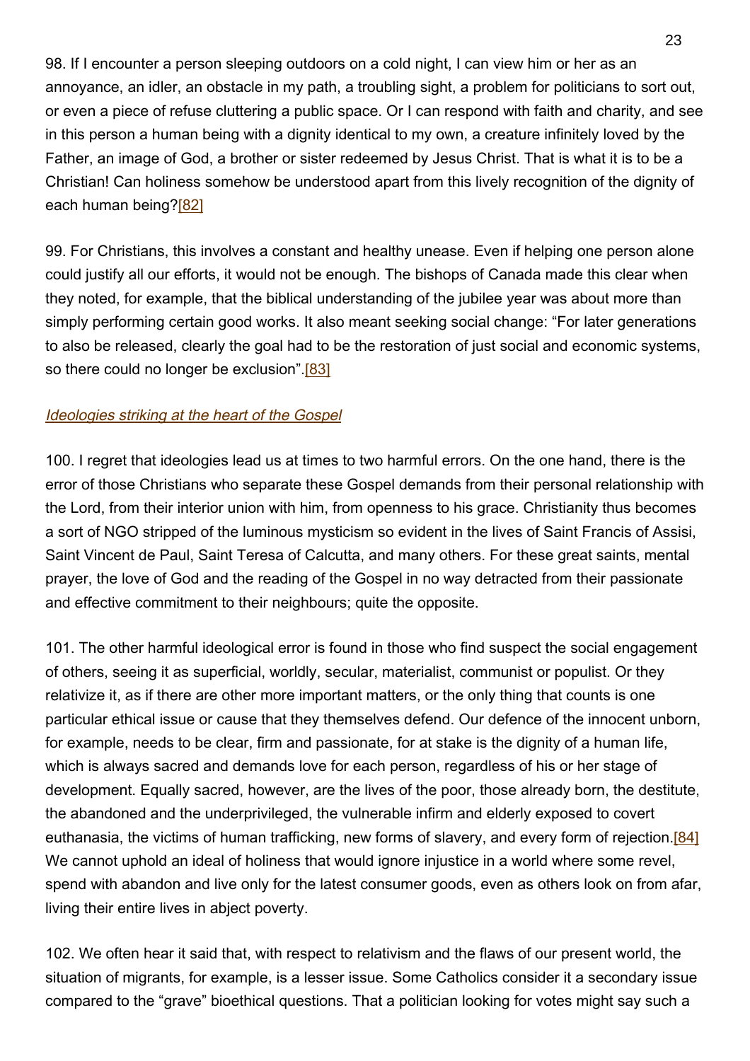98. If I encounter a person sleeping outdoors on a cold night, I can view him or her as an annoyance, an idler, an obstacle in my path, a troubling sight, a problem for politicians to sort out, or even a piece of refuse cluttering a public space. Or I can respond with faith and charity, and see in this person a human being with a dignity identical to my own, a creature infinitely loved by the Father, an image of God, a brother or sister redeemed by Jesus Christ. That is what it is to be a Christian! Can holiness somehow be understood apart from this lively recognition of the dignity of each human being?[82]

99. For Christians, this involves a constant and healthy unease. Even if helping one person alone could justify all our efforts, it would not be enough. The bishops of Canada made this clear when they noted, for example, that the biblical understanding of the jubilee year was about more than simply performing certain good works. It also meant seeking social change: "For later generations to also be released, clearly the goal had to be the restoration of just social and economic systems, so there could no longer be exclusion".[83]

### *Ideologies striking at the heart of the Gospel*

100. I regret that ideologies lead us at times to two harmful errors. On the one hand, there is the error of those Christians who separate these Gospel demands from their personal relationship with the Lord, from their interior union with him, from openness to his grace. Christianity thus becomes a sort of NGO stripped of the luminous mysticism so evident in the lives of Saint Francis of Assisi, Saint Vincent de Paul, Saint Teresa of Calcutta, and many others. For these great saints, mental prayer, the love of God and the reading of the Gospel in no way detracted from their passionate and effective commitment to their neighbours; quite the opposite.

101. The other harmful ideological error is found in those who find suspect the social engagement of others, seeing it as superficial, worldly, secular, materialist, communist or populist. Or they relativize it, as if there are other more important matters, or the only thing that counts is one particular ethical issue or cause that they themselves defend. Our defence of the innocent unborn, for example, needs to be clear, firm and passionate, for at stake is the dignity of a human life, which is always sacred and demands love for each person, regardless of his or her stage of development. Equally sacred, however, are the lives of the poor, those already born, the destitute, the abandoned and the underprivileged, the vulnerable infirm and elderly exposed to covert euthanasia, the victims of human trafficking, new forms of slavery, and every form of rejection.[84] We cannot uphold an ideal of holiness that would ignore injustice in a world where some revel, spend with abandon and live only for the latest consumer goods, even as others look on from afar, living their entire lives in abject poverty.

102. We often hear it said that, with respect to relativism and the flaws of our present world, the situation of migrants, for example, is a lesser issue. Some Catholics consider it a secondary issue compared to the "grave" bioethical questions. That a politician looking for votes might say such a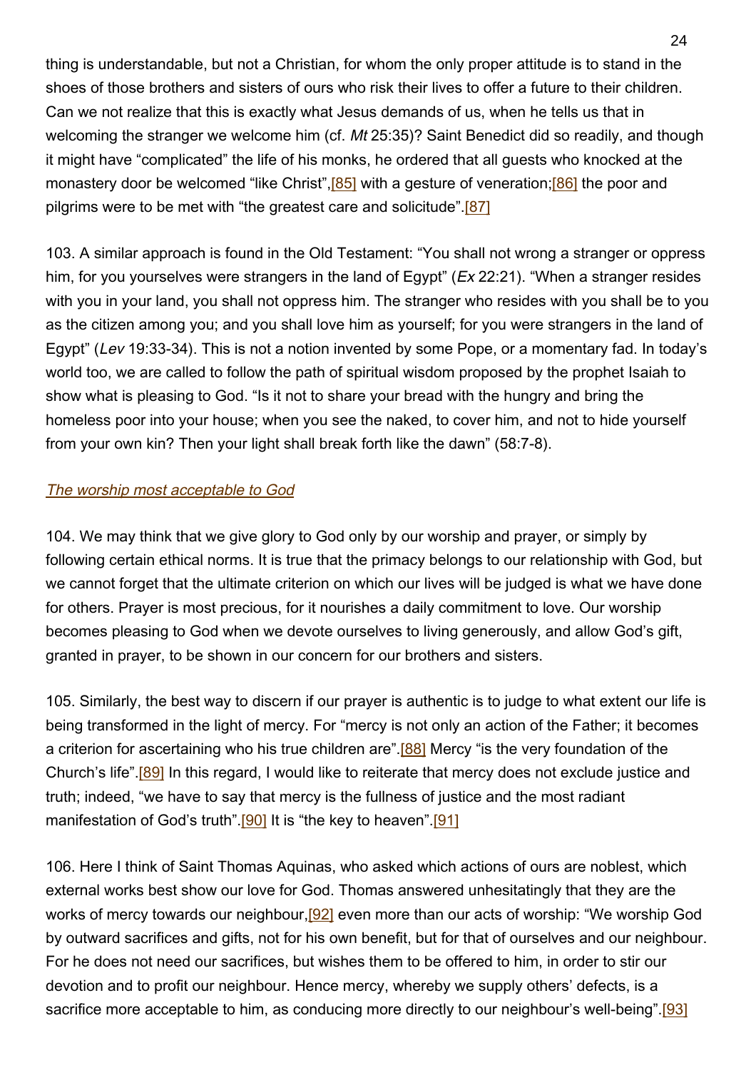thing is understandable, but not a Christian, for whom the only proper attitude is to stand in the shoes of those brothers and sisters of ours who risk their lives to offer a future to their children. Can we not realize that this is exactly what Jesus demands of us, when he tells us that in welcoming the stranger we welcome him (cf. *Mt* 25:35)? Saint Benedict did so readily, and though it might have "complicated" the life of his monks, he ordered that all guests who knocked at the monastery door be welcomed "like Christ",[85] with a gesture of veneration;[86] the poor and pilgrims were to be met with "the greatest care and solicitude".[87]

103. A similar approach is found in the Old Testament: "You shall not wrong a stranger or oppress him, for you yourselves were strangers in the land of Egypt" (*Ex* 22:21). "When a stranger resides with you in your land, you shall not oppress him. The stranger who resides with you shall be to you as the citizen among you; and you shall love him as yourself; for you were strangers in the land of Egypt" (*Lev* 19:33-34). This is not a notion invented by some Pope, or a momentary fad. In today's world too, we are called to follow the path of spiritual wisdom proposed by the prophet Isaiah to show what is pleasing to God. "Is it not to share your bread with the hungry and bring the homeless poor into your house; when you see the naked, to cover him, and not to hide yourself from your own kin? Then your light shall break forth like the dawn" (58:7-8).

### *The worship most acceptable to God*

104. We may think that we give glory to God only by our worship and prayer, or simply by following certain ethical norms. It is true that the primacy belongs to our relationship with God, but we cannot forget that the ultimate criterion on which our lives will be judged is what we have done for others. Prayer is most precious, for it nourishes a daily commitment to love. Our worship becomes pleasing to God when we devote ourselves to living generously, and allow God's gift, granted in prayer, to be shown in our concern for our brothers and sisters.

105. Similarly, the best way to discern if our prayer is authentic is to judge to what extent our life is being transformed in the light of mercy. For "mercy is not only an action of the Father; it becomes a criterion for ascertaining who his true children are".[88] Mercy "is the very foundation of the Church's life".[89] In this regard, I would like to reiterate that mercy does not exclude justice and truth; indeed, "we have to say that mercy is the fullness of justice and the most radiant manifestation of God's truth".[90] It is "the key to heaven".[91]

106. Here I think of Saint Thomas Aquinas, who asked which actions of ours are noblest, which external works best show our love for God. Thomas answered unhesitatingly that they are the works of mercy towards our neighbour,[92] even more than our acts of worship: "We worship God by outward sacrifices and gifts, not for his own benefit, but for that of ourselves and our neighbour. For he does not need our sacrifices, but wishes them to be offered to him, in order to stir our devotion and to profit our neighbour. Hence mercy, whereby we supply others' defects, is a sacrifice more acceptable to him, as conducing more directly to our neighbour's well-being".[93]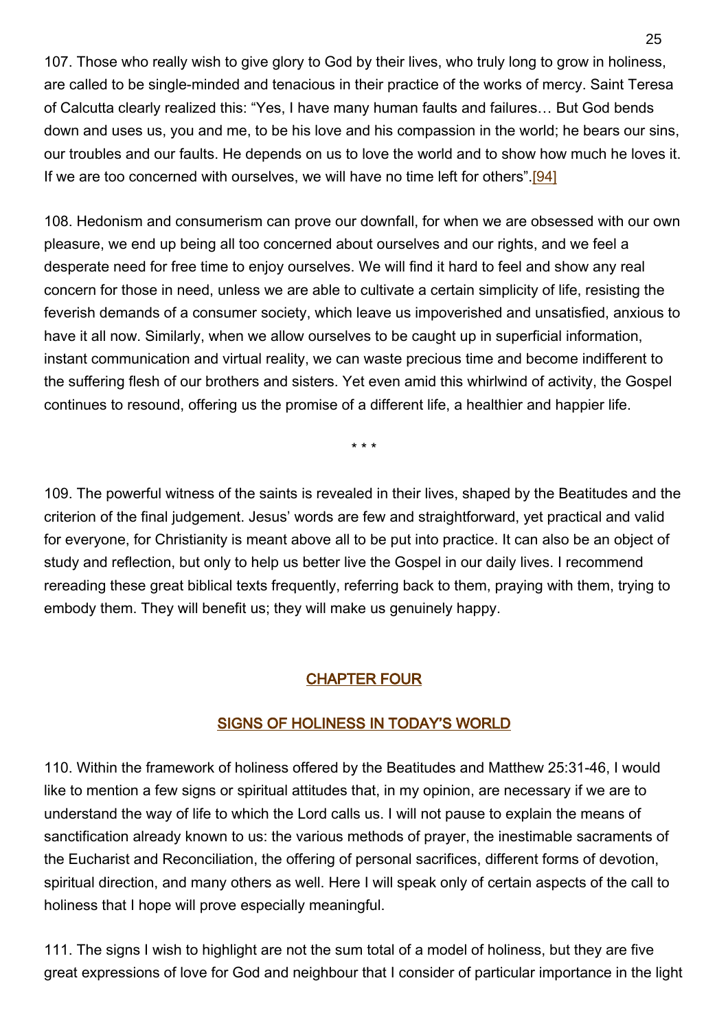107. Those who really wish to give glory to God by their lives, who truly long to grow in holiness, are called to be single-minded and tenacious in their practice of the works of mercy. Saint Teresa of Calcutta clearly realized this: “Yes, I have many human faults and failures… But God bends down and uses us, you and me, to be his love and his compassion in the world; he bears our sins, our troubles and our faults. He depends on us to love the world and to show how much he loves it. If we are too concerned with ourselves, we will have no time left for others”.[94]

108. Hedonism and consumerism can prove our downfall, for when we are obsessed with our own pleasure, we end up being all too concerned about ourselves and our rights, and we feel a desperate need for free time to enjoy ourselves. We will find it hard to feel and show any real concern for those in need, unless we are able to cultivate a certain simplicity of life, resisting the feverish demands of a consumer society, which leave us impoverished and unsatisfied, anxious to have it all now. Similarly, when we allow ourselves to be caught up in superficial information, instant communication and virtual reality, we can waste precious time and become indifferent to the suffering flesh of our brothers and sisters. Yet even amid this whirlwind of activity, the Gospel continues to resound, offering us the promise of a different life, a healthier and happier life.

\* \* \*

109. The powerful witness of the saints is revealed in their lives, shaped by the Beatitudes and the criterion of the final judgement. Jesus’ words are few and straightforward, yet practical and valid for everyone, for Christianity is meant above all to be put into practice. It can also be an object of study and reflection, but only to help us better live the Gospel in our daily lives. I recommend rereading these great biblical texts frequently, referring back to them, praying with them, trying to embody them. They will benefit us; they will make us genuinely happy.

## CHAPTER FOUR

## SIGNS OF HOLINESS IN TODAY’S WORLD

110. Within the framework of holiness offered by the Beatitudes and Matthew 25:31-46, I would like to mention a few signs or spiritual attitudes that, in my opinion, are necessary if we are to understand the way of life to which the Lord calls us. I will not pause to explain the means of sanctification already known to us: the various methods of prayer, the inestimable sacraments of the Eucharist and Reconciliation, the offering of personal sacrifices, different forms of devotion, spiritual direction, and many others as well. Here I will speak only of certain aspects of the call to holiness that I hope will prove especially meaningful.

111. The signs I wish to highlight are not the sum total of a model of holiness, but they are five great expressions of love for God and neighbour that I consider of particular importance in the light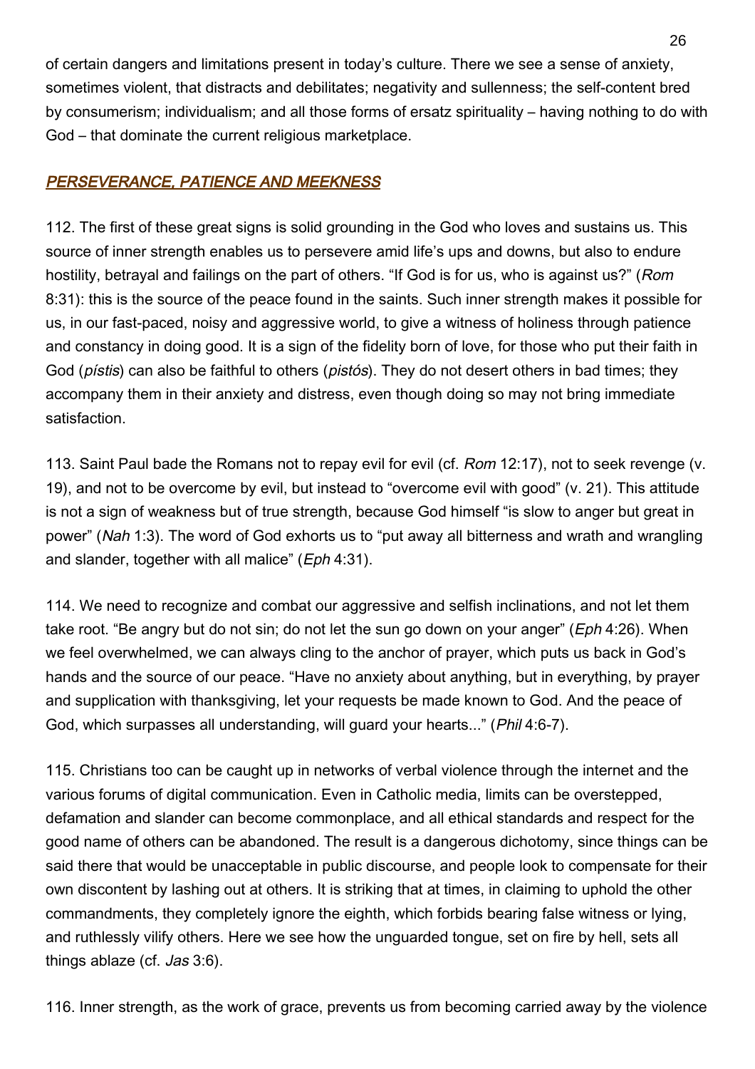of certain dangers and limitations present in today's culture. There we see a sense of anxiety, sometimes violent, that distracts and debilitates; negativity and sullenness; the self-content bred by consumerism; individualism; and all those forms of ersatz spirituality – having nothing to do with God – that dominate the current religious marketplace.

## PERSEVERANCE, PATIENCE AND MEEKNESS

112. The first of these great signs is solid grounding in the God who loves and sustains us. This source of inner strength enables us to persevere amid life's ups and downs, but also to endure hostility, betrayal and failings on the part of others. "If God is for us, who is against us?" (*Rom* 8:31): this is the source of the peace found in the saints. Such inner strength makes it possible for us, in our fast-paced, noisy and aggressive world, to give a witness of holiness through patience and constancy in doing good. It is a sign of the fidelity born of love, for those who put their faith in God (*pístis*) can also be faithful to others (*pistós*). They do not desert others in bad times; they accompany them in their anxiety and distress, even though doing so may not bring immediate satisfaction.

113. Saint Paul bade the Romans not to repay evil for evil (cf. *Rom* 12:17), not to seek revenge (v. 19), and not to be overcome by evil, but instead to "overcome evil with good" (v. 21). This attitude is not a sign of weakness but of true strength, because God himself "is slow to anger but great in power" (*Nah* 1:3). The word of God exhorts us to "put away all bitterness and wrath and wrangling and slander, together with all malice" (*Eph* 4:31).

114. We need to recognize and combat our aggressive and selfish inclinations, and not let them take root. "Be angry but do not sin; do not let the sun go down on your anger" (*Eph* 4:26). When we feel overwhelmed, we can always cling to the anchor of prayer, which puts us back in God's hands and the source of our peace. "Have no anxiety about anything, but in everything, by prayer and supplication with thanksgiving, let your requests be made known to God. And the peace of God, which surpasses all understanding, will guard your hearts..." (*Phil* 4:6-7).

115. Christians too can be caught up in networks of verbal violence through the internet and the various forums of digital communication. Even in Catholic media, limits can be overstepped, defamation and slander can become commonplace, and all ethical standards and respect for the good name of others can be abandoned. The result is a dangerous dichotomy, since things can be said there that would be unacceptable in public discourse, and people look to compensate for their own discontent by lashing out at others. It is striking that at times, in claiming to uphold the other commandments, they completely ignore the eighth, which forbids bearing false witness or lying, and ruthlessly vilify others. Here we see how the unguarded tongue, set on fire by hell, sets all things ablaze (cf. *Jas* 3:6).

116. Inner strength, as the work of grace, prevents us from becoming carried away by the violence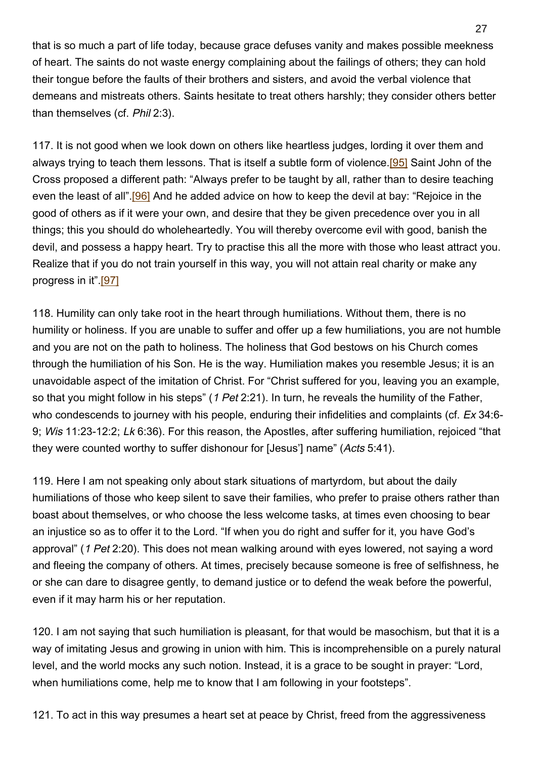that is so much a part of life today, because grace defuses vanity and makes possible meekness of heart. The saints do not waste energy complaining about the failings of others; they can hold their tongue before the faults of their brothers and sisters, and avoid the verbal violence that demeans and mistreats others. Saints hesitate to treat others harshly; they consider others better than themselves (cf. *Phil* 2:3).

117. It is not good when we look down on others like heartless judges, lording it over them and always trying to teach them lessons. That is itself a subtle form of violence.[95] Saint John of the Cross proposed a different path: "Always prefer to be taught by all, rather than to desire teaching even the least of all".[96] And he added advice on how to keep the devil at bay: "Rejoice in the good of others as if it were your own, and desire that they be given precedence over you in all things; this you should do wholeheartedly. You will thereby overcome evil with good, banish the devil, and possess a happy heart. Try to practise this all the more with those who least attract you. Realize that if you do not train yourself in this way, you will not attain real charity or make any progress in it".[97]

118. Humility can only take root in the heart through humiliations. Without them, there is no humility or holiness. If you are unable to suffer and offer up a few humiliations, you are not humble and you are not on the path to holiness. The holiness that God bestows on his Church comes through the humiliation of his Son. He is the way. Humiliation makes you resemble Jesus; it is an unavoidable aspect of the imitation of Christ. For "Christ suffered for you, leaving you an example, so that you might follow in his steps" (*1 Pet* 2:21). In turn, he reveals the humility of the Father, who condescends to journey with his people, enduring their infidelities and complaints (cf. *Ex* 34:6-9; *Wis* 11:23-12:2; *Lk* 6:36). For this reason, the Apostles, after suffering humiliation, rejoiced "that they were counted worthy to suffer dishonour for [Jesus'] name" (*Acts* 5:41).

119. Here I am not speaking only about stark situations of martyrdom, but about the daily humiliations of those who keep silent to save their families, who prefer to praise others rather than boast about themselves, or who choose the less welcome tasks, at times even choosing to bear an injustice so as to offer it to the Lord. "If when you do right and suffer for it, you have God's approval" (*1 Pet* 2:20). This does not mean walking around with eyes lowered, not saying a word and fleeing the company of others. At times, precisely because someone is free of selfishness, he or she can dare to disagree gently, to demand justice or to defend the weak before the powerful, even if it may harm his or her reputation.

120. I am not saying that such humiliation is pleasant, for that would be masochism, but that it is a way of imitating Jesus and growing in union with him. This is incomprehensible on a purely natural level, and the world mocks any such notion. Instead, it is a grace to be sought in prayer: "Lord, when humiliations come, help me to know that I am following in your footsteps".

121. To act in this way presumes a heart set at peace by Christ, freed from the aggressiveness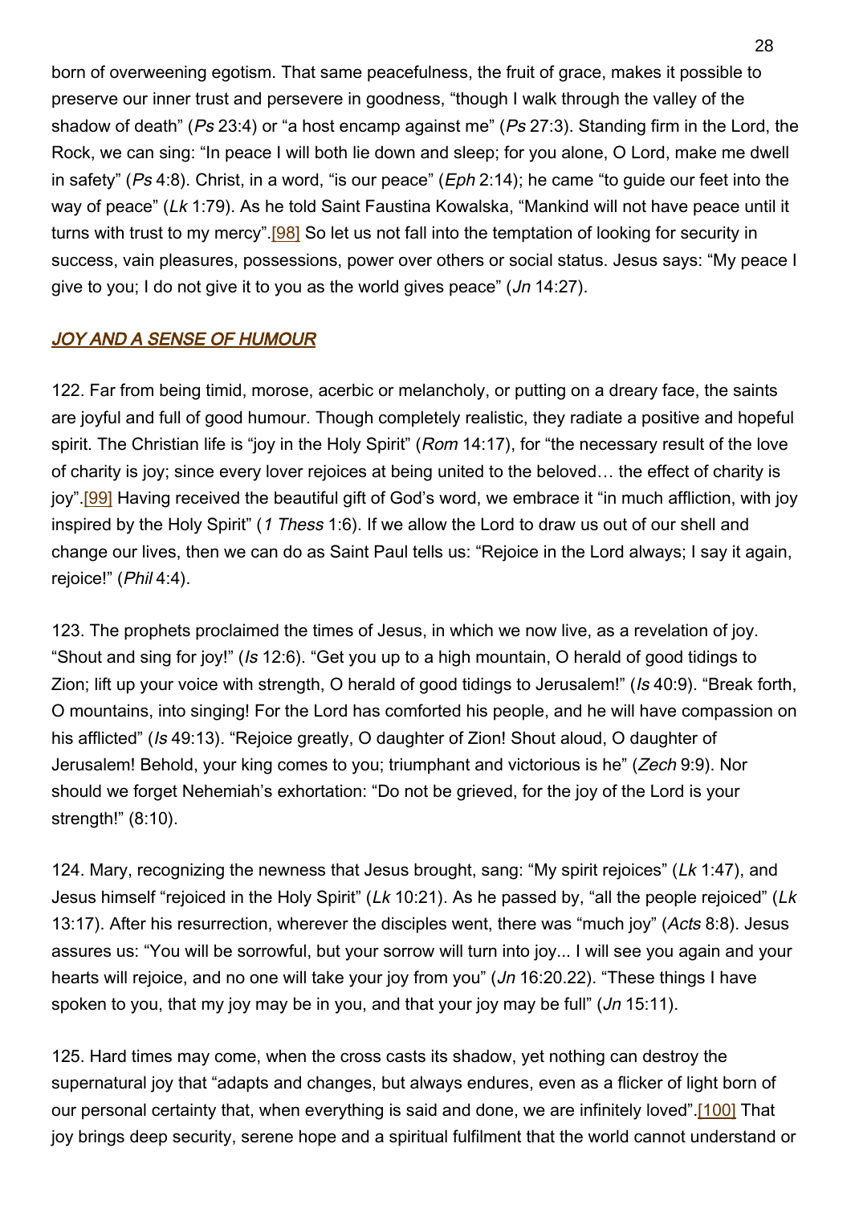born of overweening egotism. That same peacefulness, the fruit of grace, makes it possible to preserve our inner trust and persevere in goodness, "though I walk through the valley of the shadow of death" (*Ps* 23:4) or "a host encamp against me" (*Ps* 27:3). Standing firm in the Lord, the Rock, we can sing: "In peace I will both lie down and sleep; for you alone, O Lord, make me dwell in safety" (*Ps* 4:8). Christ, in a word, "is our peace" (*Eph* 2:14); he came "to guide our feet into the way of peace" (*Lk* 1:79). As he told Saint Faustina Kowalska, "Mankind will not have peace until it turns with trust to my mercy".[98] So let us not fall into the temptation of looking for security in success, vain pleasures, possessions, power over others or social status. Jesus says: "My peace I give to you; I do not give it to you as the world gives peace" (*Jn* 14:27).

## *JOY AND A SENSE OF HUMOUR*

122. Far from being timid, morose, acerbic or melancholy, or putting on a dreary face, the saints are joyful and full of good humour. Though completely realistic, they radiate a positive and hopeful spirit. The Christian life is "joy in the Holy Spirit" (*Rom* 14:17), for "the necessary result of the love of charity is joy; since every lover rejoices at being united to the beloved… the effect of charity is joy".[99] Having received the beautiful gift of God's word, we embrace it "in much affliction, with joy inspired by the Holy Spirit" (*1 Thess* 1:6). If we allow the Lord to draw us out of our shell and change our lives, then we can do as Saint Paul tells us: "Rejoice in the Lord always; I say it again, rejoice!" (*Phil* 4:4).

123. The prophets proclaimed the times of Jesus, in which we now live, as a revelation of joy. "Shout and sing for joy!" (*Is* 12:6). "Get you up to a high mountain, O herald of good tidings to Zion; lift up your voice with strength, O herald of good tidings to Jerusalem!" (*Is* 40:9). "Break forth, O mountains, into singing! For the Lord has comforted his people, and he will have compassion on his afflicted" (*Is* 49:13). "Rejoice greatly, O daughter of Zion! Shout aloud, O daughter of Jerusalem! Behold, your king comes to you; triumphant and victorious is he" (*Zech* 9:9). Nor should we forget Nehemiah's exhortation: "Do not be grieved, for the joy of the Lord is your strength!" (8:10).

124. Mary, recognizing the newness that Jesus brought, sang: "My spirit rejoices" (*Lk* 1:47), and Jesus himself "rejoiced in the Holy Spirit" (*Lk* 10:21). As he passed by, "all the people rejoiced" (*Lk* 13:17). After his resurrection, wherever the disciples went, there was "much joy" (*Acts* 8:8). Jesus assures us: "You will be sorrowful, but your sorrow will turn into joy... I will see you again and your hearts will rejoice, and no one will take your joy from you" (*Jn* 16:20.22). "These things I have spoken to you, that my joy may be in you, and that your joy may be full" (*Jn* 15:11).

125. Hard times may come, when the cross casts its shadow, yet nothing can destroy the supernatural joy that "adapts and changes, but always endures, even as a flicker of light born of our personal certainty that, when everything is said and done, we are infinitely loved".[100] That joy brings deep security, serene hope and a spiritual fulfilment that the world cannot understand or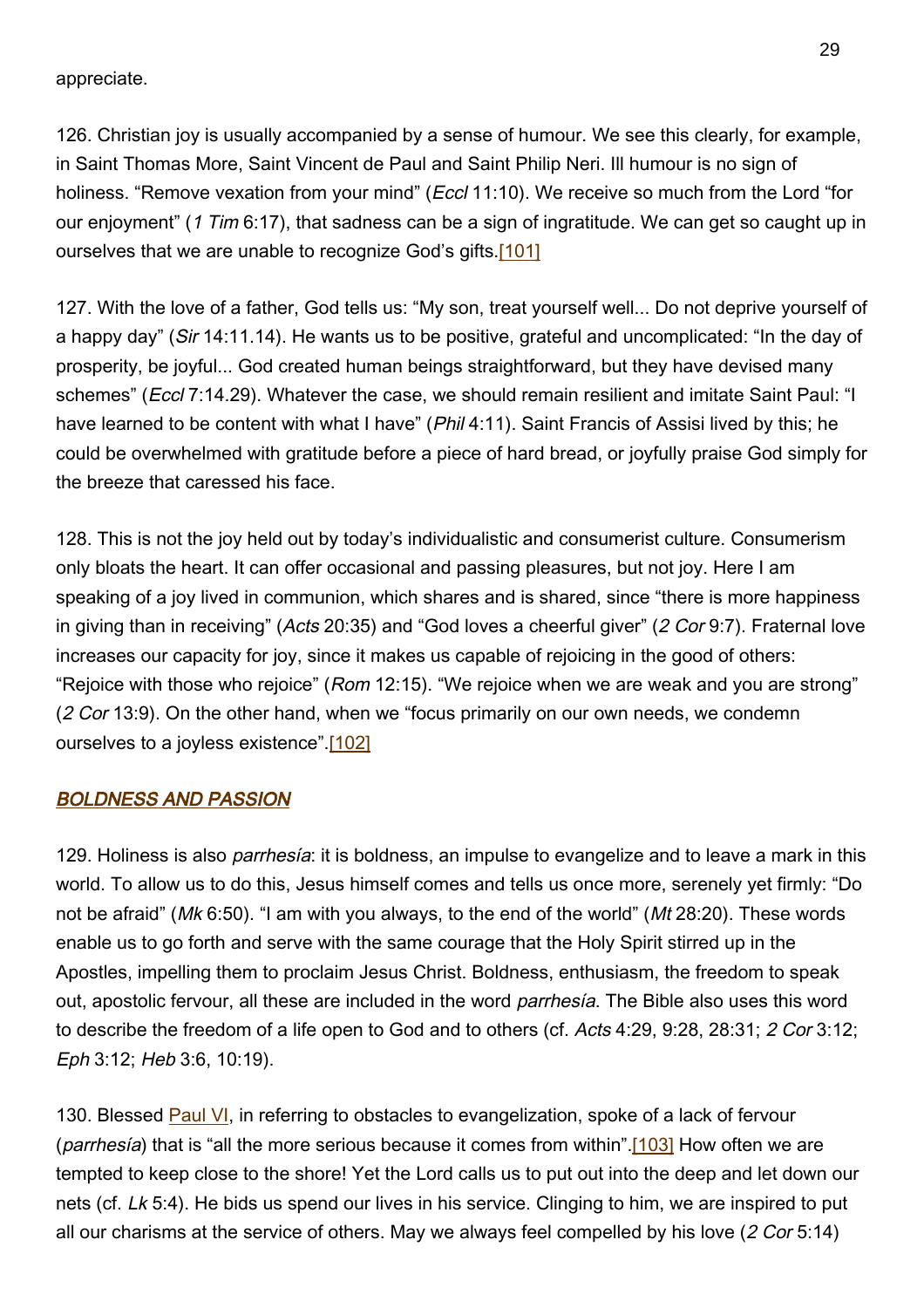appreciate.

126. Christian joy is usually accompanied by a sense of humour. We see this clearly, for example, in Saint Thomas More, Saint Vincent de Paul and Saint Philip Neri. Ill humour is no sign of holiness. “Remove vexation from your mind” (*Eccl* 11:10). We receive so much from the Lord “for our enjoyment” (*1 Tim* 6:17), that sadness can be a sign of ingratitude. We can get so caught up in ourselves that we are unable to recognize God’s gifts.[101]

127. With the love of a father, God tells us: “My son, treat yourself well... Do not deprive yourself of a happy day” (*Sir* 14:11.14). He wants us to be positive, grateful and uncomplicated: “In the day of prosperity, be joyful... God created human beings straightforward, but they have devised many schemes” (*Eccl* 7:14.29). Whatever the case, we should remain resilient and imitate Saint Paul: “I have learned to be content with what I have” (*Phil* 4:11). Saint Francis of Assisi lived by this; he could be overwhelmed with gratitude before a piece of hard bread, or joyfully praise God simply for the breeze that caressed his face.

128. This is not the joy held out by today’s individualistic and consumerist culture. Consumerism only bloats the heart. It can offer occasional and passing pleasures, but not joy. Here I am speaking of a joy lived in communion, which shares and is shared, since “there is more happiness in giving than in receiving” (*Acts* 20:35) and “God loves a cheerful giver” (*2 Cor* 9:7). Fraternal love increases our capacity for joy, since it makes us capable of rejoicing in the good of others: “Rejoice with those who rejoice” (*Rom* 12:15). “We rejoice when we are weak and you are strong” (*2 Cor* 13:9). On the other hand, when we “focus primarily on our own needs, we condemn ourselves to a joyless existence”.[102]

## BOLDNESS AND PASSION

129. Holiness is also *parrhesía*: it is boldness, an impulse to evangelize and to leave a mark in this world. To allow us to do this, Jesus himself comes and tells us once more, serenely yet firmly: “Do not be afraid” (*Mk* 6:50). “I am with you always, to the end of the world” (*Mt* 28:20). These words enable us to go forth and serve with the same courage that the Holy Spirit stirred up in the Apostles, impelling them to proclaim Jesus Christ. Boldness, enthusiasm, the freedom to speak out, apostolic fervour, all these are included in the word *parrhesía*. The Bible also uses this word to describe the freedom of a life open to God and to others (cf. *Acts* 4:29, 9:28, 28:31; *2 Cor* 3:12; *Eph* 3:12; *Heb* 3:6, 10:19).

130. Blessed Paul VI, in referring to obstacles to evangelization, spoke of a lack of fervour (*parrhesía*) that is “all the more serious because it comes from within”.[103] How often we are tempted to keep close to the shore! Yet the Lord calls us to put out into the deep and let down our nets (cf. *Lk* 5:4). He bids us spend our lives in his service. Clinging to him, we are inspired to put all our charisms at the service of others. May we always feel compelled by his love (*2 Cor* 5:14)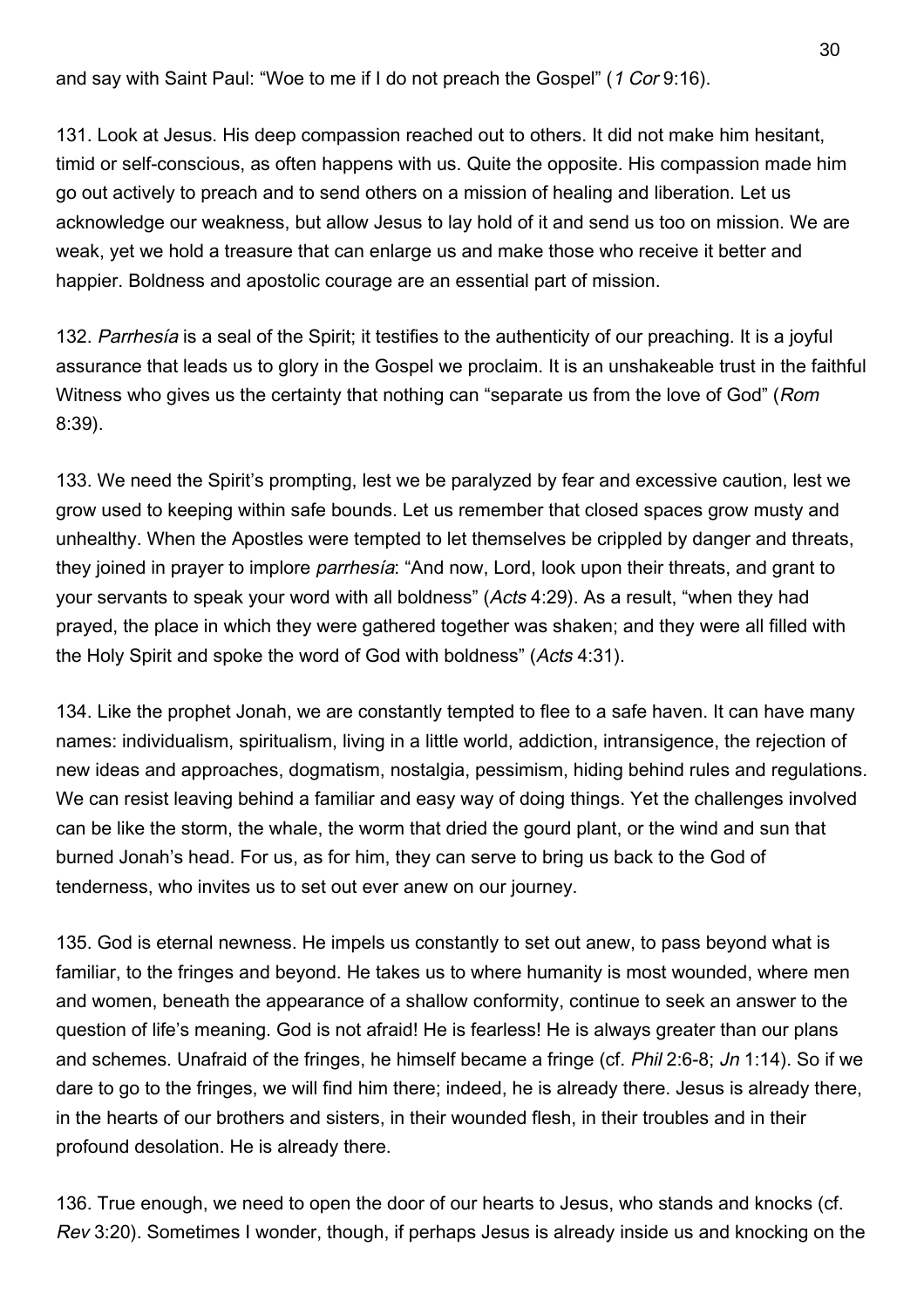and say with Saint Paul: “Woe to me if I do not preach the Gospel” (*1 Cor* 9:16).

131. Look at Jesus. His deep compassion reached out to others. It did not make him hesitant, timid or self-conscious, as often happens with us. Quite the opposite. His compassion made him go out actively to preach and to send others on a mission of healing and liberation. Let us acknowledge our weakness, but allow Jesus to lay hold of it and send us too on mission. We are weak, yet we hold a treasure that can enlarge us and make those who receive it better and happier. Boldness and apostolic courage are an essential part of mission.

132. *Parrhesía* is a seal of the Spirit; it testifies to the authenticity of our preaching. It is a joyful assurance that leads us to glory in the Gospel we proclaim. It is an unshakeable trust in the faithful Witness who gives us the certainty that nothing can “separate us from the love of God” (*Rom* 8:39).

133. We need the Spirit’s prompting, lest we be paralyzed by fear and excessive caution, lest we grow used to keeping within safe bounds. Let us remember that closed spaces grow musty and unhealthy. When the Apostles were tempted to let themselves be crippled by danger and threats, they joined in prayer to implore *parrhesía*: “And now, Lord, look upon their threats, and grant to your servants to speak your word with all boldness” (*Acts* 4:29). As a result, “when they had prayed, the place in which they were gathered together was shaken; and they were all filled with the Holy Spirit and spoke the word of God with boldness” (*Acts* 4:31).

134. Like the prophet Jonah, we are constantly tempted to flee to a safe haven. It can have many names: individualism, spiritualism, living in a little world, addiction, intransigence, the rejection of new ideas and approaches, dogmatism, nostalgia, pessimism, hiding behind rules and regulations. We can resist leaving behind a familiar and easy way of doing things. Yet the challenges involved can be like the storm, the whale, the worm that dried the gourd plant, or the wind and sun that burned Jonah’s head. For us, as for him, they can serve to bring us back to the God of tenderness, who invites us to set out ever anew on our journey.

135. God is eternal newness. He impels us constantly to set out anew, to pass beyond what is familiar, to the fringes and beyond. He takes us to where humanity is most wounded, where men and women, beneath the appearance of a shallow conformity, continue to seek an answer to the question of life’s meaning. God is not afraid! He is fearless! He is always greater than our plans and schemes. Unafraid of the fringes, he himself became a fringe (cf. *Phil* 2:6-8; *Jn* 1:14). So if we dare to go to the fringes, we will find him there; indeed, he is already there. Jesus is already there, in the hearts of our brothers and sisters, in their wounded flesh, in their troubles and in their profound desolation. He is already there.

136. True enough, we need to open the door of our hearts to Jesus, who stands and knocks (cf. *Rev* 3:20). Sometimes I wonder, though, if perhaps Jesus is already inside us and knocking on the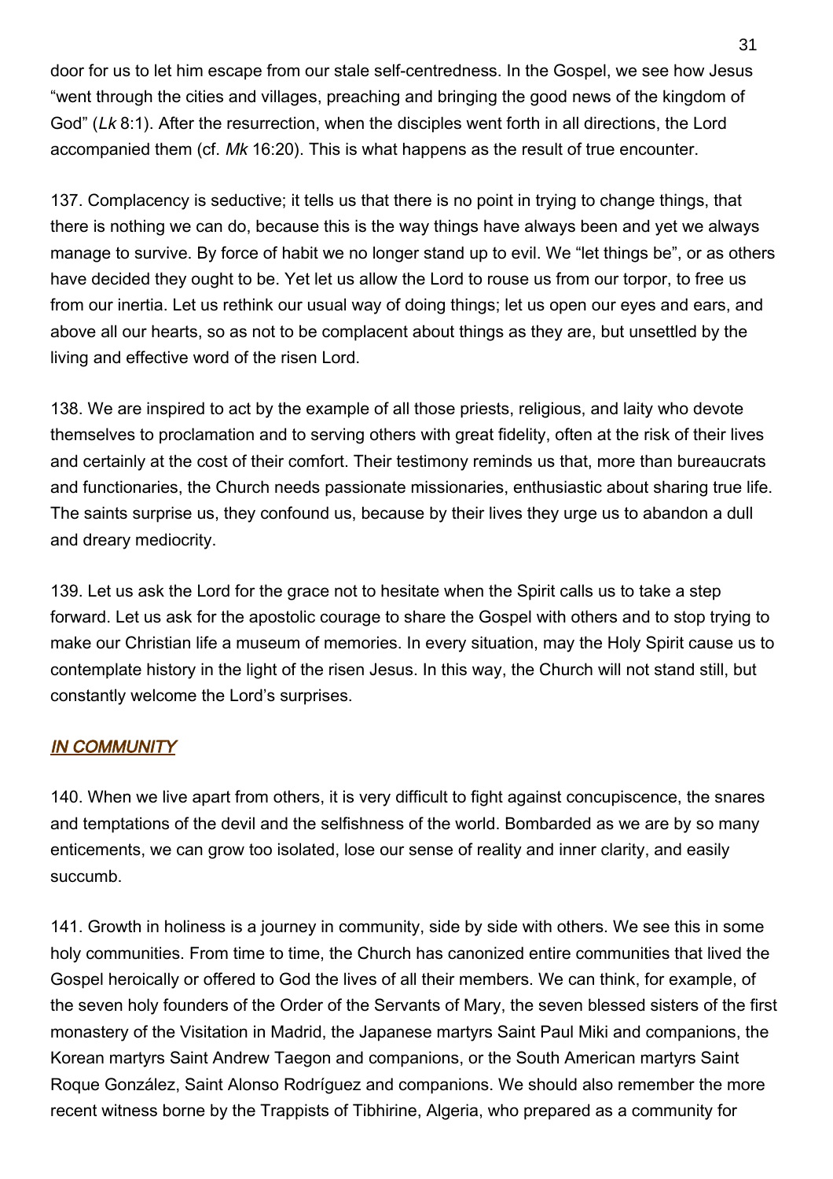door for us to let him escape from our stale self-centredness. In the Gospel, we see how Jesus "went through the cities and villages, preaching and bringing the good news of the kingdom of God" (*Lk* 8:1). After the resurrection, when the disciples went forth in all directions, the Lord accompanied them (cf. *Mk* 16:20). This is what happens as the result of true encounter.

137. Complacency is seductive; it tells us that there is no point in trying to change things, that there is nothing we can do, because this is the way things have always been and yet we always manage to survive. By force of habit we no longer stand up to evil. We "let things be", or as others have decided they ought to be. Yet let us allow the Lord to rouse us from our torpor, to free us from our inertia. Let us rethink our usual way of doing things; let us open our eyes and ears, and above all our hearts, so as not to be complacent about things as they are, but unsettled by the living and effective word of the risen Lord.

138. We are inspired to act by the example of all those priests, religious, and laity who devote themselves to proclamation and to serving others with great fidelity, often at the risk of their lives and certainly at the cost of their comfort. Their testimony reminds us that, more than bureaucrats and functionaries, the Church needs passionate missionaries, enthusiastic about sharing true life. The saints surprise us, they confound us, because by their lives they urge us to abandon a dull and dreary mediocrity.

139. Let us ask the Lord for the grace not to hesitate when the Spirit calls us to take a step forward. Let us ask for the apostolic courage to share the Gospel with others and to stop trying to make our Christian life a museum of memories. In every situation, may the Holy Spirit cause us to contemplate history in the light of the risen Jesus. In this way, the Church will not stand still, but constantly welcome the Lord's surprises.

## *IN COMMUNITY*

140. When we live apart from others, it is very difficult to fight against concupiscence, the snares and temptations of the devil and the selfishness of the world. Bombarded as we are by so many enticements, we can grow too isolated, lose our sense of reality and inner clarity, and easily succumb.

141. Growth in holiness is a journey in community, side by side with others. We see this in some holy communities. From time to time, the Church has canonized entire communities that lived the Gospel heroically or offered to God the lives of all their members. We can think, for example, of the seven holy founders of the Order of the Servants of Mary, the seven blessed sisters of the first monastery of the Visitation in Madrid, the Japanese martyrs Saint Paul Miki and companions, the Korean martyrs Saint Andrew Taegon and companions, or the South American martyrs Saint Roque González, Saint Alonso Rodríguez and companions. We should also remember the more recent witness borne by the Trappists of Tibhirine, Algeria, who prepared as a community for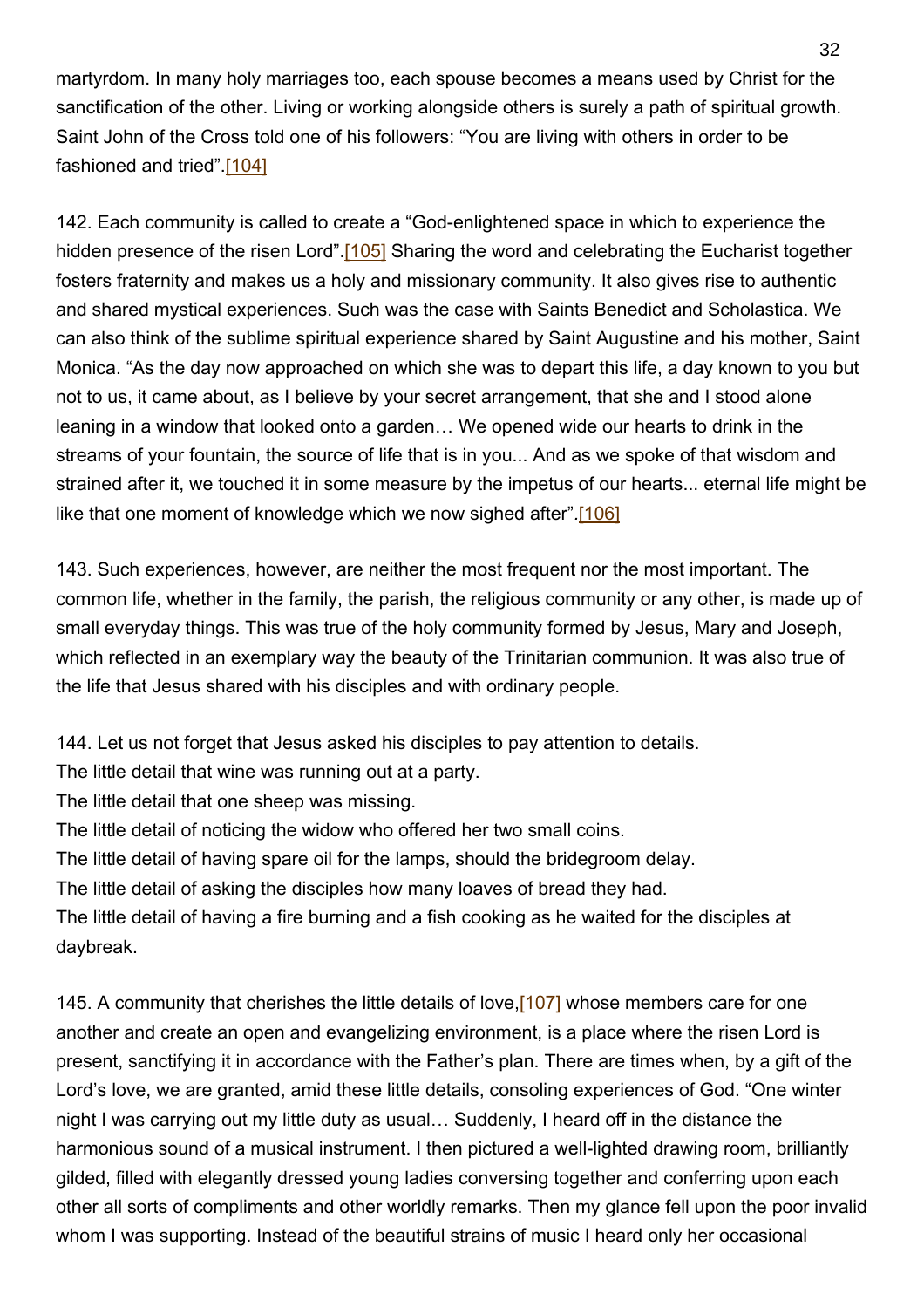martyrdom. In many holy marriages too, each spouse becomes a means used by Christ for the sanctification of the other. Living or working alongside others is surely a path of spiritual growth. Saint John of the Cross told one of his followers: "You are living with others in order to be fashioned and tried".[104]

142. Each community is called to create a "God-enlightened space in which to experience the hidden presence of the risen Lord".[105] Sharing the word and celebrating the Eucharist together fosters fraternity and makes us a holy and missionary community. It also gives rise to authentic and shared mystical experiences. Such was the case with Saints Benedict and Scholastica. We can also think of the sublime spiritual experience shared by Saint Augustine and his mother, Saint Monica. "As the day now approached on which she was to depart this life, a day known to you but not to us, it came about, as I believe by your secret arrangement, that she and I stood alone leaning in a window that looked onto a garden… We opened wide our hearts to drink in the streams of your fountain, the source of life that is in you... And as we spoke of that wisdom and strained after it, we touched it in some measure by the impetus of our hearts... eternal life might be like that one moment of knowledge which we now sighed after".[106]

143. Such experiences, however, are neither the most frequent nor the most important. The common life, whether in the family, the parish, the religious community or any other, is made up of small everyday things. This was true of the holy community formed by Jesus, Mary and Joseph, which reflected in an exemplary way the beauty of the Trinitarian communion. It was also true of the life that Jesus shared with his disciples and with ordinary people.

144. Let us not forget that Jesus asked his disciples to pay attention to details.
The little detail that wine was running out at a party.
The little detail that one sheep was missing.
The little detail of noticing the widow who offered her two small coins.
The little detail of having spare oil for the lamps, should the bridegroom delay.
The little detail of asking the disciples how many loaves of bread they had.
The little detail of having a fire burning and a fish cooking as he waited for the disciples at daybreak.

145. A community that cherishes the little details of love,[107] whose members care for one another and create an open and evangelizing environment, is a place where the risen Lord is present, sanctifying it in accordance with the Father's plan. There are times when, by a gift of the Lord's love, we are granted, amid these little details, consoling experiences of God. "One winter night I was carrying out my little duty as usual… Suddenly, I heard off in the distance the harmonious sound of a musical instrument. I then pictured a well-lighted drawing room, brilliantly gilded, filled with elegantly dressed young ladies conversing together and conferring upon each other all sorts of compliments and other worldly remarks. Then my glance fell upon the poor invalid whom I was supporting. Instead of the beautiful strains of music I heard only her occasional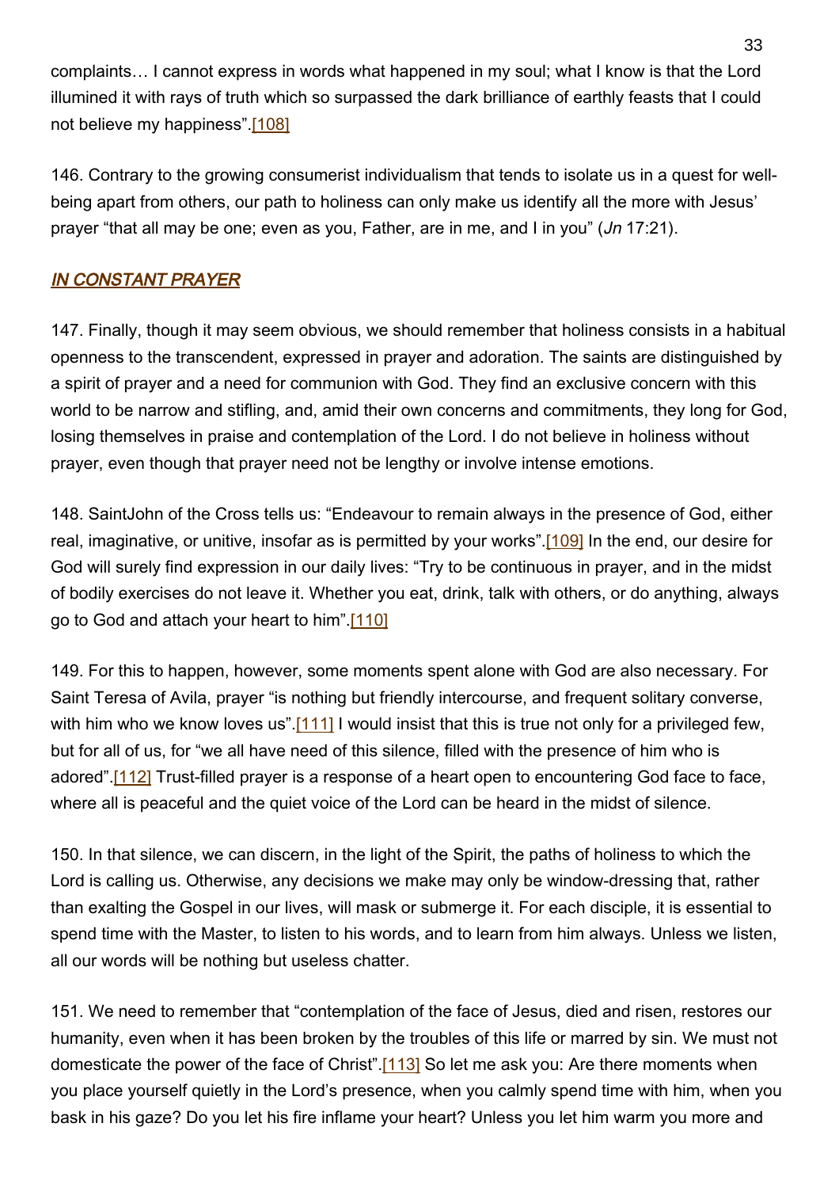complaints… I cannot express in words what happened in my soul; what I know is that the Lord illumined it with rays of truth which so surpassed the dark brilliance of earthly feasts that I could not believe my happiness”.[108]

146. Contrary to the growing consumerist individualism that tends to isolate us in a quest for well-being apart from others, our path to holiness can only make us identify all the more with Jesus' prayer “that all may be one; even as you, Father, are in me, and I in you” (*Jn* 17:21).

## *IN CONSTANT PRAYER*

147. Finally, though it may seem obvious, we should remember that holiness consists in a habitual openness to the transcendent, expressed in prayer and adoration. The saints are distinguished by a spirit of prayer and a need for communion with God. They find an exclusive concern with this world to be narrow and stifling, and, amid their own concerns and commitments, they long for God, losing themselves in praise and contemplation of the Lord. I do not believe in holiness without prayer, even though that prayer need not be lengthy or involve intense emotions.

148. SaintJohn of the Cross tells us: “Endeavour to remain always in the presence of God, either real, imaginative, or unitive, insofar as is permitted by your works”.[109] In the end, our desire for God will surely find expression in our daily lives: “Try to be continuous in prayer, and in the midst of bodily exercises do not leave it. Whether you eat, drink, talk with others, or do anything, always go to God and attach your heart to him”.[110]

149. For this to happen, however, some moments spent alone with God are also necessary. For Saint Teresa of Avila, prayer “is nothing but friendly intercourse, and frequent solitary converse, with him who we know loves us”.[111] I would insist that this is true not only for a privileged few, but for all of us, for “we all have need of this silence, filled with the presence of him who is adored”.[112] Trust-filled prayer is a response of a heart open to encountering God face to face, where all is peaceful and the quiet voice of the Lord can be heard in the midst of silence.

150. In that silence, we can discern, in the light of the Spirit, the paths of holiness to which the Lord is calling us. Otherwise, any decisions we make may only be window-dressing that, rather than exalting the Gospel in our lives, will mask or submerge it. For each disciple, it is essential to spend time with the Master, to listen to his words, and to learn from him always. Unless we listen, all our words will be nothing but useless chatter.

151. We need to remember that “contemplation of the face of Jesus, died and risen, restores our humanity, even when it has been broken by the troubles of this life or marred by sin. We must not domesticate the power of the face of Christ”.[113] So let me ask you: Are there moments when you place yourself quietly in the Lord's presence, when you calmly spend time with him, when you bask in his gaze? Do you let his fire inflame your heart? Unless you let him warm you more and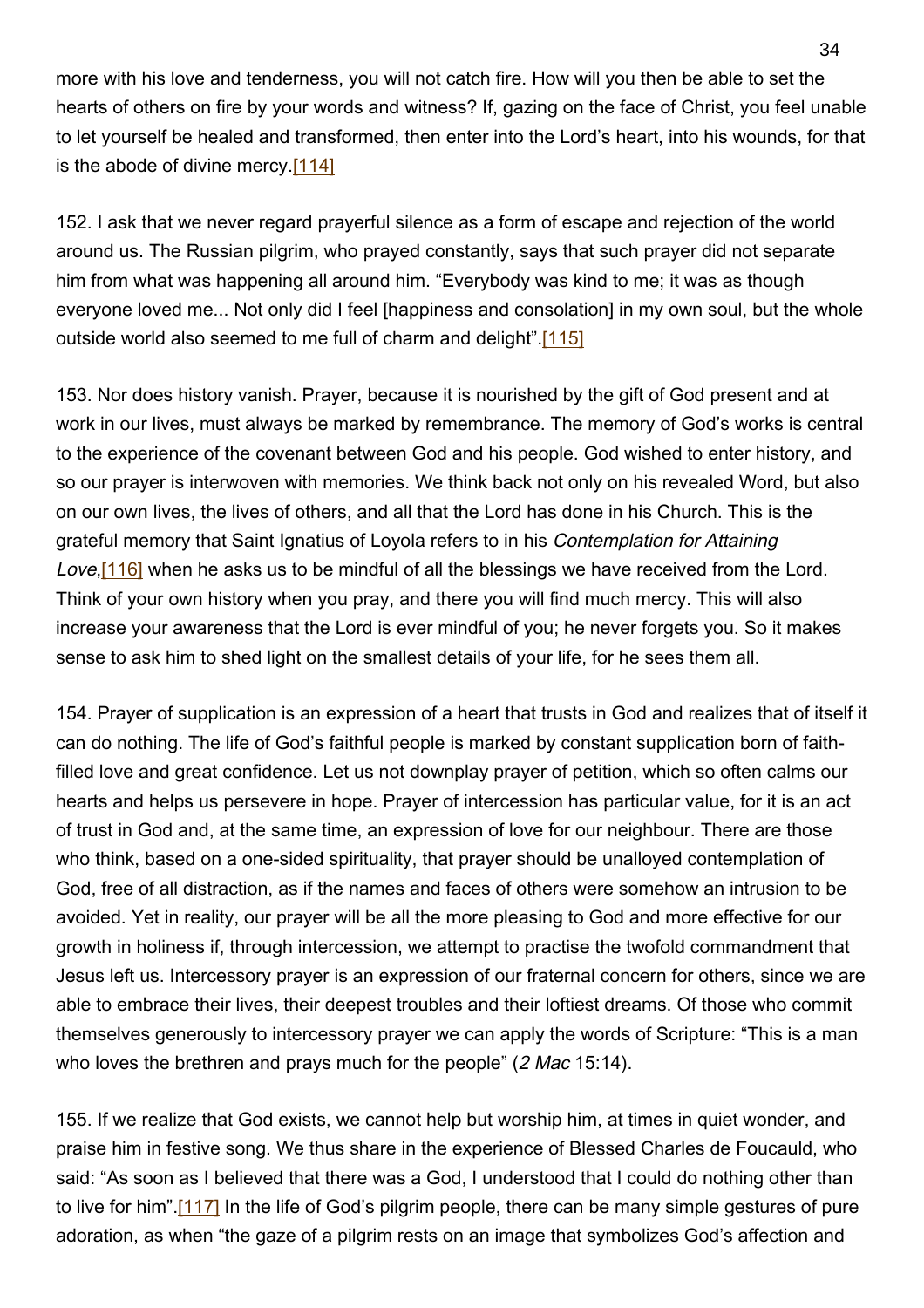more with his love and tenderness, you will not catch fire. How will you then be able to set the hearts of others on fire by your words and witness? If, gazing on the face of Christ, you feel unable to let yourself be healed and transformed, then enter into the Lord's heart, into his wounds, for that is the abode of divine mercy.[114]

152. I ask that we never regard prayerful silence as a form of escape and rejection of the world around us. The Russian pilgrim, who prayed constantly, says that such prayer did not separate him from what was happening all around him. "Everybody was kind to me; it was as though everyone loved me... Not only did I feel [happiness and consolation] in my own soul, but the whole outside world also seemed to me full of charm and delight".[115]

153. Nor does history vanish. Prayer, because it is nourished by the gift of God present and at work in our lives, must always be marked by remembrance. The memory of God's works is central to the experience of the covenant between God and his people. God wished to enter history, and so our prayer is interwoven with memories. We think back not only on his revealed Word, but also on our own lives, the lives of others, and all that the Lord has done in his Church. This is the grateful memory that Saint Ignatius of Loyola refers to in his *Contemplation for Attaining Love*,[116] when he asks us to be mindful of all the blessings we have received from the Lord. Think of your own history when you pray, and there you will find much mercy. This will also increase your awareness that the Lord is ever mindful of you; he never forgets you. So it makes sense to ask him to shed light on the smallest details of your life, for he sees them all.

154. Prayer of supplication is an expression of a heart that trusts in God and realizes that of itself it can do nothing. The life of God's faithful people is marked by constant supplication born of faith-filled love and great confidence. Let us not downplay prayer of petition, which so often calms our hearts and helps us persevere in hope. Prayer of intercession has particular value, for it is an act of trust in God and, at the same time, an expression of love for our neighbour. There are those who think, based on a one-sided spirituality, that prayer should be unalloyed contemplation of God, free of all distraction, as if the names and faces of others were somehow an intrusion to be avoided. Yet in reality, our prayer will be all the more pleasing to God and more effective for our growth in holiness if, through intercession, we attempt to practise the twofold commandment that Jesus left us. Intercessory prayer is an expression of our fraternal concern for others, since we are able to embrace their lives, their deepest troubles and their loftiest dreams. Of those who commit themselves generously to intercessory prayer we can apply the words of Scripture: "This is a man who loves the brethren and prays much for the people" (*2 Mac* 15:14).

155. If we realize that God exists, we cannot help but worship him, at times in quiet wonder, and praise him in festive song. We thus share in the experience of Blessed Charles de Foucauld, who said: "As soon as I believed that there was a God, I understood that I could do nothing other than to live for him".[117] In the life of God's pilgrim people, there can be many simple gestures of pure adoration, as when "the gaze of a pilgrim rests on an image that symbolizes God's affection and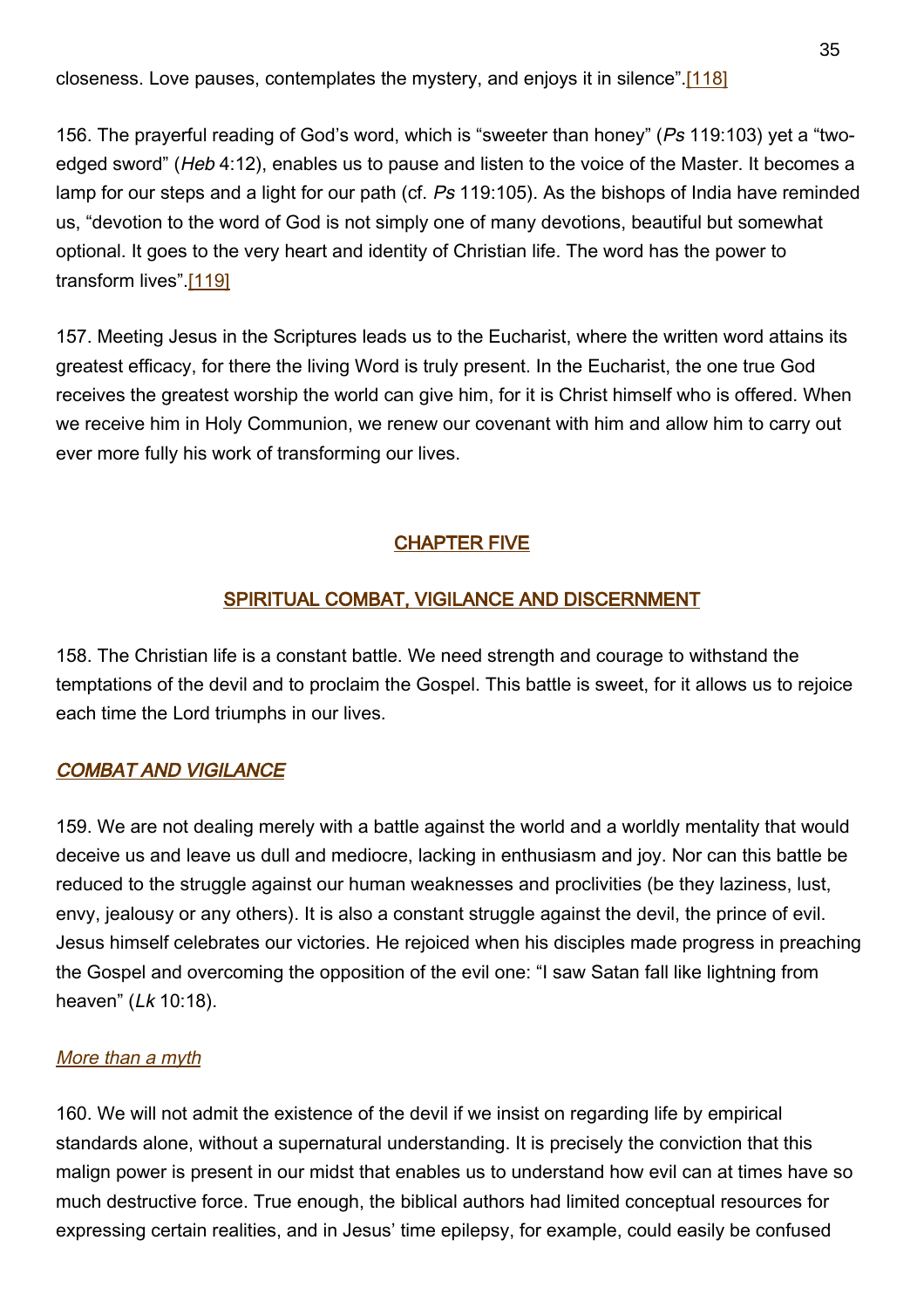closeness. Love pauses, contemplates the mystery, and enjoys it in silence”.[118]

156. The prayerful reading of God’s word, which is “sweeter than honey” (*Ps* 119:103) yet a “two-edged sword” (*Heb* 4:12), enables us to pause and listen to the voice of the Master. It becomes a lamp for our steps and a light for our path (cf. *Ps* 119:105). As the bishops of India have reminded us, “devotion to the word of God is not simply one of many devotions, beautiful but somewhat optional. It goes to the very heart and identity of Christian life. The word has the power to transform lives”.[119]

157. Meeting Jesus in the Scriptures leads us to the Eucharist, where the written word attains its greatest efficacy, for there the living Word is truly present. In the Eucharist, the one true God receives the greatest worship the world can give him, for it is Christ himself who is offered. When we receive him in Holy Communion, we renew our covenant with him and allow him to carry out ever more fully his work of transforming our lives.

## CHAPTER FIVE

## SPIRITUAL COMBAT, VIGILANCE AND DISCERNMENT

158. The Christian life is a constant battle. We need strength and courage to withstand the temptations of the devil and to proclaim the Gospel. This battle is sweet, for it allows us to rejoice each time the Lord triumphs in our lives.

### *COMBAT AND VIGILANCE*

159. We are not dealing merely with a battle against the world and a worldly mentality that would deceive us and leave us dull and mediocre, lacking in enthusiasm and joy. Nor can this battle be reduced to the struggle against our human weaknesses and proclivities (be they laziness, lust, envy, jealousy or any others). It is also a constant struggle against the devil, the prince of evil. Jesus himself celebrates our victories. He rejoiced when his disciples made progress in preaching the Gospel and overcoming the opposition of the evil one: “I saw Satan fall like lightning from heaven” (*Lk* 10:18).

#### *More than a myth*

160. We will not admit the existence of the devil if we insist on regarding life by empirical standards alone, without a supernatural understanding. It is precisely the conviction that this malign power is present in our midst that enables us to understand how evil can at times have so much destructive force. True enough, the biblical authors had limited conceptual resources for expressing certain realities, and in Jesus’ time epilepsy, for example, could easily be confused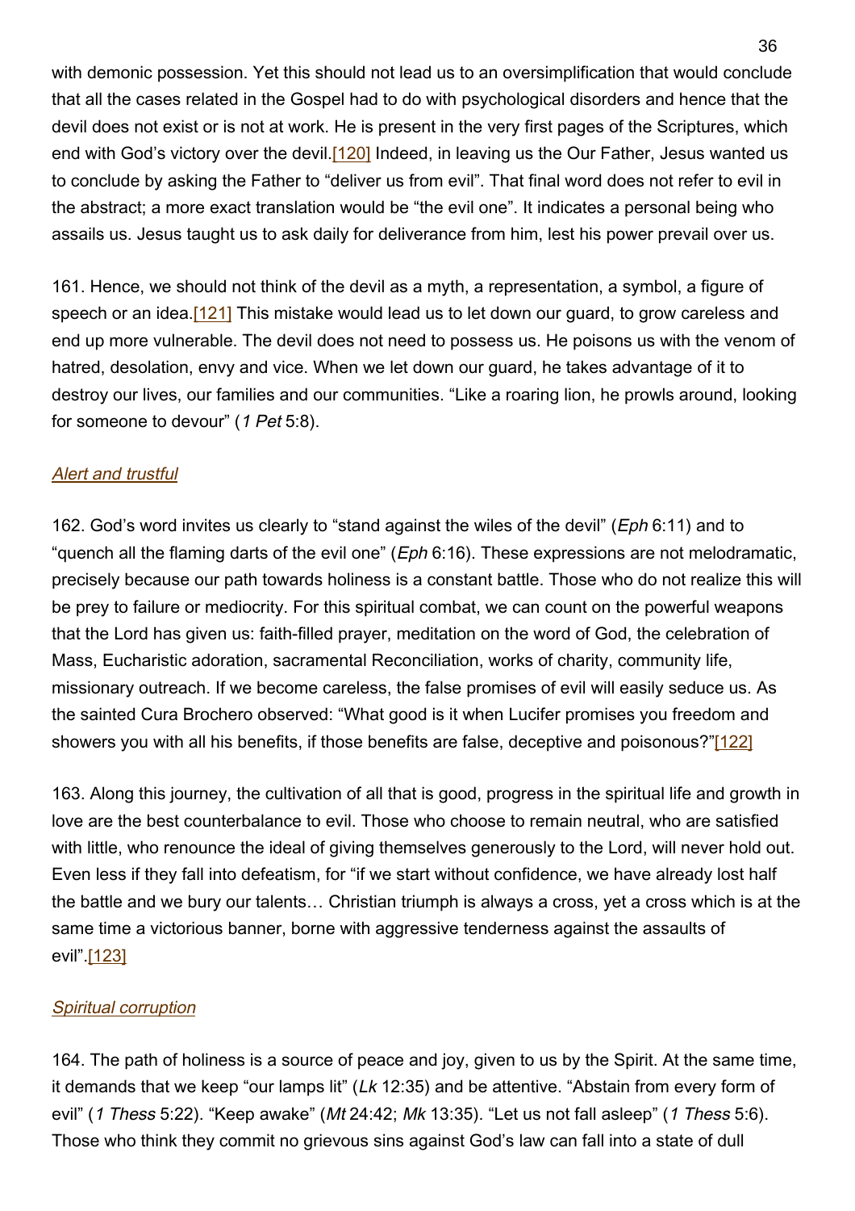with demonic possession. Yet this should not lead us to an oversimplification that would conclude that all the cases related in the Gospel had to do with psychological disorders and hence that the devil does not exist or is not at work. He is present in the very first pages of the Scriptures, which end with God's victory over the devil.[120] Indeed, in leaving us the Our Father, Jesus wanted us to conclude by asking the Father to "deliver us from evil". That final word does not refer to evil in the abstract; a more exact translation would be "the evil one". It indicates a personal being who assails us. Jesus taught us to ask daily for deliverance from him, lest his power prevail over us.

161. Hence, we should not think of the devil as a myth, a representation, a symbol, a figure of speech or an idea.[121] This mistake would lead us to let down our guard, to grow careless and end up more vulnerable. The devil does not need to possess us. He poisons us with the venom of hatred, desolation, envy and vice. When we let down our guard, he takes advantage of it to destroy our lives, our families and our communities. "Like a roaring lion, he prowls around, looking for someone to devour" (*1 Pet* 5:8).

### *Alert and trustful*

162. God's word invites us clearly to "stand against the wiles of the devil" (*Eph* 6:11) and to "quench all the flaming darts of the evil one" (*Eph* 6:16). These expressions are not melodramatic, precisely because our path towards holiness is a constant battle. Those who do not realize this will be prey to failure or mediocrity. For this spiritual combat, we can count on the powerful weapons that the Lord has given us: faith-filled prayer, meditation on the word of God, the celebration of Mass, Eucharistic adoration, sacramental Reconciliation, works of charity, community life, missionary outreach. If we become careless, the false promises of evil will easily seduce us. As the sainted Cura Brochero observed: "What good is it when Lucifer promises you freedom and showers you with all his benefits, if those benefits are false, deceptive and poisonous?"[122]

163. Along this journey, the cultivation of all that is good, progress in the spiritual life and growth in love are the best counterbalance to evil. Those who choose to remain neutral, who are satisfied with little, who renounce the ideal of giving themselves generously to the Lord, will never hold out. Even less if they fall into defeatism, for "if we start without confidence, we have already lost half the battle and we bury our talents… Christian triumph is always a cross, yet a cross which is at the same time a victorious banner, borne with aggressive tenderness against the assaults of evil".[123]

### *Spiritual corruption*

164. The path of holiness is a source of peace and joy, given to us by the Spirit. At the same time, it demands that we keep "our lamps lit" (*Lk* 12:35) and be attentive. "Abstain from every form of evil" (*1 Thess* 5:22). "Keep awake" (*Mt* 24:42; *Mk* 13:35). "Let us not fall asleep" (*1 Thess* 5:6). Those who think they commit no grievous sins against God's law can fall into a state of dull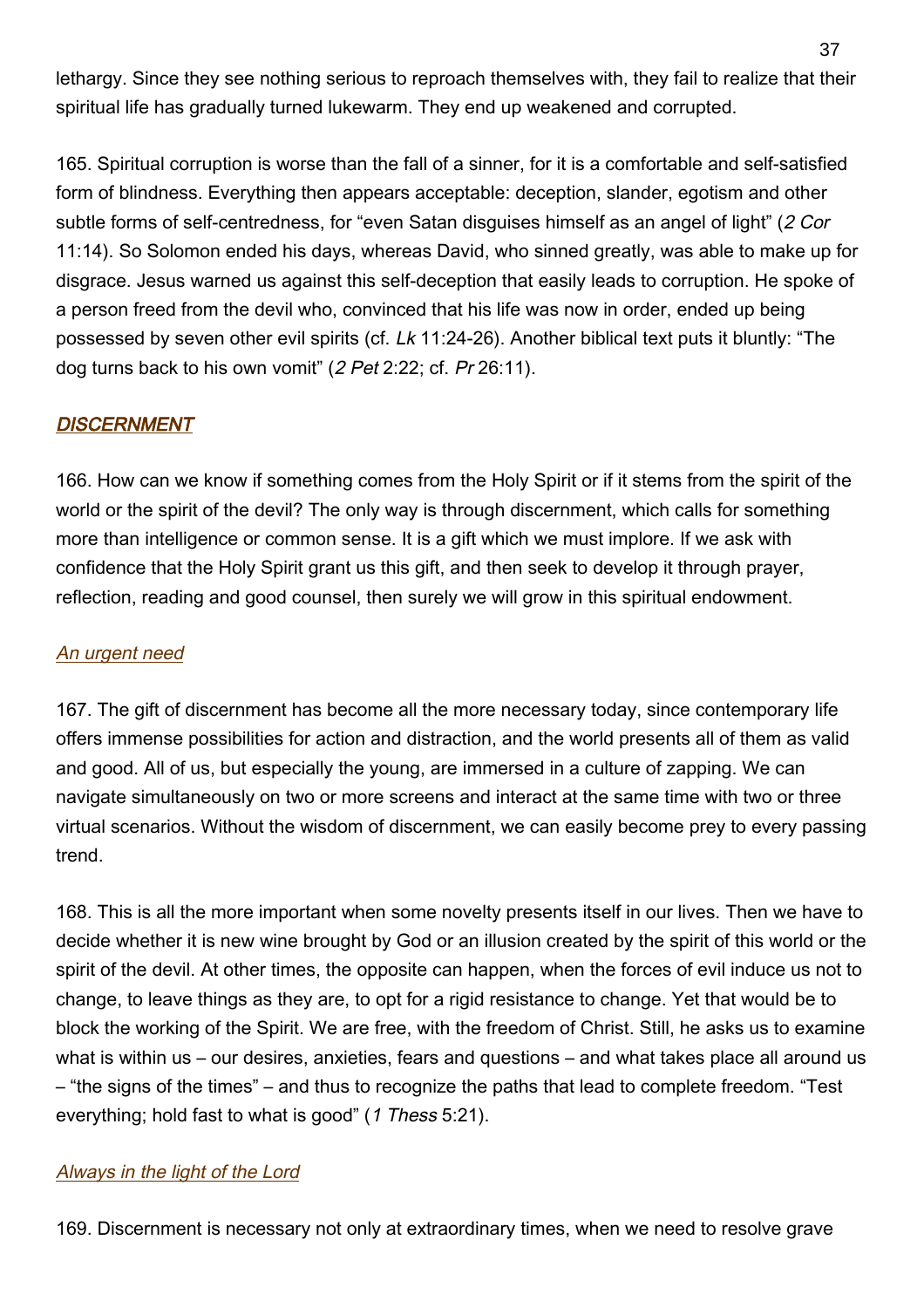lethargy. Since they see nothing serious to reproach themselves with, they fail to realize that their spiritual life has gradually turned lukewarm. They end up weakened and corrupted.

165. Spiritual corruption is worse than the fall of a sinner, for it is a comfortable and self-satisfied form of blindness. Everything then appears acceptable: deception, slander, egotism and other subtle forms of self-centredness, for “even Satan disguises himself as an angel of light” (*2 Cor* 11:14). So Solomon ended his days, whereas David, who sinned greatly, was able to make up for disgrace. Jesus warned us against this self-deception that easily leads to corruption. He spoke of a person freed from the devil who, convinced that his life was now in order, ended up being possessed by seven other evil spirits (cf. *Lk* 11:24-26). Another biblical text puts it bluntly: “The dog turns back to his own vomit” (*2 Pet* 2:22; cf. *Pr* 26:11).

## ***DISCERNMENT***

166. How can we know if something comes from the Holy Spirit or if it stems from the spirit of the world or the spirit of the devil? The only way is through discernment, which calls for something more than intelligence or common sense. It is a gift which we must implore. If we ask with confidence that the Holy Spirit grant us this gift, and then seek to develop it through prayer, reflection, reading and good counsel, then surely we will grow in this spiritual endowment.

### *An urgent need*

167. The gift of discernment has become all the more necessary today, since contemporary life offers immense possibilities for action and distraction, and the world presents all of them as valid and good. All of us, but especially the young, are immersed in a culture of zapping. We can navigate simultaneously on two or more screens and interact at the same time with two or three virtual scenarios. Without the wisdom of discernment, we can easily become prey to every passing trend.

168. This is all the more important when some novelty presents itself in our lives. Then we have to decide whether it is new wine brought by God or an illusion created by the spirit of this world or the spirit of the devil. At other times, the opposite can happen, when the forces of evil induce us not to change, to leave things as they are, to opt for a rigid resistance to change. Yet that would be to block the working of the Spirit. We are free, with the freedom of Christ. Still, he asks us to examine what is within us – our desires, anxieties, fears and questions – and what takes place all around us – “the signs of the times” – and thus to recognize the paths that lead to complete freedom. “Test everything; hold fast to what is good” (*1 Thess* 5:21).

### *Always in the light of the Lord*

169. Discernment is necessary not only at extraordinary times, when we need to resolve grave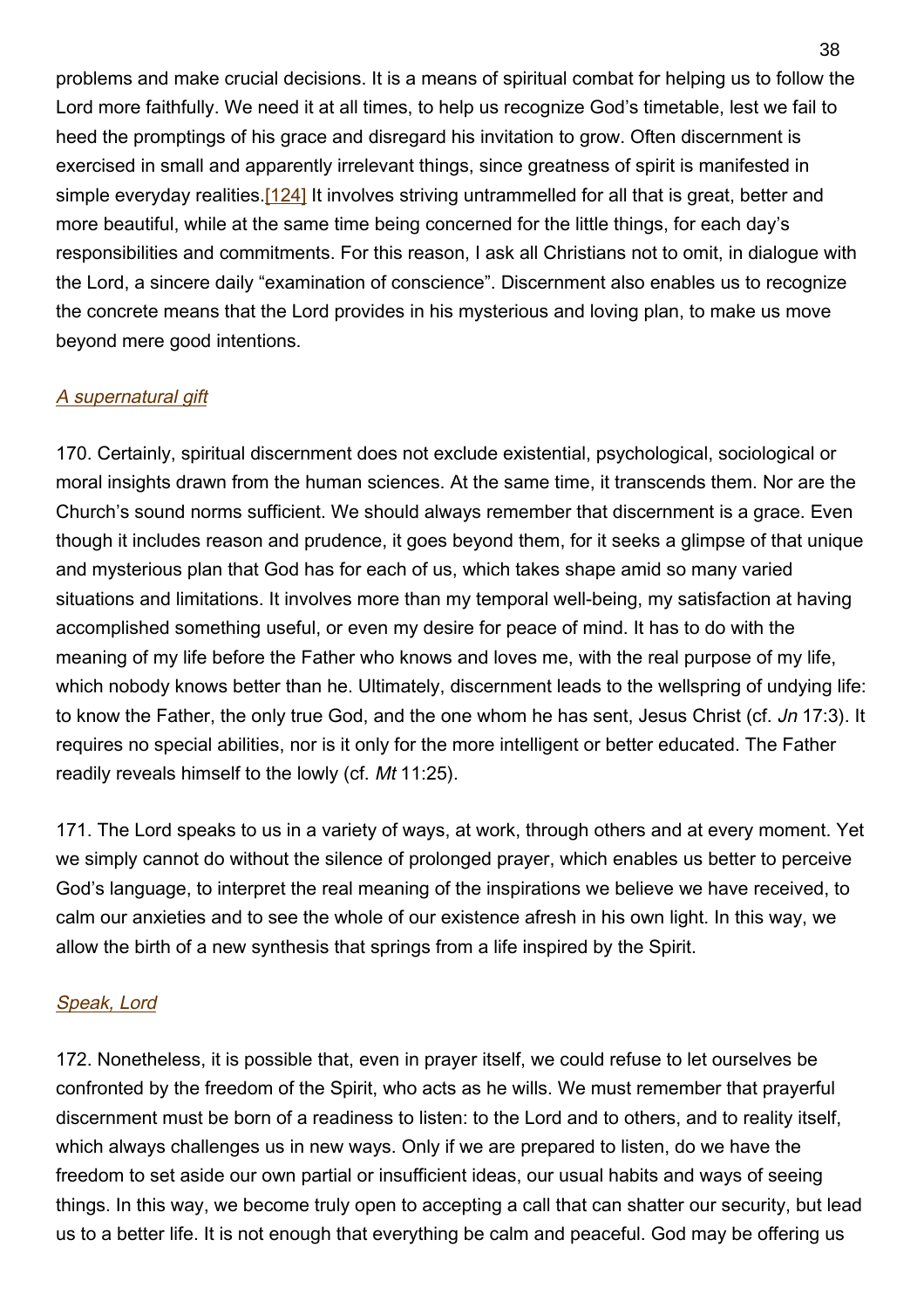problems and make crucial decisions. It is a means of spiritual combat for helping us to follow the Lord more faithfully. We need it at all times, to help us recognize God's timetable, lest we fail to heed the promptings of his grace and disregard his invitation to grow. Often discernment is exercised in small and apparently irrelevant things, since greatness of spirit is manifested in simple everyday realities.[124] It involves striving untrammelled for all that is great, better and more beautiful, while at the same time being concerned for the little things, for each day's responsibilities and commitments. For this reason, I ask all Christians not to omit, in dialogue with the Lord, a sincere daily "examination of conscience". Discernment also enables us to recognize the concrete means that the Lord provides in his mysterious and loving plan, to make us move beyond mere good intentions.

### *A supernatural gift*

170. Certainly, spiritual discernment does not exclude existential, psychological, sociological or moral insights drawn from the human sciences. At the same time, it transcends them. Nor are the Church's sound norms sufficient. We should always remember that discernment is a grace. Even though it includes reason and prudence, it goes beyond them, for it seeks a glimpse of that unique and mysterious plan that God has for each of us, which takes shape amid so many varied situations and limitations. It involves more than my temporal well-being, my satisfaction at having accomplished something useful, or even my desire for peace of mind. It has to do with the meaning of my life before the Father who knows and loves me, with the real purpose of my life, which nobody knows better than he. Ultimately, discernment leads to the wellspring of undying life: to know the Father, the only true God, and the one whom he has sent, Jesus Christ (cf. *Jn* 17:3). It requires no special abilities, nor is it only for the more intelligent or better educated. The Father readily reveals himself to the lowly (cf. *Mt* 11:25).

171. The Lord speaks to us in a variety of ways, at work, through others and at every moment. Yet we simply cannot do without the silence of prolonged prayer, which enables us better to perceive God's language, to interpret the real meaning of the inspirations we believe we have received, to calm our anxieties and to see the whole of our existence afresh in his own light. In this way, we allow the birth of a new synthesis that springs from a life inspired by the Spirit.

### *Speak, Lord*

172. Nonetheless, it is possible that, even in prayer itself, we could refuse to let ourselves be confronted by the freedom of the Spirit, who acts as he wills. We must remember that prayerful discernment must be born of a readiness to listen: to the Lord and to others, and to reality itself, which always challenges us in new ways. Only if we are prepared to listen, do we have the freedom to set aside our own partial or insufficient ideas, our usual habits and ways of seeing things. In this way, we become truly open to accepting a call that can shatter our security, but lead us to a better life. It is not enough that everything be calm and peaceful. God may be offering us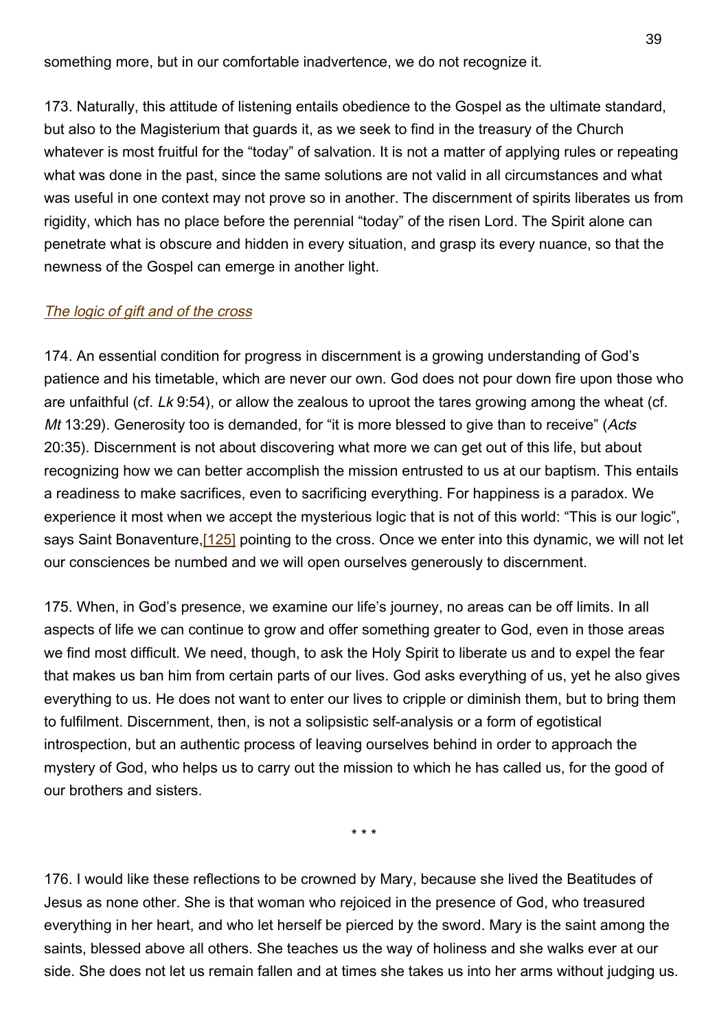something more, but in our comfortable inadvertence, we do not recognize it.

173. Naturally, this attitude of listening entails obedience to the Gospel as the ultimate standard, but also to the Magisterium that guards it, as we seek to find in the treasury of the Church whatever is most fruitful for the "today" of salvation. It is not a matter of applying rules or repeating what was done in the past, since the same solutions are not valid in all circumstances and what was useful in one context may not prove so in another. The discernment of spirits liberates us from rigidity, which has no place before the perennial "today" of the risen Lord. The Spirit alone can penetrate what is obscure and hidden in every situation, and grasp its every nuance, so that the newness of the Gospel can emerge in another light.

### *The logic of gift and of the cross*

174. An essential condition for progress in discernment is a growing understanding of God's patience and his timetable, which are never our own. God does not pour down fire upon those who are unfaithful (cf. *Lk* 9:54), or allow the zealous to uproot the tares growing among the wheat (cf. *Mt* 13:29). Generosity too is demanded, for "it is more blessed to give than to receive" (*Acts* 20:35). Discernment is not about discovering what more we can get out of this life, but about recognizing how we can better accomplish the mission entrusted to us at our baptism. This entails a readiness to make sacrifices, even to sacrificing everything. For happiness is a paradox. We experience it most when we accept the mysterious logic that is not of this world: "This is our logic", says Saint Bonaventure,[125] pointing to the cross. Once we enter into this dynamic, we will not let our consciences be numbed and we will open ourselves generously to discernment.

175. When, in God's presence, we examine our life's journey, no areas can be off limits. In all aspects of life we can continue to grow and offer something greater to God, even in those areas we find most difficult. We need, though, to ask the Holy Spirit to liberate us and to expel the fear that makes us ban him from certain parts of our lives. God asks everything of us, yet he also gives everything to us. He does not want to enter our lives to cripple or diminish them, but to bring them to fulfilment. Discernment, then, is not a solipsistic self-analysis or a form of egotistical introspection, but an authentic process of leaving ourselves behind in order to approach the mystery of God, who helps us to carry out the mission to which he has called us, for the good of our brothers and sisters.

\* \* \*

176. I would like these reflections to be crowned by Mary, because she lived the Beatitudes of Jesus as none other. She is that woman who rejoiced in the presence of God, who treasured everything in her heart, and who let herself be pierced by the sword. Mary is the saint among the saints, blessed above all others. She teaches us the way of holiness and she walks ever at our side. She does not let us remain fallen and at times she takes us into her arms without judging us.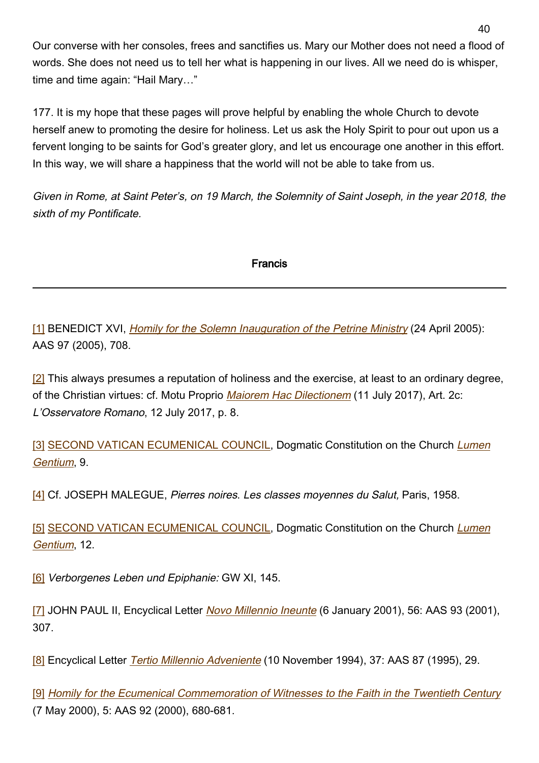Our converse with her consoles, frees and sanctifies us. Mary our Mother does not need a flood of words. She does not need us to tell her what is happening in our lives. All we need do is whisper, time and time again: "Hail Mary…"

177. It is my hope that these pages will prove helpful by enabling the whole Church to devote herself anew to promoting the desire for holiness. Let us ask the Holy Spirit to pour out upon us a fervent longing to be saints for God's greater glory, and let us encourage one another in this effort. In this way, we will share a happiness that the world will not be able to take from us.

*Given in Rome, at Saint Peter's, on 19 March, the Solemnity of Saint Joseph, in the year 2018, the sixth of my Pontificate.*

**Francis**

---

[1] BENEDICT XVI, *Homily for the Solemn Inauguration of the Petrine Ministry* (24 April 2005): AAS 97 (2005), 708.

[2] This always presumes a reputation of holiness and the exercise, at least to an ordinary degree, of the Christian virtues: cf. Motu Proprio *Maiorem Hac Dilectionem* (11 July 2017), Art. 2c: *L'Osservatore Romano*, 12 July 2017, p. 8.

[3] SECOND VATICAN ECUMENICAL COUNCIL, Dogmatic Constitution on the Church *Lumen Gentium*, 9.

[4] Cf. JOSEPH MALEGUE, *Pierres noires. Les classes moyennes du Salut,* Paris, 1958.

[5] SECOND VATICAN ECUMENICAL COUNCIL, Dogmatic Constitution on the Church *Lumen Gentium*, 12.

[6] *Verborgenes Leben und Epiphanie:* GW XI, 145.

[7] JOHN PAUL II, Encyclical Letter *Novo Millennio Ineunte* (6 January 2001), 56: AAS 93 (2001), 307.

[8] Encyclical Letter *Tertio Millennio Adveniente* (10 November 1994), 37: AAS 87 (1995), 29.

[9] *Homily for the Ecumenical Commemoration of Witnesses to the Faith in the Twentieth Century* (7 May 2000), 5: AAS 92 (2000), 680-681.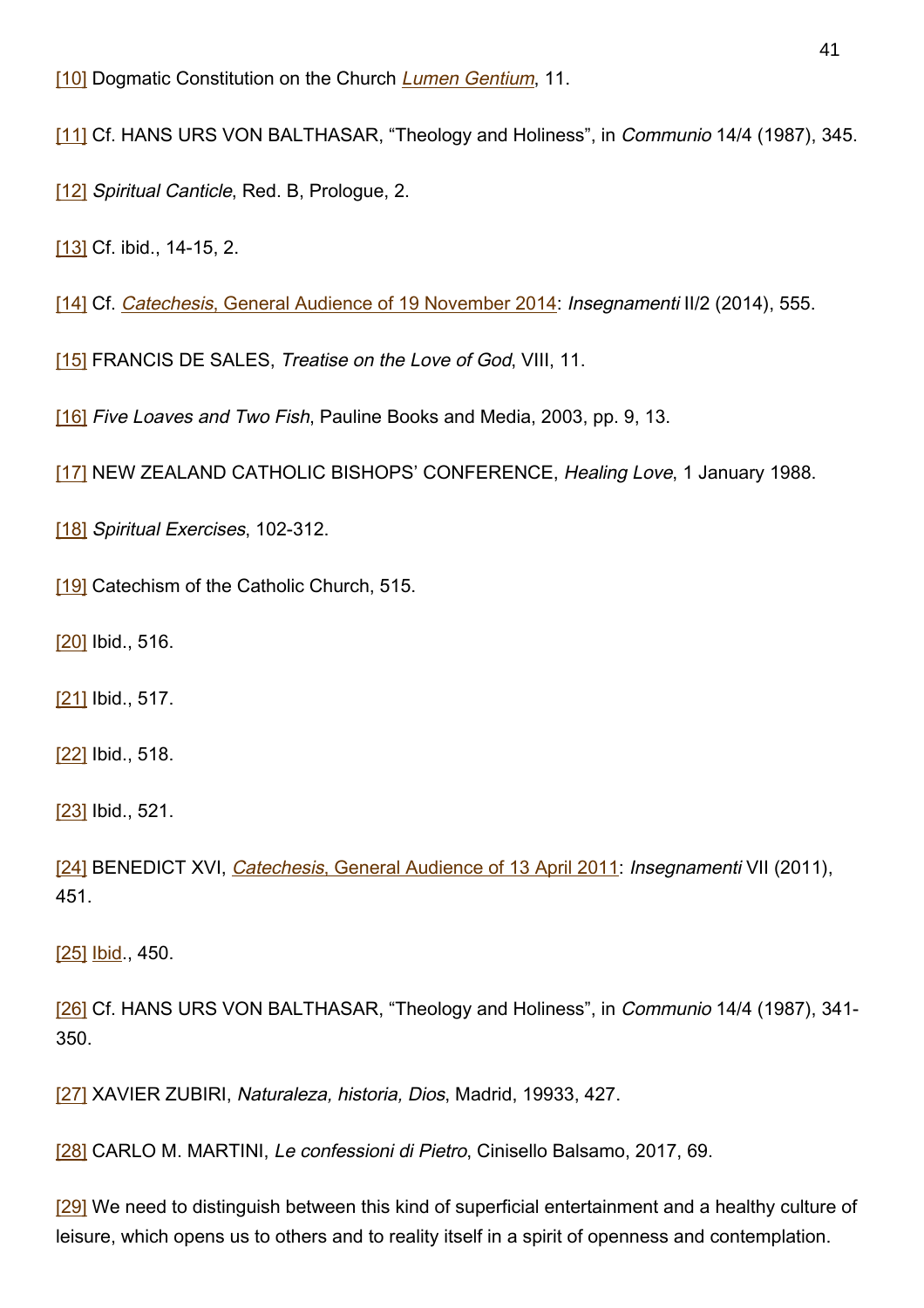[10] Dogmatic Constitution on the Church *Lumen Gentium*, 11.

[11] Cf. HANS URS VON BALTHASAR, “Theology and Holiness”, in *Communio* 14/4 (1987), 345.

[12] *Spiritual Canticle*, Red. B, Prologue, 2.

[13] Cf. ibid., 14-15, 2.

[14] Cf. *Catechesis*, General Audience of 19 November 2014: *Insegnamenti* II/2 (2014), 555.

[15] FRANCIS DE SALES, *Treatise on the Love of God*, VIII, 11.

[16] *Five Loaves and Two Fish*, Pauline Books and Media, 2003, pp. 9, 13.

[17] NEW ZEALAND CATHOLIC BISHOPS’ CONFERENCE, *Healing Love*, 1 January 1988.

[18] *Spiritual Exercises*, 102-312.

[19] Catechism of the Catholic Church, 515.

[20] Ibid., 516.

[21] Ibid., 517.

[22] Ibid., 518.

[23] Ibid., 521.

[24] BENEDICT XVI, *Catechesis*, General Audience of 13 April 2011: *Insegnamenti* VII (2011), 451.

[25] Ibid., 450.

[26] Cf. HANS URS VON BALTHASAR, “Theology and Holiness”, in *Communio* 14/4 (1987), 341-350.

[27] XAVIER ZUBIRI, *Naturaleza, historia, Dios*, Madrid, 19933, 427.

[28] CARLO M. MARTINI, *Le confessioni di Pietro*, Cinisello Balsamo, 2017, 69.

[29] We need to distinguish between this kind of superficial entertainment and a healthy culture of leisure, which opens us to others and to reality itself in a spirit of openness and contemplation.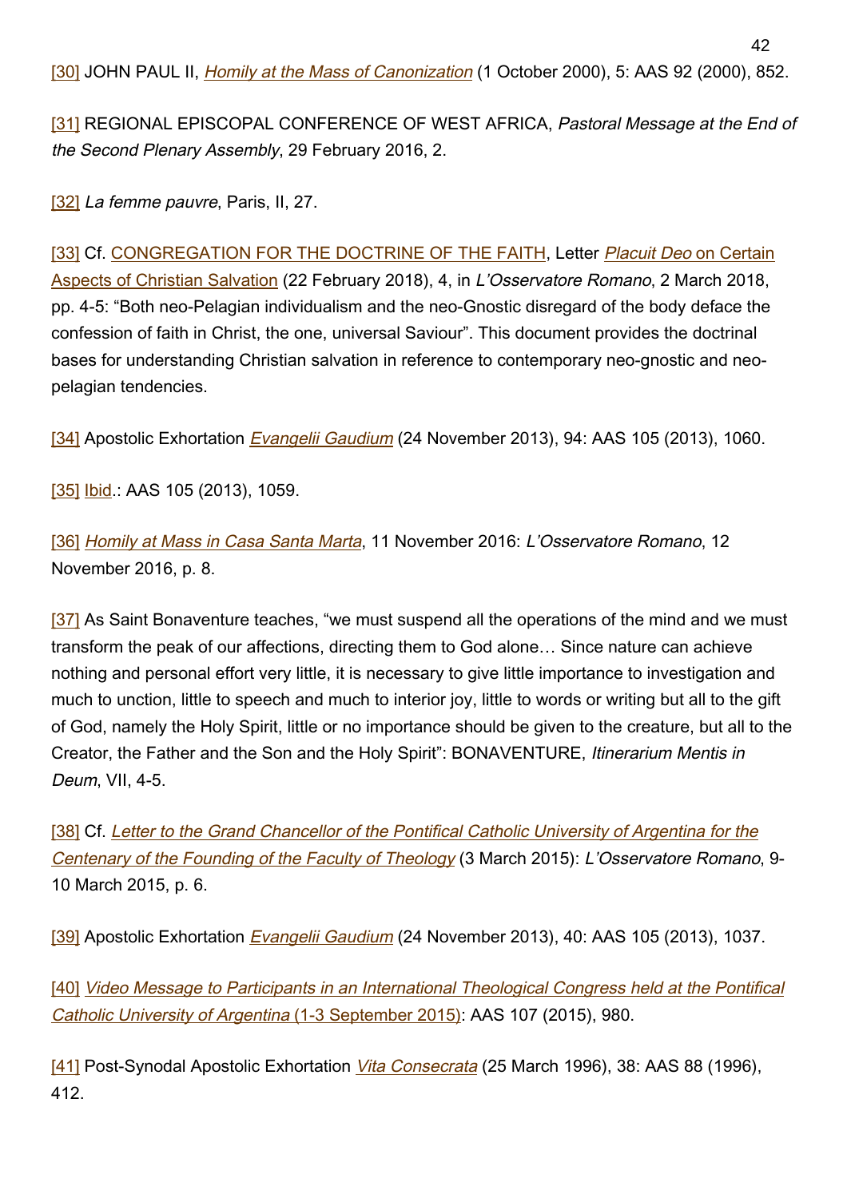[30] JOHN PAUL II, *Homily at the Mass of Canonization* (1 October 2000), 5: AAS 92 (2000), 852.

[31] REGIONAL EPISCOPAL CONFERENCE OF WEST AFRICA, *Pastoral Message at the End of the Second Plenary Assembly*, 29 February 2016, 2.

[32] *La femme pauvre*, Paris, II, 27.

[33] Cf. CONGREGATION FOR THE DOCTRINE OF THE FAITH, Letter *Placuit Deo* on Certain Aspects of Christian Salvation (22 February 2018), 4, in *L'Osservatore Romano*, 2 March 2018, pp. 4-5: "Both neo-Pelagian individualism and the neo-Gnostic disregard of the body deface the confession of faith in Christ, the one, universal Saviour". This document provides the doctrinal bases for understanding Christian salvation in reference to contemporary neo-gnostic and neo-pelagian tendencies.

[34] Apostolic Exhortation *Evangelii Gaudium* (24 November 2013), 94: AAS 105 (2013), 1060.

[35] Ibid.: AAS 105 (2013), 1059.

[36] *Homily at Mass in Casa Santa Marta*, 11 November 2016: *L'Osservatore Romano*, 12 November 2016, p. 8.

[37] As Saint Bonaventure teaches, "we must suspend all the operations of the mind and we must transform the peak of our affections, directing them to God alone… Since nature can achieve nothing and personal effort very little, it is necessary to give little importance to investigation and much to unction, little to speech and much to interior joy, little to words or writing but all to the gift of God, namely the Holy Spirit, little or no importance should be given to the creature, but all to the Creator, the Father and the Son and the Holy Spirit": BONAVENTURE, *Itinerarium Mentis in Deum*, VII, 4-5.

[38] Cf. *Letter to the Grand Chancellor of the Pontifical Catholic University of Argentina for the Centenary of the Founding of the Faculty of Theology* (3 March 2015): *L'Osservatore Romano*, 9-10 March 2015, p. 6.

[39] Apostolic Exhortation *Evangelii Gaudium* (24 November 2013), 40: AAS 105 (2013), 1037.

[40] *Video Message to Participants in an International Theological Congress held at the Pontifical Catholic University of Argentina* (1-3 September 2015): AAS 107 (2015), 980.

[41] Post-Synodal Apostolic Exhortation *Vita Consecrata* (25 March 1996), 38: AAS 88 (1996), 412.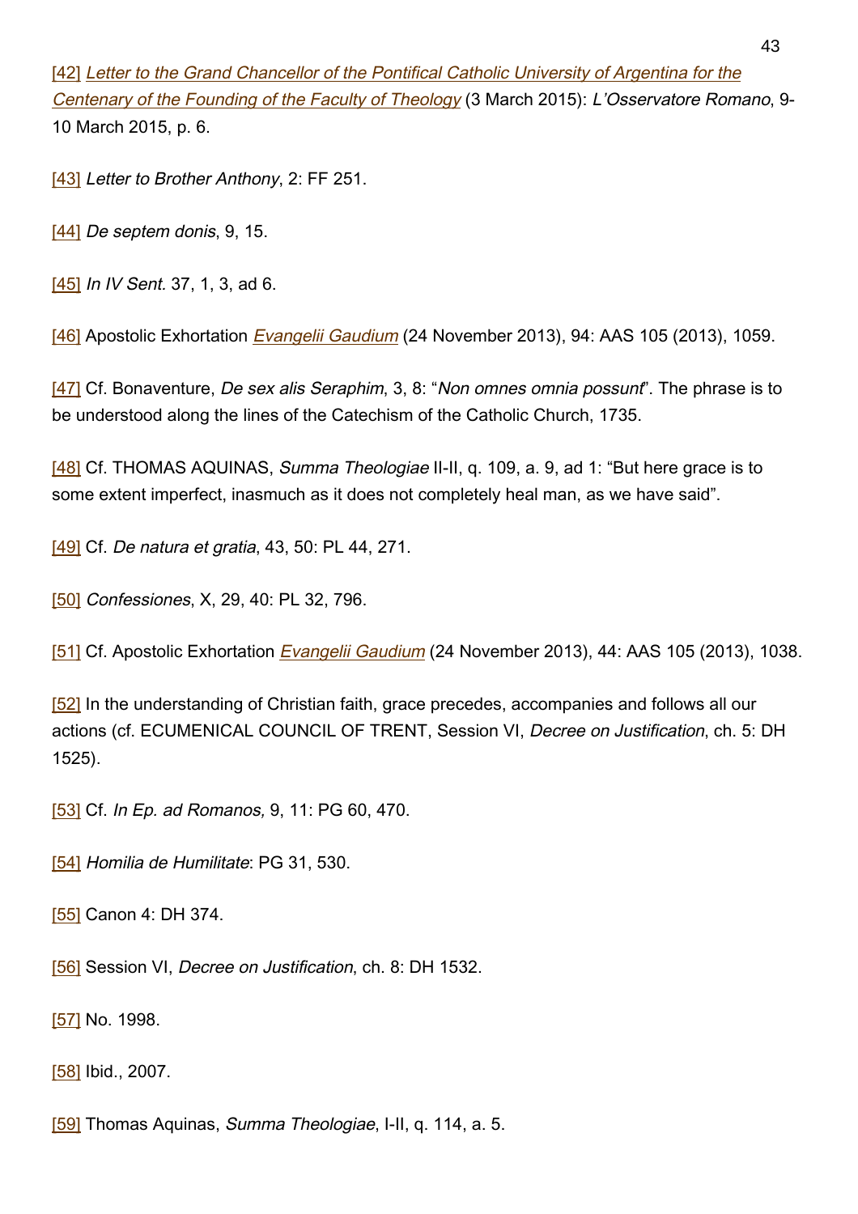[42] *Letter to the Grand Chancellor of the Pontifical Catholic University of Argentina for the Centenary of the Founding of the Faculty of Theology* (3 March 2015): *L'Osservatore Romano*, 9-10 March 2015, p. 6.

[43] *Letter to Brother Anthony*, 2: FF 251.

[44] *De septem donis*, 9, 15.

[45] *In IV Sent.* 37, 1, 3, ad 6.

[46] Apostolic Exhortation *Evangelii Gaudium* (24 November 2013), 94: AAS 105 (2013), 1059.

[47] Cf. Bonaventure, *De sex alis Seraphim*, 3, 8: "*Non omnes omnia possunt*". The phrase is to be understood along the lines of the Catechism of the Catholic Church, 1735.

[48] Cf. THOMAS AQUINAS, *Summa Theologiae* II-II, q. 109, a. 9, ad 1: "But here grace is to some extent imperfect, inasmuch as it does not completely heal man, as we have said".

[49] Cf. *De natura et gratia*, 43, 50: PL 44, 271.

[50] *Confessiones*, X, 29, 40: PL 32, 796.

[51] Cf. Apostolic Exhortation *Evangelii Gaudium* (24 November 2013), 44: AAS 105 (2013), 1038.

[52] In the understanding of Christian faith, grace precedes, accompanies and follows all our actions (cf. ECUMENICAL COUNCIL OF TRENT, Session VI, *Decree on Justification*, ch. 5: DH 1525).

[53] Cf. *In Ep. ad Romanos,* 9, 11: PG 60, 470.

[54] *Homilia de Humilitate*: PG 31, 530.

[55] Canon 4: DH 374.

[56] Session VI, *Decree on Justification*, ch. 8: DH 1532.

[57] No. 1998.

[58] Ibid., 2007.

[59] Thomas Aquinas, *Summa Theologiae*, I-II, q. 114, a. 5.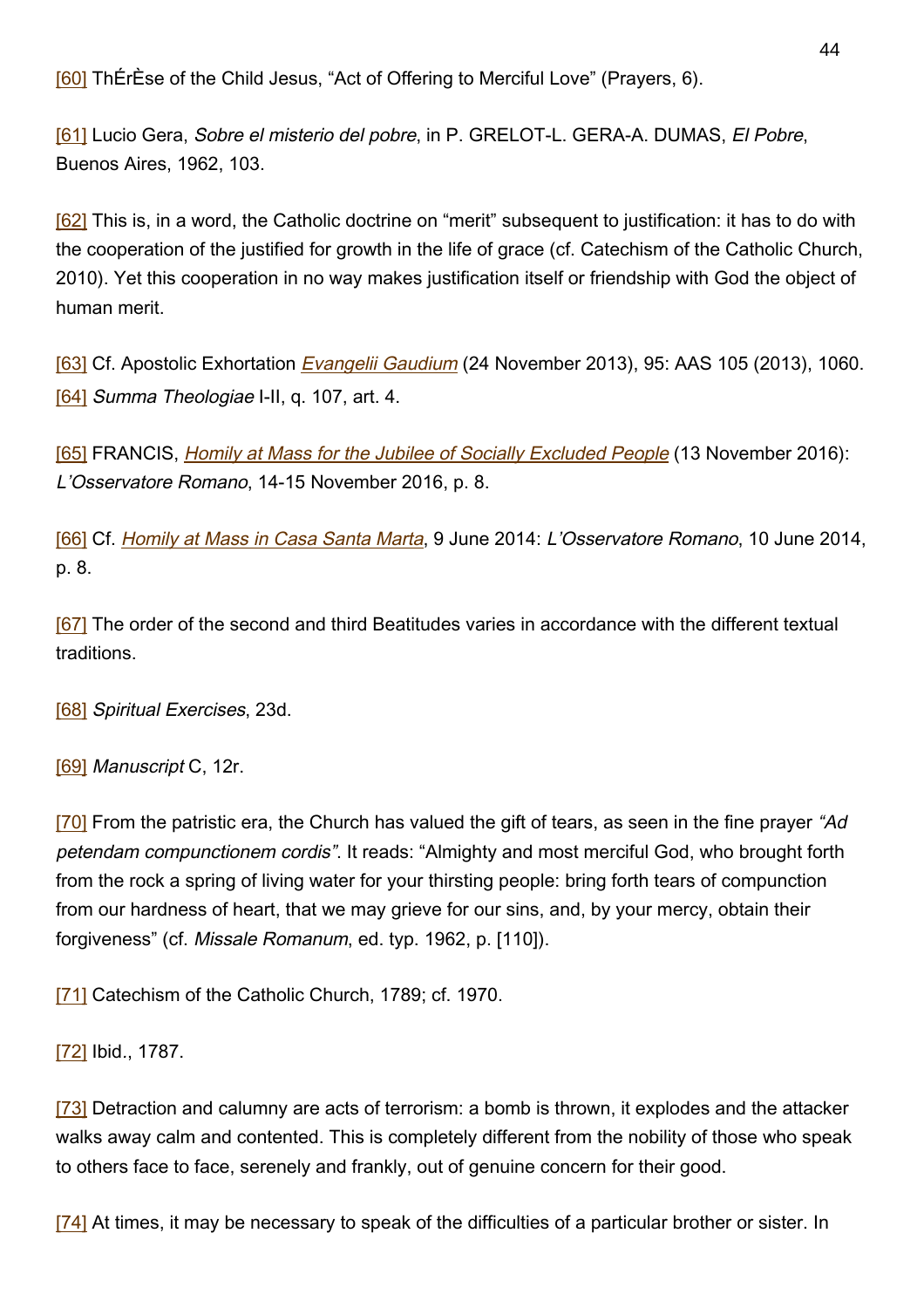[60] ThÉrÈse of the Child Jesus, "Act of Offering to Merciful Love" (Prayers, 6).

[61] Lucio Gera, *Sobre el misterio del pobre*, in P. GRELOT-L. GERA-A. DUMAS, *El Pobre*, Buenos Aires, 1962, 103.

[62] This is, in a word, the Catholic doctrine on "merit" subsequent to justification: it has to do with the cooperation of the justified for growth in the life of grace (cf. Catechism of the Catholic Church, 2010). Yet this cooperation in no way makes justification itself or friendship with God the object of human merit.

[63] Cf. Apostolic Exhortation *Evangelii Gaudium* (24 November 2013), 95: AAS 105 (2013), 1060.
[64] *Summa Theologiae* I-II, q. 107, art. 4.

[65] FRANCIS, *Homily at Mass for the Jubilee of Socially Excluded People* (13 November 2016): *L'Osservatore Romano*, 14-15 November 2016, p. 8.

[66] Cf. *Homily at Mass in Casa Santa Marta*, 9 June 2014: *L'Osservatore Romano*, 10 June 2014, p. 8.

[67] The order of the second and third Beatitudes varies in accordance with the different textual traditions.

[68] *Spiritual Exercises*, 23d.

[69] *Manuscript* C, 12r.

[70] From the patristic era, the Church has valued the gift of tears, as seen in the fine prayer *"Ad petendam compunctionem cordis"*. It reads: "Almighty and most merciful God, who brought forth from the rock a spring of living water for your thirsting people: bring forth tears of compunction from our hardness of heart, that we may grieve for our sins, and, by your mercy, obtain their forgiveness" (cf. *Missale Romanum*, ed. typ. 1962, p. [110]).

[71] Catechism of the Catholic Church, 1789; cf. 1970.

[72] Ibid., 1787.

[73] Detraction and calumny are acts of terrorism: a bomb is thrown, it explodes and the attacker walks away calm and contented. This is completely different from the nobility of those who speak to others face to face, serenely and frankly, out of genuine concern for their good.

[74] At times, it may be necessary to speak of the difficulties of a particular brother or sister. In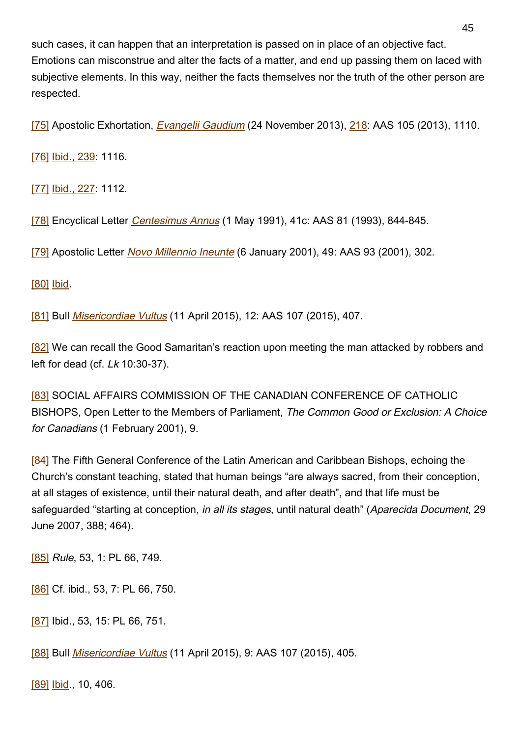such cases, it can happen that an interpretation is passed on in place of an objective fact. Emotions can misconstrue and alter the facts of a matter, and end up passing them on laced with subjective elements. In this way, neither the facts themselves nor the truth of the other person are respected.

[75] Apostolic Exhortation, *Evangelii Gaudium* (24 November 2013), 218: AAS 105 (2013), 1110.

[76] Ibid., 239: 1116.

[77] Ibid., 227: 1112.

[78] Encyclical Letter *Centesimus Annus* (1 May 1991), 41c: AAS 81 (1993), 844-845.

[79] Apostolic Letter *Novo Millennio Ineunte* (6 January 2001), 49: AAS 93 (2001), 302.

[80] Ibid.

[81] Bull *Misericordiae Vultus* (11 April 2015), 12: AAS 107 (2015), 407.

[82] We can recall the Good Samaritan's reaction upon meeting the man attacked by robbers and left for dead (cf. *Lk* 10:30-37).

[83] SOCIAL AFFAIRS COMMISSION OF THE CANADIAN CONFERENCE OF CATHOLIC BISHOPS, Open Letter to the Members of Parliament, *The Common Good or Exclusion: A Choice for Canadians* (1 February 2001), 9.

[84] The Fifth General Conference of the Latin American and Caribbean Bishops, echoing the Church's constant teaching, stated that human beings "are always sacred, from their conception, at all stages of existence, until their natural death, and after death", and that life must be safeguarded "starting at conception, *in all its stages*, until natural death" (*Aparecida Document*, 29 June 2007, 388; 464).

[85] *Rule*, 53, 1: PL 66, 749.

[86] Cf. ibid., 53, 7: PL 66, 750.

[87] Ibid., 53, 15: PL 66, 751.

[88] Bull *Misericordiae Vultus* (11 April 2015), 9: AAS 107 (2015), 405.

[89] Ibid., 10, 406.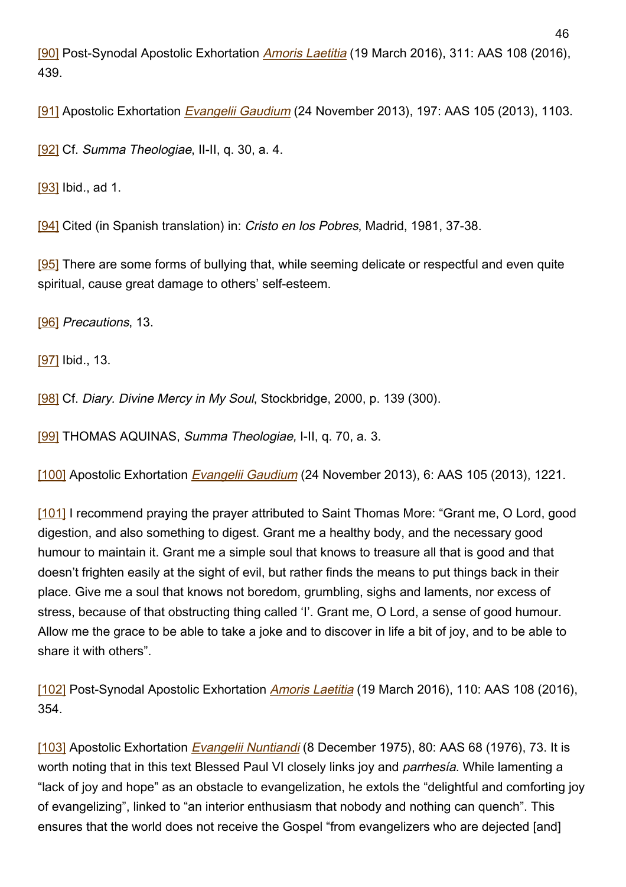[90] Post-Synodal Apostolic Exhortation *Amoris Laetitia* (19 March 2016), 311: AAS 108 (2016), 439.

[91] Apostolic Exhortation *Evangelii Gaudium* (24 November 2013), 197: AAS 105 (2013), 1103.

[92] Cf. *Summa Theologiae*, II-II, q. 30, a. 4.

[93] Ibid., ad 1.

[94] Cited (in Spanish translation) in: *Cristo en los Pobres*, Madrid, 1981, 37-38.

[95] There are some forms of bullying that, while seeming delicate or respectful and even quite spiritual, cause great damage to others' self-esteem.

[96] *Precautions*, 13.

[97] Ibid., 13.

[98] Cf. *Diary. Divine Mercy in My Soul*, Stockbridge, 2000, p. 139 (300).

[99] THOMAS AQUINAS, *Summa Theologiae,* I-II, q. 70, a. 3.

[100] Apostolic Exhortation *Evangelii Gaudium* (24 November 2013), 6: AAS 105 (2013), 1221.

[101] I recommend praying the prayer attributed to Saint Thomas More: "Grant me, O Lord, good digestion, and also something to digest. Grant me a healthy body, and the necessary good humour to maintain it. Grant me a simple soul that knows to treasure all that is good and that doesn't frighten easily at the sight of evil, but rather finds the means to put things back in their place. Give me a soul that knows not boredom, grumbling, sighs and laments, nor excess of stress, because of that obstructing thing called 'I'. Grant me, O Lord, a sense of good humour. Allow me the grace to be able to take a joke and to discover in life a bit of joy, and to be able to share it with others".

[102] Post-Synodal Apostolic Exhortation *Amoris Laetitia* (19 March 2016), 110: AAS 108 (2016), 354.

[103] Apostolic Exhortation *Evangelii Nuntiandi* (8 December 1975), 80: AAS 68 (1976), 73. It is worth noting that in this text Blessed Paul VI closely links joy and *parrhesía*. While lamenting a "lack of joy and hope" as an obstacle to evangelization, he extols the "delightful and comforting joy of evangelizing", linked to "an interior enthusiasm that nobody and nothing can quench". This ensures that the world does not receive the Gospel "from evangelizers who are dejected [and]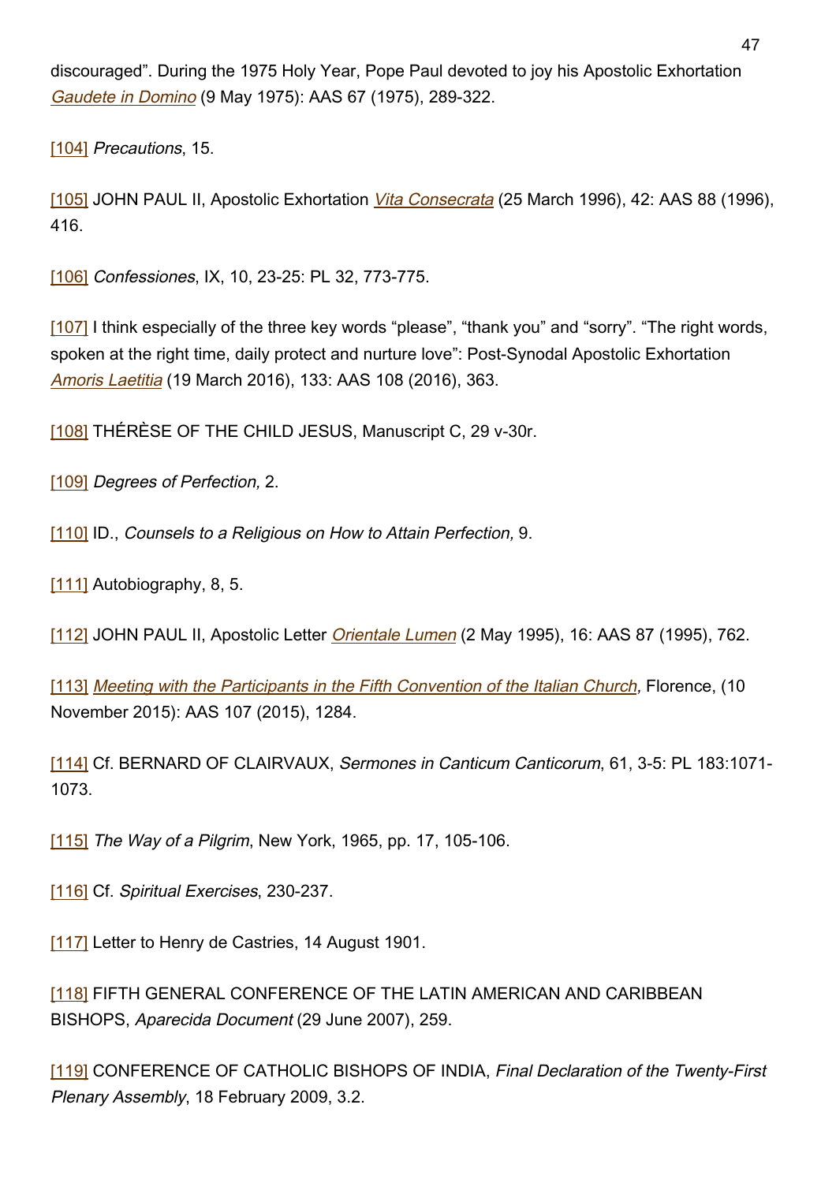discouraged". During the 1975 Holy Year, Pope Paul devoted to joy his Apostolic Exhortation *Gaudete in Domino* (9 May 1975): AAS 67 (1975), 289-322.

[104] *Precautions*, 15.

[105] JOHN PAUL II, Apostolic Exhortation *Vita Consecrata* (25 March 1996), 42: AAS 88 (1996), 416.

[106] *Confessiones*, IX, 10, 23-25: PL 32, 773-775.

[107] I think especially of the three key words "please", "thank you" and "sorry". "The right words, spoken at the right time, daily protect and nurture love": Post-Synodal Apostolic Exhortation *Amoris Laetitia* (19 March 2016), 133: AAS 108 (2016), 363.

[108] THÉRÈSE OF THE CHILD JESUS, Manuscript C, 29 v-30r.

[109] *Degrees of Perfection,* 2.

[110] ID., *Counsels to a Religious on How to Attain Perfection,* 9.

[111] Autobiography, 8, 5.

[112] JOHN PAUL II, Apostolic Letter *Orientale Lumen* (2 May 1995), 16: AAS 87 (1995), 762.

[113] *Meeting with the Participants in the Fifth Convention of the Italian Church,* Florence, (10 November 2015): AAS 107 (2015), 1284.

[114] Cf. BERNARD OF CLAIRVAUX, *Sermones in Canticum Canticorum*, 61, 3-5: PL 183:1071-1073.

[115] *The Way of a Pilgrim*, New York, 1965, pp. 17, 105-106.

[116] Cf. *Spiritual Exercises*, 230-237.

[117] Letter to Henry de Castries, 14 August 1901.

[118] FIFTH GENERAL CONFERENCE OF THE LATIN AMERICAN AND CARIBBEAN BISHOPS, *Aparecida Document* (29 June 2007), 259.

[119] CONFERENCE OF CATHOLIC BISHOPS OF INDIA, *Final Declaration of the Twenty-First Plenary Assembly*, 18 February 2009, 3.2.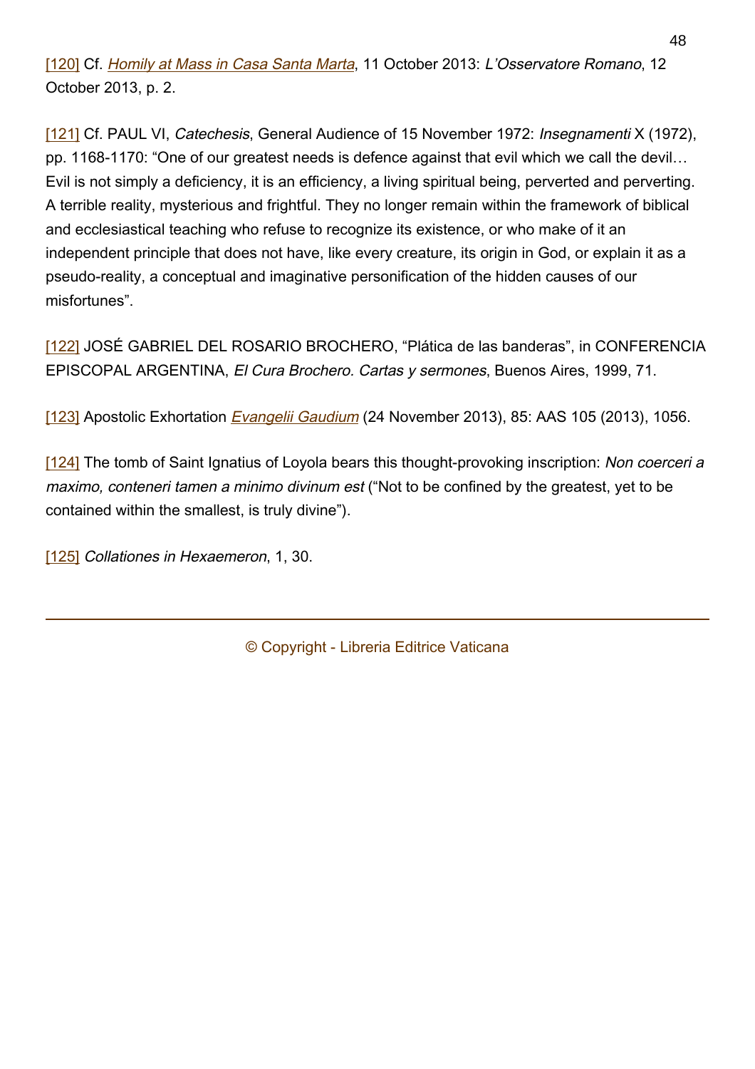[120] Cf. *Homily at Mass in Casa Santa Marta*, 11 October 2013: *L'Osservatore Romano*, 12 October 2013, p. 2.

[121] Cf. PAUL VI, *Catechesis*, General Audience of 15 November 1972: *Insegnamenti* X (1972), pp. 1168-1170: "One of our greatest needs is defence against that evil which we call the devil… Evil is not simply a deficiency, it is an efficiency, a living spiritual being, perverted and perverting. A terrible reality, mysterious and frightful. They no longer remain within the framework of biblical and ecclesiastical teaching who refuse to recognize its existence, or who make of it an independent principle that does not have, like every creature, its origin in God, or explain it as a pseudo-reality, a conceptual and imaginative personification of the hidden causes of our misfortunes".

[122] JOSÉ GABRIEL DEL ROSARIO BROCHERO, "Plática de las banderas", in CONFERENCIA EPISCOPAL ARGENTINA, *El Cura Brochero. Cartas y sermones*, Buenos Aires, 1999, 71.

[123] Apostolic Exhortation *Evangelii Gaudium* (24 November 2013), 85: AAS 105 (2013), 1056.

[124] The tomb of Saint Ignatius of Loyola bears this thought-provoking inscription: *Non coerceri a maximo, conteneri tamen a minimo divinum est* ("Not to be confined by the greatest, yet to be contained within the smallest, is truly divine").

[125] *Collationes in Hexaemeron*, 1, 30.

---

© Copyright - Libreria Editrice Vaticana